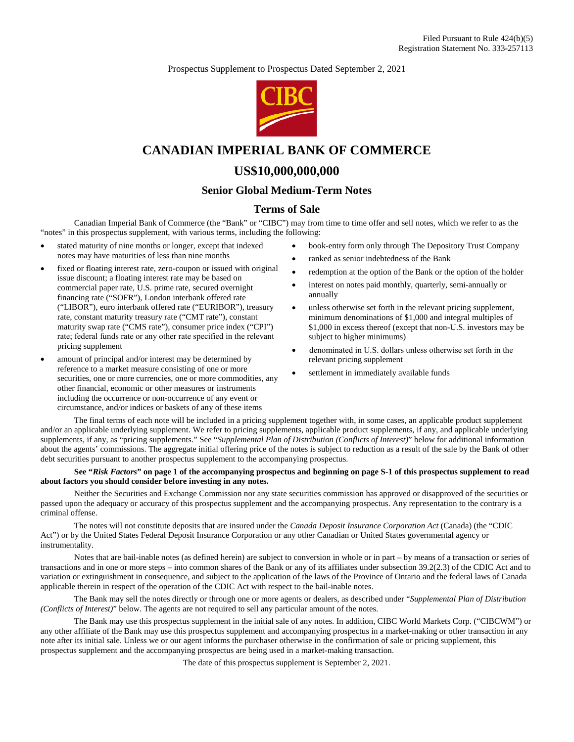Filed Pursuant to Rule 424(b)(5)
Registration Statement No. 333-257113

Prospectus Supplement to Prospectus Dated September 2, 2021

CIBC

# CANADIAN IMPERIAL BANK OF COMMERCE

## US$10,000,000,000

### Senior Global Medium-Term Notes

### Terms of Sale

Canadian Imperial Bank of Commerce (the "Bank" or "CIBC") may from time to time offer and sell notes, which we refer to as the "notes" in this prospectus supplement, with various terms, including the following:

- stated maturity of nine months or longer, except that indexed notes may have maturities of less than nine months
- fixed or floating interest rate, zero-coupon or issued with original issue discount; a floating interest rate may be based on commercial paper rate, U.S. prime rate, secured overnight financing rate ("SOFR"), London interbank offered rate ("LIBOR"), euro interbank offered rate ("EURIBOR"), treasury rate, constant maturity treasury rate ("CMT rate"), constant maturity swap rate ("CMS rate"), consumer price index ("CPI") rate; federal funds rate or any other rate specified in the relevant pricing supplement
- amount of principal and/or interest may be determined by reference to a market measure consisting of one or more securities, one or more currencies, one or more commodities, any other financial, economic or other measures or instruments including the occurrence or non-occurrence of any event or circumstance, and/or indices or baskets of any of these items
- book-entry form only through The Depository Trust Company
- ranked as senior indebtedness of the Bank
- redemption at the option of the Bank or the option of the holder
- interest on notes paid monthly, quarterly, semi-annually or annually
- unless otherwise set forth in the relevant pricing supplement, minimum denominations of $1,000 and integral multiples of $1,000 in excess thereof (except that non-U.S. investors may be subject to higher minimums)
- denominated in U.S. dollars unless otherwise set forth in the relevant pricing supplement
- settlement in immediately available funds

The final terms of each note will be included in a pricing supplement together with, in some cases, an applicable product supplement and/or an applicable underlying supplement. We refer to pricing supplements, applicable product supplements, if any, and applicable underlying supplements, if any, as "pricing supplements." See "*Supplemental Plan of Distribution (Conflicts of Interest)*" below for additional information about the agents' commissions. The aggregate initial offering price of the notes is subject to reduction as a result of the sale by the Bank of other debt securities pursuant to another prospectus supplement to the accompanying prospectus.

**See "*Risk Factors*" on page 1 of the accompanying prospectus and beginning on page S-1 of this prospectus supplement to read about factors you should consider before investing in any notes.**

Neither the Securities and Exchange Commission nor any state securities commission has approved or disapproved of the securities or passed upon the adequacy or accuracy of this prospectus supplement and the accompanying prospectus. Any representation to the contrary is a criminal offense.

The notes will not constitute deposits that are insured under the *Canada Deposit Insurance Corporation Act* (Canada) (the "CDIC Act") or by the United States Federal Deposit Insurance Corporation or any other Canadian or United States governmental agency or instrumentality.

Notes that are bail-inable notes (as defined herein) are subject to conversion in whole or in part – by means of a transaction or series of transactions and in one or more steps – into common shares of the Bank or any of its affiliates under subsection 39.2(2.3) of the CDIC Act and to variation or extinguishment in consequence, and subject to the application of the laws of the Province of Ontario and the federal laws of Canada applicable therein in respect of the operation of the CDIC Act with respect to the bail-inable notes.

The Bank may sell the notes directly or through one or more agents or dealers, as described under "*Supplemental Plan of Distribution (Conflicts of Interest)*" below. The agents are not required to sell any particular amount of the notes.

The Bank may use this prospectus supplement in the initial sale of any notes. In addition, CIBC World Markets Corp. ("CIBCWM") or any other affiliate of the Bank may use this prospectus supplement and accompanying prospectus in a market-making or other transaction in any note after its initial sale. Unless we or our agent informs the purchaser otherwise in the confirmation of sale or pricing supplement, this prospectus supplement and the accompanying prospectus are being used in a market-making transaction.

The date of this prospectus supplement is September 2, 2021.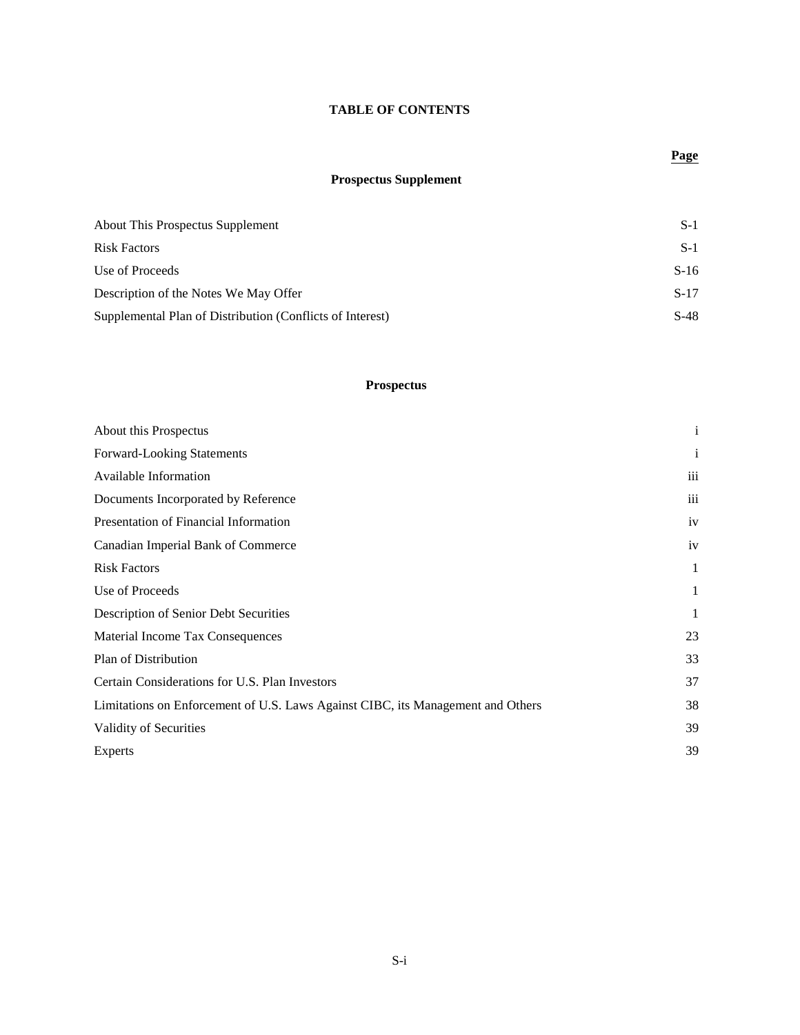# TABLE OF CONTENTS

| | Page |
|---|---|
| **Prospectus Supplement** | |
| About This Prospectus Supplement | S-1 |
| Risk Factors | S-1 |
| Use of Proceeds | S-16 |
| Description of the Notes We May Offer | S-17 |
| Supplemental Plan of Distribution (Conflicts of Interest) | S-48 |
| **Prospectus** | |
| About this Prospectus | i |
| Forward-Looking Statements | i |
| Available Information | iii |
| Documents Incorporated by Reference | iii |
| Presentation of Financial Information | iv |
| Canadian Imperial Bank of Commerce | iv |
| Risk Factors | 1 |
| Use of Proceeds | 1 |
| Description of Senior Debt Securities | 1 |
| Material Income Tax Consequences | 23 |
| Plan of Distribution | 33 |
| Certain Considerations for U.S. Plan Investors | 37 |
| Limitations on Enforcement of U.S. Laws Against CIBC, its Management and Others | 38 |
| Validity of Securities | 39 |
| Experts | 39 |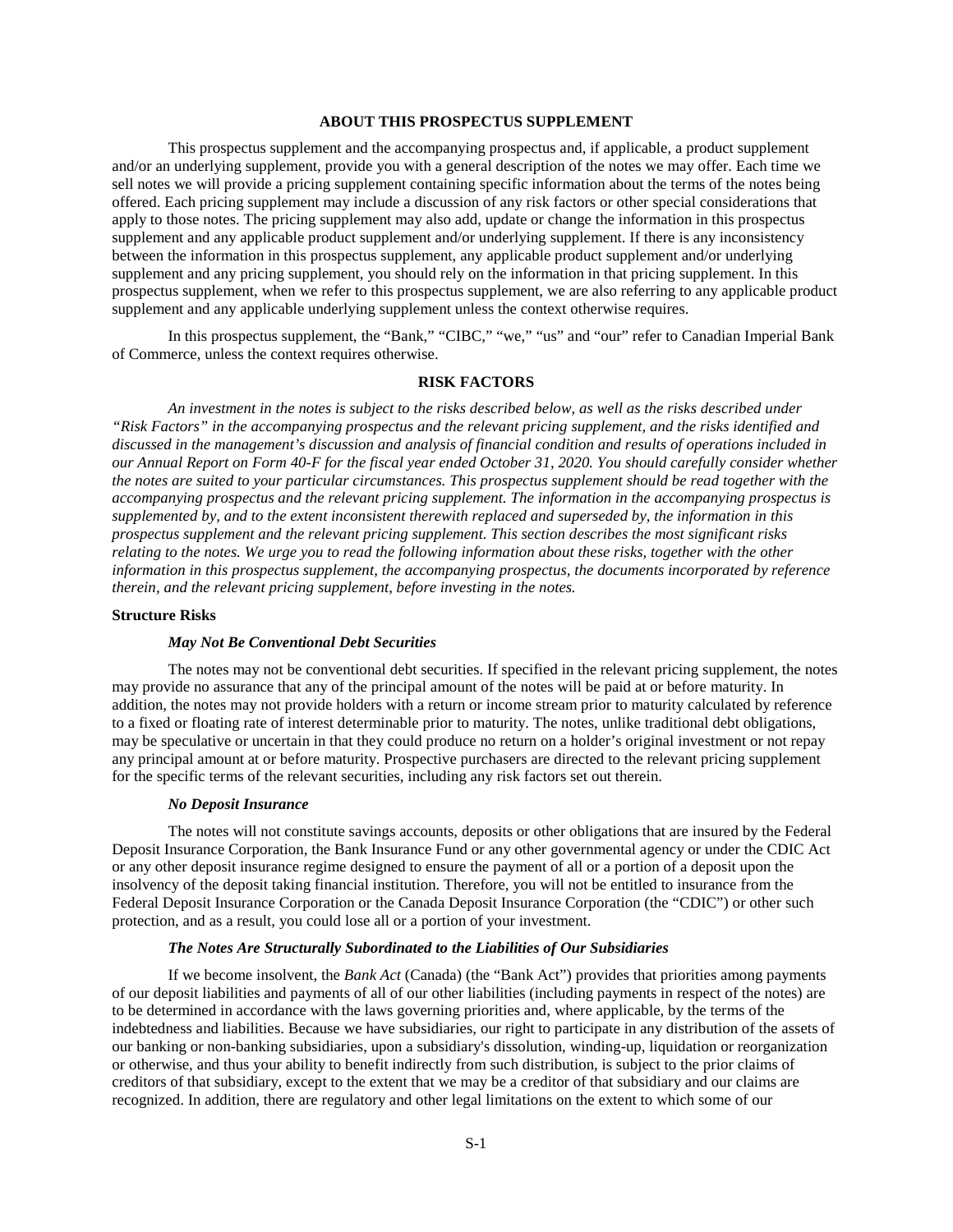## ABOUT THIS PROSPECTUS SUPPLEMENT

This prospectus supplement and the accompanying prospectus and, if applicable, a product supplement and/or an underlying supplement, provide you with a general description of the notes we may offer. Each time we sell notes we will provide a pricing supplement containing specific information about the terms of the notes being offered. Each pricing supplement may include a discussion of any risk factors or other special considerations that apply to those notes. The pricing supplement may also add, update or change the information in this prospectus supplement and any applicable product supplement and/or underlying supplement. If there is any inconsistency between the information in this prospectus supplement, any applicable product supplement and/or underlying supplement and any pricing supplement, you should rely on the information in that pricing supplement. In this prospectus supplement, when we refer to this prospectus supplement, we are also referring to any applicable product supplement and any applicable underlying supplement unless the context otherwise requires.

In this prospectus supplement, the "Bank," "CIBC," "we," "us" and "our" refer to Canadian Imperial Bank of Commerce, unless the context requires otherwise.

## RISK FACTORS

*An investment in the notes is subject to the risks described below, as well as the risks described under "Risk Factors" in the accompanying prospectus and the relevant pricing supplement, and the risks identified and discussed in the management's discussion and analysis of financial condition and results of operations included in our Annual Report on Form 40-F for the fiscal year ended October 31, 2020. You should carefully consider whether the notes are suited to your particular circumstances. This prospectus supplement should be read together with the accompanying prospectus and the relevant pricing supplement. The information in the accompanying prospectus is supplemented by, and to the extent inconsistent therewith replaced and superseded by, the information in this prospectus supplement and the relevant pricing supplement. This section describes the most significant risks relating to the notes. We urge you to read the following information about these risks, together with the other information in this prospectus supplement, the accompanying prospectus, the documents incorporated by reference therein, and the relevant pricing supplement, before investing in the notes.*

### Structure Risks

#### *May Not Be Conventional Debt Securities*

The notes may not be conventional debt securities. If specified in the relevant pricing supplement, the notes may provide no assurance that any of the principal amount of the notes will be paid at or before maturity. In addition, the notes may not provide holders with a return or income stream prior to maturity calculated by reference to a fixed or floating rate of interest determinable prior to maturity. The notes, unlike traditional debt obligations, may be speculative or uncertain in that they could produce no return on a holder's original investment or not repay any principal amount at or before maturity. Prospective purchasers are directed to the relevant pricing supplement for the specific terms of the relevant securities, including any risk factors set out therein.

#### *No Deposit Insurance*

The notes will not constitute savings accounts, deposits or other obligations that are insured by the Federal Deposit Insurance Corporation, the Bank Insurance Fund or any other governmental agency or under the CDIC Act or any other deposit insurance regime designed to ensure the payment of all or a portion of a deposit upon the insolvency of the deposit taking financial institution. Therefore, you will not be entitled to insurance from the Federal Deposit Insurance Corporation or the Canada Deposit Insurance Corporation (the "CDIC") or other such protection, and as a result, you could lose all or a portion of your investment.

#### *The Notes Are Structurally Subordinated to the Liabilities of Our Subsidiaries*

If we become insolvent, the *Bank Act* (Canada) (the "Bank Act") provides that priorities among payments of our deposit liabilities and payments of all of our other liabilities (including payments in respect of the notes) are to be determined in accordance with the laws governing priorities and, where applicable, by the terms of the indebtedness and liabilities. Because we have subsidiaries, our right to participate in any distribution of the assets of our banking or non-banking subsidiaries, upon a subsidiary's dissolution, winding-up, liquidation or reorganization or otherwise, and thus your ability to benefit indirectly from such distribution, is subject to the prior claims of creditors of that subsidiary, except to the extent that we may be a creditor of that subsidiary and our claims are recognized. In addition, there are regulatory and other legal limitations on the extent to which some of our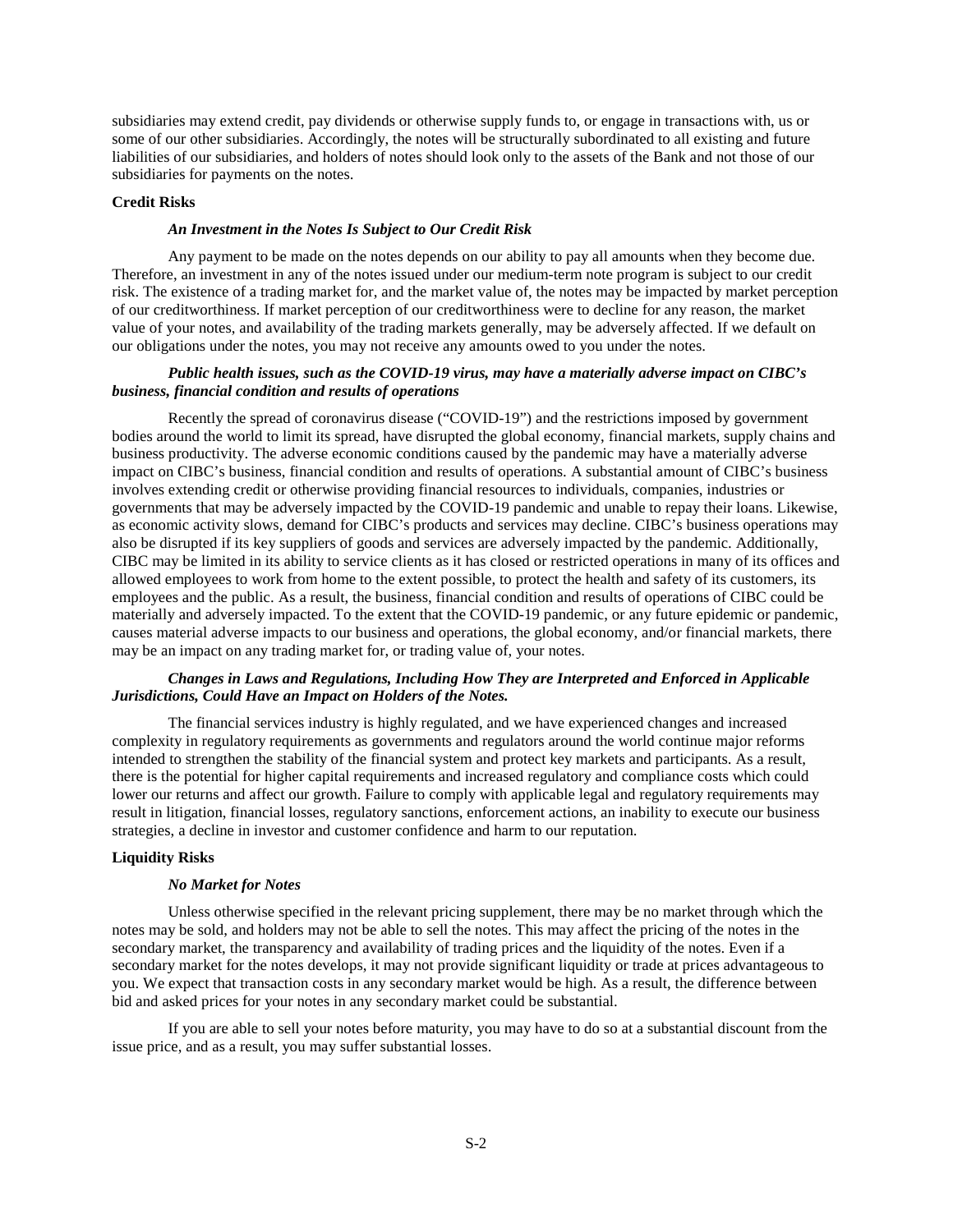subsidiaries may extend credit, pay dividends or otherwise supply funds to, or engage in transactions with, us or some of our other subsidiaries. Accordingly, the notes will be structurally subordinated to all existing and future liabilities of our subsidiaries, and holders of notes should look only to the assets of the Bank and not those of our subsidiaries for payments on the notes.

**Credit Risks**

***An Investment in the Notes Is Subject to Our Credit Risk***

Any payment to be made on the notes depends on our ability to pay all amounts when they become due. Therefore, an investment in any of the notes issued under our medium-term note program is subject to our credit risk. The existence of a trading market for, and the market value of, the notes may be impacted by market perception of our creditworthiness. If market perception of our creditworthiness were to decline for any reason, the market value of your notes, and availability of the trading markets generally, may be adversely affected. If we default on our obligations under the notes, you may not receive any amounts owed to you under the notes.

***Public health issues, such as the COVID-19 virus, may have a materially adverse impact on CIBC's business, financial condition and results of operations***

Recently the spread of coronavirus disease ("COVID-19") and the restrictions imposed by government bodies around the world to limit its spread, have disrupted the global economy, financial markets, supply chains and business productivity. The adverse economic conditions caused by the pandemic may have a materially adverse impact on CIBC's business, financial condition and results of operations. A substantial amount of CIBC's business involves extending credit or otherwise providing financial resources to individuals, companies, industries or governments that may be adversely impacted by the COVID-19 pandemic and unable to repay their loans. Likewise, as economic activity slows, demand for CIBC's products and services may decline. CIBC's business operations may also be disrupted if its key suppliers of goods and services are adversely impacted by the pandemic. Additionally, CIBC may be limited in its ability to service clients as it has closed or restricted operations in many of its offices and allowed employees to work from home to the extent possible, to protect the health and safety of its customers, its employees and the public. As a result, the business, financial condition and results of operations of CIBC could be materially and adversely impacted. To the extent that the COVID-19 pandemic, or any future epidemic or pandemic, causes material adverse impacts to our business and operations, the global economy, and/or financial markets, there may be an impact on any trading market for, or trading value of, your notes.

***Changes in Laws and Regulations, Including How They are Interpreted and Enforced in Applicable Jurisdictions, Could Have an Impact on Holders of the Notes.***

The financial services industry is highly regulated, and we have experienced changes and increased complexity in regulatory requirements as governments and regulators around the world continue major reforms intended to strengthen the stability of the financial system and protect key markets and participants. As a result, there is the potential for higher capital requirements and increased regulatory and compliance costs which could lower our returns and affect our growth. Failure to comply with applicable legal and regulatory requirements may result in litigation, financial losses, regulatory sanctions, enforcement actions, an inability to execute our business strategies, a decline in investor and customer confidence and harm to our reputation.

**Liquidity Risks**

***No Market for Notes***

Unless otherwise specified in the relevant pricing supplement, there may be no market through which the notes may be sold, and holders may not be able to sell the notes. This may affect the pricing of the notes in the secondary market, the transparency and availability of trading prices and the liquidity of the notes. Even if a secondary market for the notes develops, it may not provide significant liquidity or trade at prices advantageous to you. We expect that transaction costs in any secondary market would be high. As a result, the difference between bid and asked prices for your notes in any secondary market could be substantial.

If you are able to sell your notes before maturity, you may have to do so at a substantial discount from the issue price, and as a result, you may suffer substantial losses.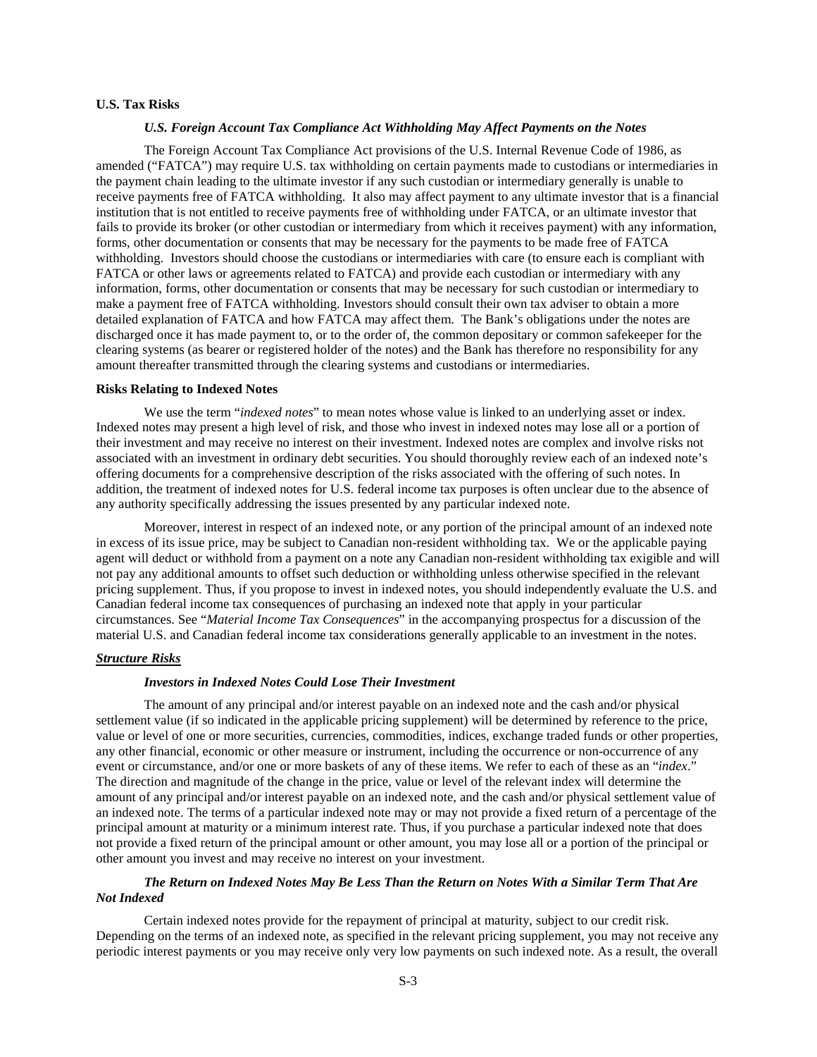**U.S. Tax Risks**

***U.S. Foreign Account Tax Compliance Act Withholding May Affect Payments on the Notes***

The Foreign Account Tax Compliance Act provisions of the U.S. Internal Revenue Code of 1986, as amended ("FATCA") may require U.S. tax withholding on certain payments made to custodians or intermediaries in the payment chain leading to the ultimate investor if any such custodian or intermediary generally is unable to receive payments free of FATCA withholding. It also may affect payment to any ultimate investor that is a financial institution that is not entitled to receive payments free of withholding under FATCA, or an ultimate investor that fails to provide its broker (or other custodian or intermediary from which it receives payment) with any information, forms, other documentation or consents that may be necessary for the payments to be made free of FATCA withholding. Investors should choose the custodians or intermediaries with care (to ensure each is compliant with FATCA or other laws or agreements related to FATCA) and provide each custodian or intermediary with any information, forms, other documentation or consents that may be necessary for such custodian or intermediary to make a payment free of FATCA withholding. Investors should consult their own tax adviser to obtain a more detailed explanation of FATCA and how FATCA may affect them. The Bank's obligations under the notes are discharged once it has made payment to, or to the order of, the common depositary or common safekeeper for the clearing systems (as bearer or registered holder of the notes) and the Bank has therefore no responsibility for any amount thereafter transmitted through the clearing systems and custodians or intermediaries.

**Risks Relating to Indexed Notes**

We use the term "*indexed notes*" to mean notes whose value is linked to an underlying asset or index. Indexed notes may present a high level of risk, and those who invest in indexed notes may lose all or a portion of their investment and may receive no interest on their investment. Indexed notes are complex and involve risks not associated with an investment in ordinary debt securities. You should thoroughly review each of an indexed note's offering documents for a comprehensive description of the risks associated with the offering of such notes. In addition, the treatment of indexed notes for U.S. federal income tax purposes is often unclear due to the absence of any authority specifically addressing the issues presented by any particular indexed note.

Moreover, interest in respect of an indexed note, or any portion of the principal amount of an indexed note in excess of its issue price, may be subject to Canadian non-resident withholding tax. We or the applicable paying agent will deduct or withhold from a payment on a note any Canadian non-resident withholding tax exigible and will not pay any additional amounts to offset such deduction or withholding unless otherwise specified in the relevant pricing supplement. Thus, if you propose to invest in indexed notes, you should independently evaluate the U.S. and Canadian federal income tax consequences of purchasing an indexed note that apply in your particular circumstances. See "*Material Income Tax Consequences*" in the accompanying prospectus for a discussion of the material U.S. and Canadian federal income tax considerations generally applicable to an investment in the notes.

***Structure Risks***

***Investors in Indexed Notes Could Lose Their Investment***

The amount of any principal and/or interest payable on an indexed note and the cash and/or physical settlement value (if so indicated in the applicable pricing supplement) will be determined by reference to the price, value or level of one or more securities, currencies, commodities, indices, exchange traded funds or other properties, any other financial, economic or other measure or instrument, including the occurrence or non-occurrence of any event or circumstance, and/or one or more baskets of any of these items. We refer to each of these as an "*index*." The direction and magnitude of the change in the price, value or level of the relevant index will determine the amount of any principal and/or interest payable on an indexed note, and the cash and/or physical settlement value of an indexed note. The terms of a particular indexed note may or may not provide a fixed return of a percentage of the principal amount at maturity or a minimum interest rate. Thus, if you purchase a particular indexed note that does not provide a fixed return of the principal amount or other amount, you may lose all or a portion of the principal or other amount you invest and may receive no interest on your investment.

***The Return on Indexed Notes May Be Less Than the Return on Notes With a Similar Term That Are Not Indexed***

Certain indexed notes provide for the repayment of principal at maturity, subject to our credit risk. Depending on the terms of an indexed note, as specified in the relevant pricing supplement, you may not receive any periodic interest payments or you may receive only very low payments on such indexed note. As a result, the overall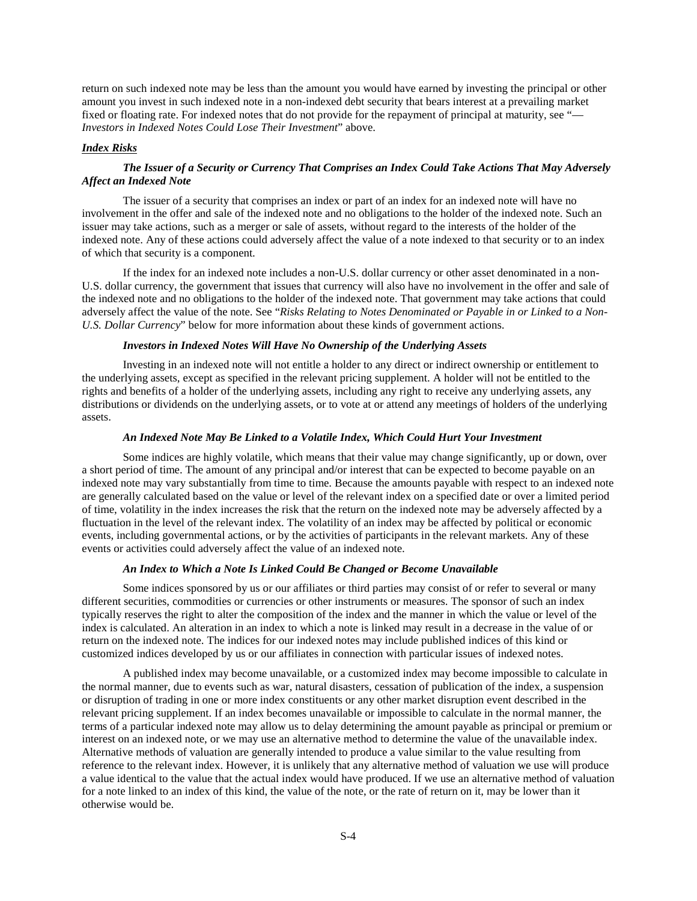return on such indexed note may be less than the amount you would have earned by investing the principal or other amount you invest in such indexed note in a non-indexed debt security that bears interest at a prevailing market fixed or floating rate. For indexed notes that do not provide for the repayment of principal at maturity, see "—*Investors in Indexed Notes Could Lose Their Investment*" above.

***Index Risks***

***The Issuer of a Security or Currency That Comprises an Index Could Take Actions That May Adversely Affect an Indexed Note***

The issuer of a security that comprises an index or part of an index for an indexed note will have no involvement in the offer and sale of the indexed note and no obligations to the holder of the indexed note. Such an issuer may take actions, such as a merger or sale of assets, without regard to the interests of the holder of the indexed note. Any of these actions could adversely affect the value of a note indexed to that security or to an index of which that security is a component.

If the index for an indexed note includes a non-U.S. dollar currency or other asset denominated in a non-U.S. dollar currency, the government that issues that currency will also have no involvement in the offer and sale of the indexed note and no obligations to the holder of the indexed note. That government may take actions that could adversely affect the value of the note. See "*Risks Relating to Notes Denominated or Payable in or Linked to a Non-U.S. Dollar Currency*" below for more information about these kinds of government actions.

***Investors in Indexed Notes Will Have No Ownership of the Underlying Assets***

Investing in an indexed note will not entitle a holder to any direct or indirect ownership or entitlement to the underlying assets, except as specified in the relevant pricing supplement. A holder will not be entitled to the rights and benefits of a holder of the underlying assets, including any right to receive any underlying assets, any distributions or dividends on the underlying assets, or to vote at or attend any meetings of holders of the underlying assets.

***An Indexed Note May Be Linked to a Volatile Index, Which Could Hurt Your Investment***

Some indices are highly volatile, which means that their value may change significantly, up or down, over a short period of time. The amount of any principal and/or interest that can be expected to become payable on an indexed note may vary substantially from time to time. Because the amounts payable with respect to an indexed note are generally calculated based on the value or level of the relevant index on a specified date or over a limited period of time, volatility in the index increases the risk that the return on the indexed note may be adversely affected by a fluctuation in the level of the relevant index. The volatility of an index may be affected by political or economic events, including governmental actions, or by the activities of participants in the relevant markets. Any of these events or activities could adversely affect the value of an indexed note.

***An Index to Which a Note Is Linked Could Be Changed or Become Unavailable***

Some indices sponsored by us or our affiliates or third parties may consist of or refer to several or many different securities, commodities or currencies or other instruments or measures. The sponsor of such an index typically reserves the right to alter the composition of the index and the manner in which the value or level of the index is calculated. An alteration in an index to which a note is linked may result in a decrease in the value of or return on the indexed note. The indices for our indexed notes may include published indices of this kind or customized indices developed by us or our affiliates in connection with particular issues of indexed notes.

A published index may become unavailable, or a customized index may become impossible to calculate in the normal manner, due to events such as war, natural disasters, cessation of publication of the index, a suspension or disruption of trading in one or more index constituents or any other market disruption event described in the relevant pricing supplement. If an index becomes unavailable or impossible to calculate in the normal manner, the terms of a particular indexed note may allow us to delay determining the amount payable as principal or premium or interest on an indexed note, or we may use an alternative method to determine the value of the unavailable index. Alternative methods of valuation are generally intended to produce a value similar to the value resulting from reference to the relevant index. However, it is unlikely that any alternative method of valuation we use will produce a value identical to the value that the actual index would have produced. If we use an alternative method of valuation for a note linked to an index of this kind, the value of the note, or the rate of return on it, may be lower than it otherwise would be.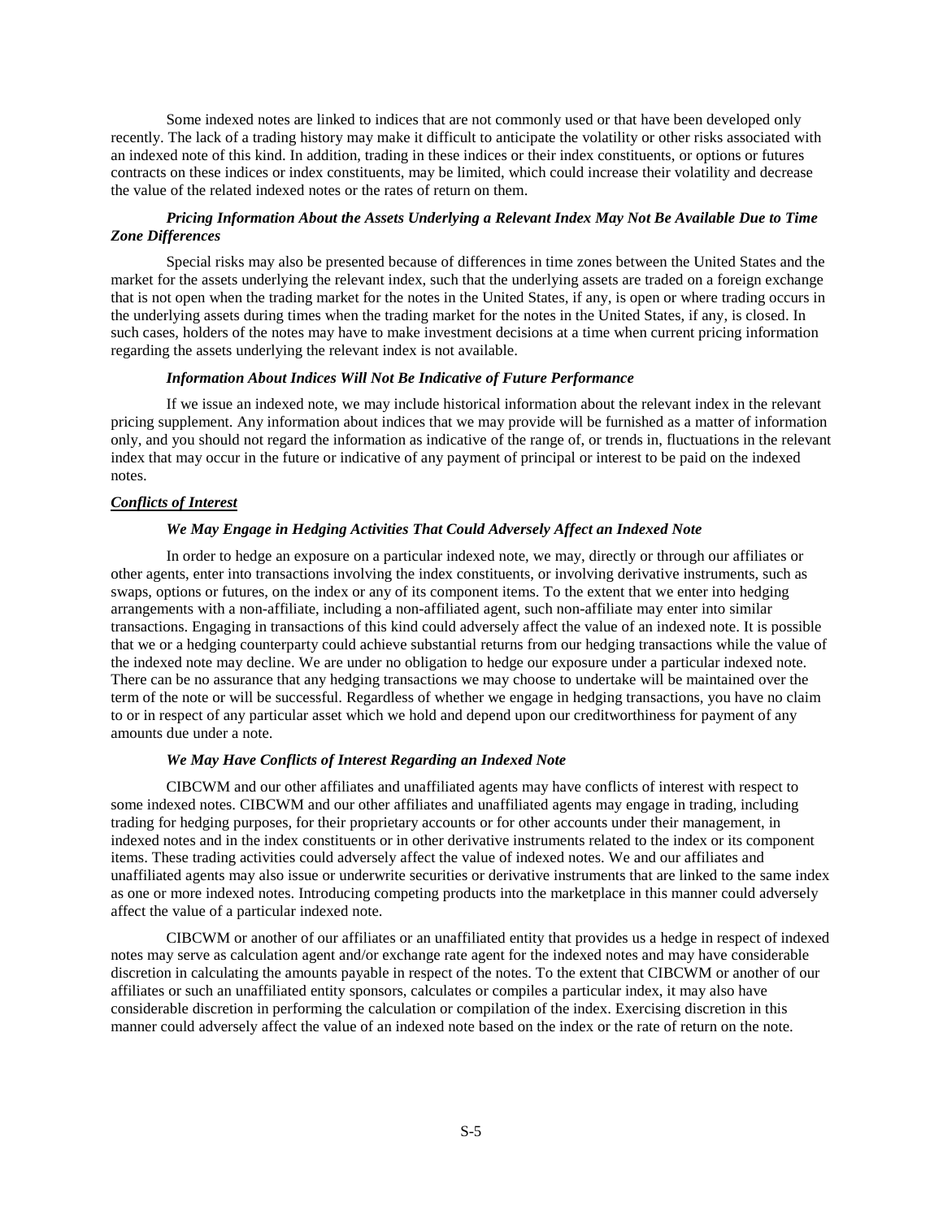Some indexed notes are linked to indices that are not commonly used or that have been developed only recently. The lack of a trading history may make it difficult to anticipate the volatility or other risks associated with an indexed note of this kind. In addition, trading in these indices or their index constituents, or options or futures contracts on these indices or index constituents, may be limited, which could increase their volatility and decrease the value of the related indexed notes or the rates of return on them.

#### *Pricing Information About the Assets Underlying a Relevant Index May Not Be Available Due to Time Zone Differences*

Special risks may also be presented because of differences in time zones between the United States and the market for the assets underlying the relevant index, such that the underlying assets are traded on a foreign exchange that is not open when the trading market for the notes in the United States, if any, is open or where trading occurs in the underlying assets during times when the trading market for the notes in the United States, if any, is closed. In such cases, holders of the notes may have to make investment decisions at a time when current pricing information regarding the assets underlying the relevant index is not available.

#### *Information About Indices Will Not Be Indicative of Future Performance*

If we issue an indexed note, we may include historical information about the relevant index in the relevant pricing supplement. Any information about indices that we may provide will be furnished as a matter of information only, and you should not regard the information as indicative of the range of, or trends in, fluctuations in the relevant index that may occur in the future or indicative of any payment of principal or interest to be paid on the indexed notes.

### ***Conflicts of Interest***

#### *We May Engage in Hedging Activities That Could Adversely Affect an Indexed Note*

In order to hedge an exposure on a particular indexed note, we may, directly or through our affiliates or other agents, enter into transactions involving the index constituents, or involving derivative instruments, such as swaps, options or futures, on the index or any of its component items. To the extent that we enter into hedging arrangements with a non-affiliate, including a non-affiliated agent, such non-affiliate may enter into similar transactions. Engaging in transactions of this kind could adversely affect the value of an indexed note. It is possible that we or a hedging counterparty could achieve substantial returns from our hedging transactions while the value of the indexed note may decline. We are under no obligation to hedge our exposure under a particular indexed note. There can be no assurance that any hedging transactions we may choose to undertake will be maintained over the term of the note or will be successful. Regardless of whether we engage in hedging transactions, you have no claim to or in respect of any particular asset which we hold and depend upon our creditworthiness for payment of any amounts due under a note.

#### *We May Have Conflicts of Interest Regarding an Indexed Note*

CIBCWM and our other affiliates and unaffiliated agents may have conflicts of interest with respect to some indexed notes. CIBCWM and our other affiliates and unaffiliated agents may engage in trading, including trading for hedging purposes, for their proprietary accounts or for other accounts under their management, in indexed notes and in the index constituents or in other derivative instruments related to the index or its component items. These trading activities could adversely affect the value of indexed notes. We and our affiliates and unaffiliated agents may also issue or underwrite securities or derivative instruments that are linked to the same index as one or more indexed notes. Introducing competing products into the marketplace in this manner could adversely affect the value of a particular indexed note.

CIBCWM or another of our affiliates or an unaffiliated entity that provides us a hedge in respect of indexed notes may serve as calculation agent and/or exchange rate agent for the indexed notes and may have considerable discretion in calculating the amounts payable in respect of the notes. To the extent that CIBCWM or another of our affiliates or such an unaffiliated entity sponsors, calculates or compiles a particular index, it may also have considerable discretion in performing the calculation or compilation of the index. Exercising discretion in this manner could adversely affect the value of an indexed note based on the index or the rate of return on the note.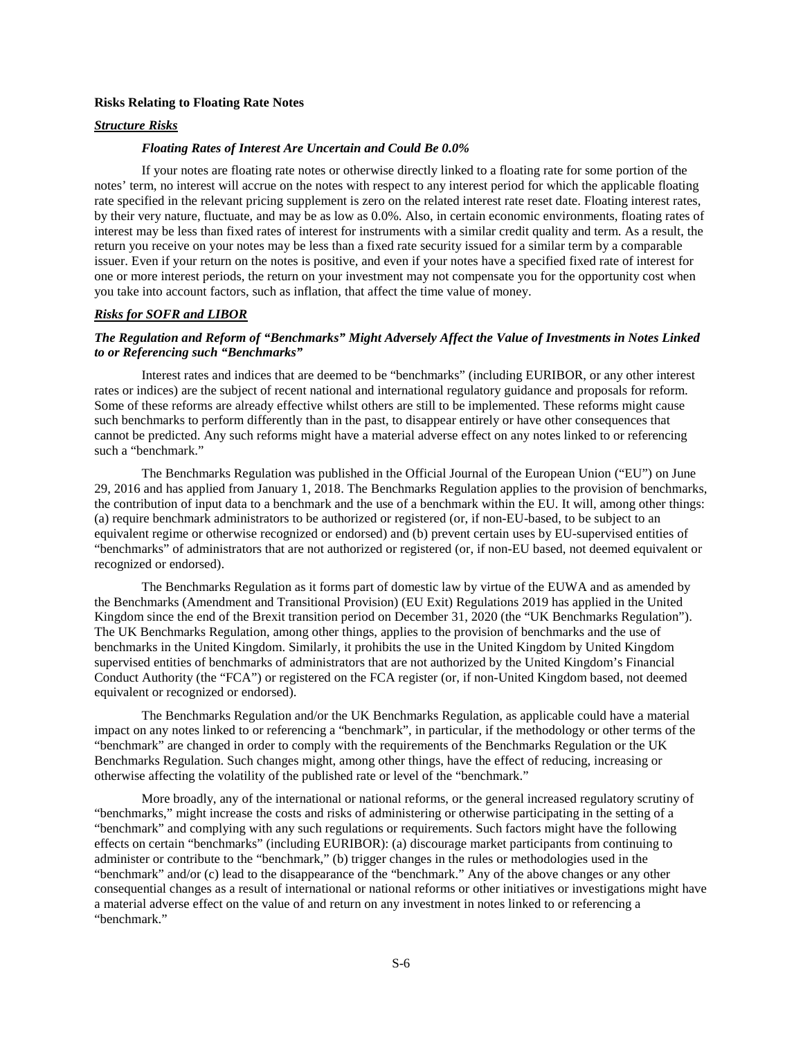**Risks Relating to Floating Rate Notes**

***Structure Risks***

***Floating Rates of Interest Are Uncertain and Could Be 0.0%***

If your notes are floating rate notes or otherwise directly linked to a floating rate for some portion of the notes' term, no interest will accrue on the notes with respect to any interest period for which the applicable floating rate specified in the relevant pricing supplement is zero on the related interest rate reset date. Floating interest rates, by their very nature, fluctuate, and may be as low as 0.0%. Also, in certain economic environments, floating rates of interest may be less than fixed rates of interest for instruments with a similar credit quality and term. As a result, the return you receive on your notes may be less than a fixed rate security issued for a similar term by a comparable issuer. Even if your return on the notes is positive, and even if your notes have a specified fixed rate of interest for one or more interest periods, the return on your investment may not compensate you for the opportunity cost when you take into account factors, such as inflation, that affect the time value of money.

***Risks for SOFR and LIBOR***

***The Regulation and Reform of "Benchmarks" Might Adversely Affect the Value of Investments in Notes Linked to or Referencing such "Benchmarks"***

Interest rates and indices that are deemed to be "benchmarks" (including EURIBOR, or any other interest rates or indices) are the subject of recent national and international regulatory guidance and proposals for reform. Some of these reforms are already effective whilst others are still to be implemented. These reforms might cause such benchmarks to perform differently than in the past, to disappear entirely or have other consequences that cannot be predicted. Any such reforms might have a material adverse effect on any notes linked to or referencing such a "benchmark."

The Benchmarks Regulation was published in the Official Journal of the European Union ("EU") on June 29, 2016 and has applied from January 1, 2018. The Benchmarks Regulation applies to the provision of benchmarks, the contribution of input data to a benchmark and the use of a benchmark within the EU. It will, among other things: (a) require benchmark administrators to be authorized or registered (or, if non-EU-based, to be subject to an equivalent regime or otherwise recognized or endorsed) and (b) prevent certain uses by EU-supervised entities of "benchmarks" of administrators that are not authorized or registered (or, if non-EU based, not deemed equivalent or recognized or endorsed).

The Benchmarks Regulation as it forms part of domestic law by virtue of the EUWA and as amended by the Benchmarks (Amendment and Transitional Provision) (EU Exit) Regulations 2019 has applied in the United Kingdom since the end of the Brexit transition period on December 31, 2020 (the "UK Benchmarks Regulation"). The UK Benchmarks Regulation, among other things, applies to the provision of benchmarks and the use of benchmarks in the United Kingdom. Similarly, it prohibits the use in the United Kingdom by United Kingdom supervised entities of benchmarks of administrators that are not authorized by the United Kingdom's Financial Conduct Authority (the "FCA") or registered on the FCA register (or, if non-United Kingdom based, not deemed equivalent or recognized or endorsed).

The Benchmarks Regulation and/or the UK Benchmarks Regulation, as applicable could have a material impact on any notes linked to or referencing a "benchmark", in particular, if the methodology or other terms of the "benchmark" are changed in order to comply with the requirements of the Benchmarks Regulation or the UK Benchmarks Regulation. Such changes might, among other things, have the effect of reducing, increasing or otherwise affecting the volatility of the published rate or level of the "benchmark."

More broadly, any of the international or national reforms, or the general increased regulatory scrutiny of "benchmarks," might increase the costs and risks of administering or otherwise participating in the setting of a "benchmark" and complying with any such regulations or requirements. Such factors might have the following effects on certain "benchmarks" (including EURIBOR): (a) discourage market participants from continuing to administer or contribute to the "benchmark," (b) trigger changes in the rules or methodologies used in the "benchmark" and/or (c) lead to the disappearance of the "benchmark." Any of the above changes or any other consequential changes as a result of international or national reforms or other initiatives or investigations might have a material adverse effect on the value of and return on any investment in notes linked to or referencing a "benchmark."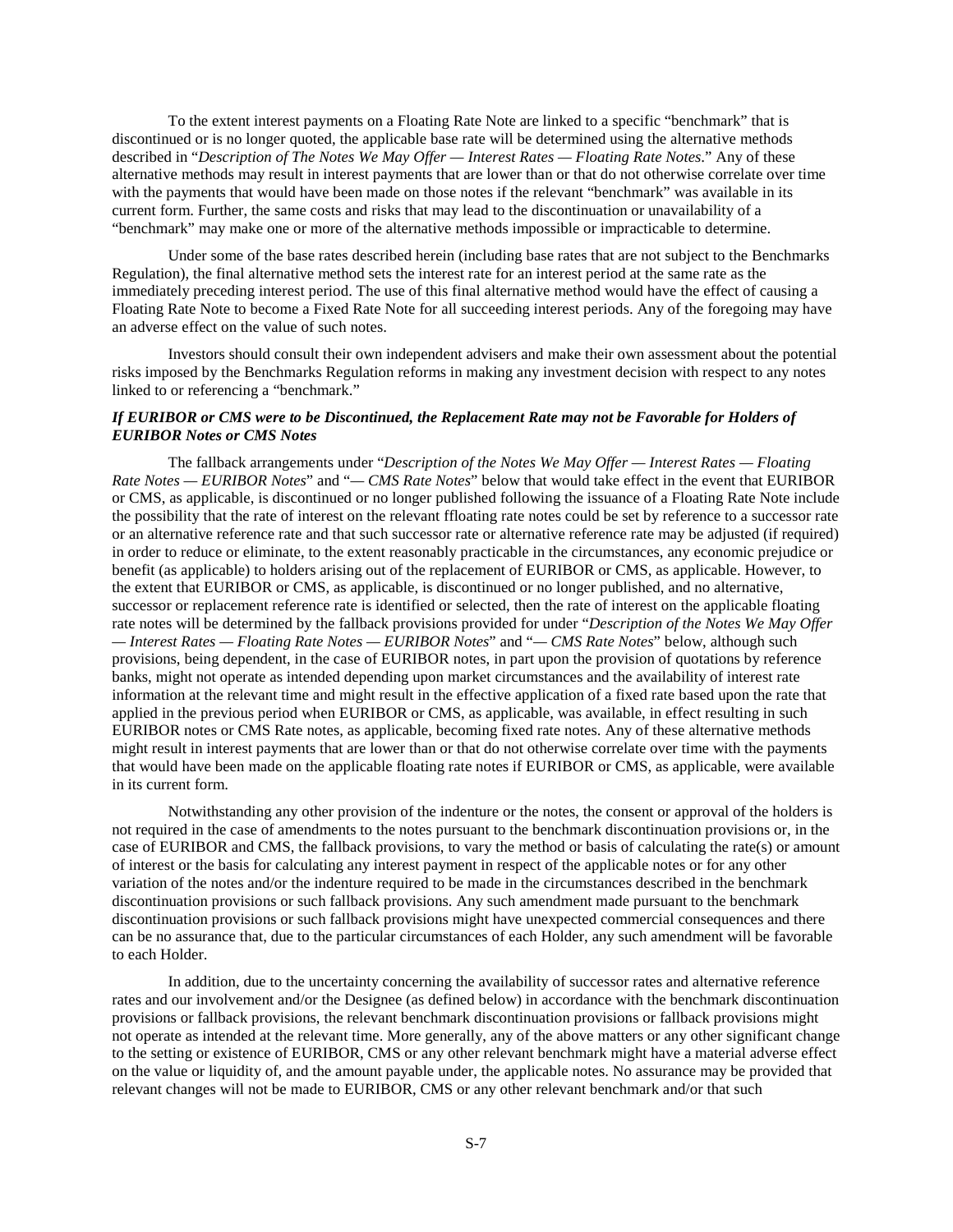To the extent interest payments on a Floating Rate Note are linked to a specific "benchmark" that is discontinued or is no longer quoted, the applicable base rate will be determined using the alternative methods described in "*Description of The Notes We May Offer — Interest Rates — Floating Rate Notes*." Any of these alternative methods may result in interest payments that are lower than or that do not otherwise correlate over time with the payments that would have been made on those notes if the relevant "benchmark" was available in its current form. Further, the same costs and risks that may lead to the discontinuation or unavailability of a "benchmark" may make one or more of the alternative methods impossible or impracticable to determine.

Under some of the base rates described herein (including base rates that are not subject to the Benchmarks Regulation), the final alternative method sets the interest rate for an interest period at the same rate as the immediately preceding interest period. The use of this final alternative method would have the effect of causing a Floating Rate Note to become a Fixed Rate Note for all succeeding interest periods. Any of the foregoing may have an adverse effect on the value of such notes.

Investors should consult their own independent advisers and make their own assessment about the potential risks imposed by the Benchmarks Regulation reforms in making any investment decision with respect to any notes linked to or referencing a "benchmark."

***If EURIBOR or CMS were to be Discontinued, the Replacement Rate may not be Favorable for Holders of EURIBOR Notes or CMS Notes***

The fallback arrangements under "*Description of the Notes We May Offer — Interest Rates — Floating Rate Notes — EURIBOR Notes*" and "*— CMS Rate Notes*" below that would take effect in the event that EURIBOR or CMS, as applicable, is discontinued or no longer published following the issuance of a Floating Rate Note include the possibility that the rate of interest on the relevant ffloating rate notes could be set by reference to a successor rate or an alternative reference rate and that such successor rate or alternative reference rate may be adjusted (if required) in order to reduce or eliminate, to the extent reasonably practicable in the circumstances, any economic prejudice or benefit (as applicable) to holders arising out of the replacement of EURIBOR or CMS, as applicable. However, to the extent that EURIBOR or CMS, as applicable, is discontinued or no longer published, and no alternative, successor or replacement reference rate is identified or selected, then the rate of interest on the applicable floating rate notes will be determined by the fallback provisions provided for under "*Description of the Notes We May Offer — Interest Rates — Floating Rate Notes — EURIBOR Notes*" and "*— CMS Rate Notes*" below, although such provisions, being dependent, in the case of EURIBOR notes, in part upon the provision of quotations by reference banks, might not operate as intended depending upon market circumstances and the availability of interest rate information at the relevant time and might result in the effective application of a fixed rate based upon the rate that applied in the previous period when EURIBOR or CMS, as applicable, was available, in effect resulting in such EURIBOR notes or CMS Rate notes, as applicable, becoming fixed rate notes. Any of these alternative methods might result in interest payments that are lower than or that do not otherwise correlate over time with the payments that would have been made on the applicable floating rate notes if EURIBOR or CMS, as applicable, were available in its current form.

Notwithstanding any other provision of the indenture or the notes, the consent or approval of the holders is not required in the case of amendments to the notes pursuant to the benchmark discontinuation provisions or, in the case of EURIBOR and CMS, the fallback provisions, to vary the method or basis of calculating the rate(s) or amount of interest or the basis for calculating any interest payment in respect of the applicable notes or for any other variation of the notes and/or the indenture required to be made in the circumstances described in the benchmark discontinuation provisions or such fallback provisions. Any such amendment made pursuant to the benchmark discontinuation provisions or such fallback provisions might have unexpected commercial consequences and there can be no assurance that, due to the particular circumstances of each Holder, any such amendment will be favorable to each Holder.

In addition, due to the uncertainty concerning the availability of successor rates and alternative reference rates and our involvement and/or the Designee (as defined below) in accordance with the benchmark discontinuation provisions or fallback provisions, the relevant benchmark discontinuation provisions or fallback provisions might not operate as intended at the relevant time. More generally, any of the above matters or any other significant change to the setting or existence of EURIBOR, CMS or any other relevant benchmark might have a material adverse effect on the value or liquidity of, and the amount payable under, the applicable notes. No assurance may be provided that relevant changes will not be made to EURIBOR, CMS or any other relevant benchmark and/or that such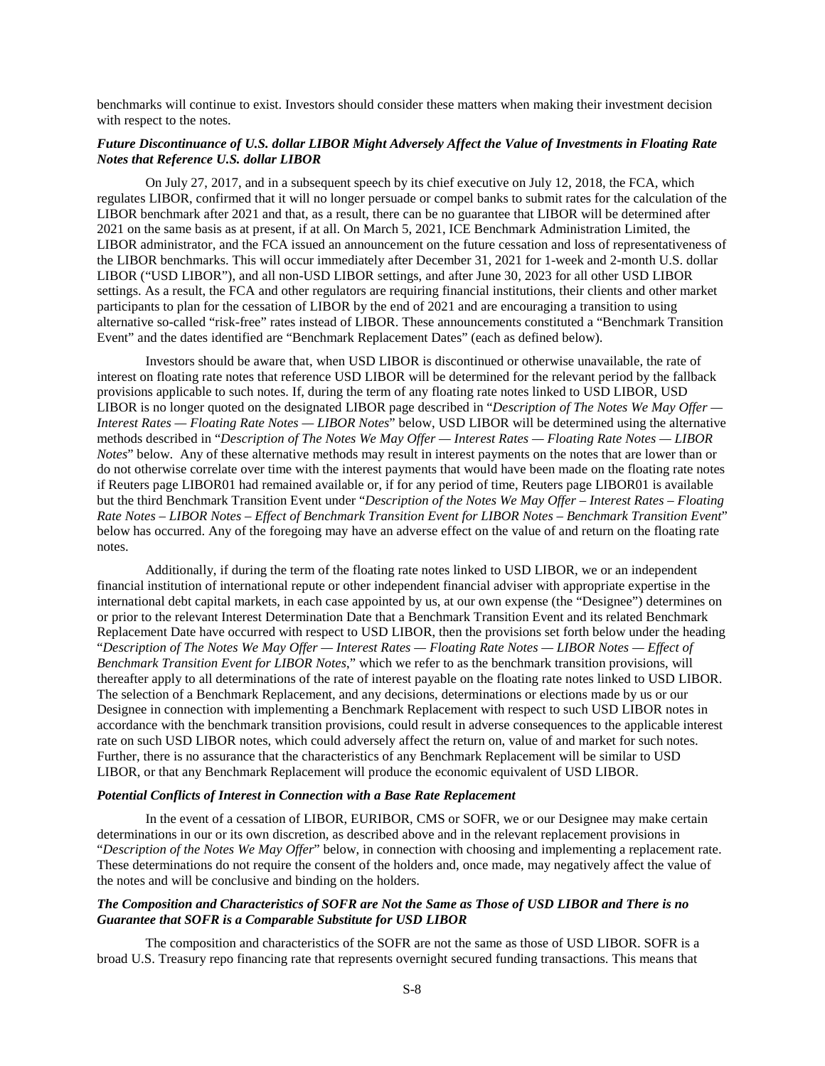benchmarks will continue to exist. Investors should consider these matters when making their investment decision with respect to the notes.

### *Future Discontinuance of U.S. dollar LIBOR Might Adversely Affect the Value of Investments in Floating Rate Notes that Reference U.S. dollar LIBOR*

On July 27, 2017, and in a subsequent speech by its chief executive on July 12, 2018, the FCA, which regulates LIBOR, confirmed that it will no longer persuade or compel banks to submit rates for the calculation of the LIBOR benchmark after 2021 and that, as a result, there can be no guarantee that LIBOR will be determined after 2021 on the same basis as at present, if at all. On March 5, 2021, ICE Benchmark Administration Limited, the LIBOR administrator, and the FCA issued an announcement on the future cessation and loss of representativeness of the LIBOR benchmarks. This will occur immediately after December 31, 2021 for 1-week and 2-month U.S. dollar LIBOR ("USD LIBOR"), and all non-USD LIBOR settings, and after June 30, 2023 for all other USD LIBOR settings. As a result, the FCA and other regulators are requiring financial institutions, their clients and other market participants to plan for the cessation of LIBOR by the end of 2021 and are encouraging a transition to using alternative so-called "risk-free" rates instead of LIBOR. These announcements constituted a "Benchmark Transition Event" and the dates identified are "Benchmark Replacement Dates" (each as defined below).

Investors should be aware that, when USD LIBOR is discontinued or otherwise unavailable, the rate of interest on floating rate notes that reference USD LIBOR will be determined for the relevant period by the fallback provisions applicable to such notes. If, during the term of any floating rate notes linked to USD LIBOR, USD LIBOR is no longer quoted on the designated LIBOR page described in "*Description of The Notes We May Offer — Interest Rates — Floating Rate Notes — LIBOR Notes*" below, USD LIBOR will be determined using the alternative methods described in "*Description of The Notes We May Offer — Interest Rates — Floating Rate Notes — LIBOR Notes*" below. Any of these alternative methods may result in interest payments on the notes that are lower than or do not otherwise correlate over time with the interest payments that would have been made on the floating rate notes if Reuters page LIBOR01 had remained available or, if for any period of time, Reuters page LIBOR01 is available but the third Benchmark Transition Event under "*Description of the Notes We May Offer – Interest Rates – Floating Rate Notes – LIBOR Notes – Effect of Benchmark Transition Event for LIBOR Notes – Benchmark Transition Event*" below has occurred. Any of the foregoing may have an adverse effect on the value of and return on the floating rate notes.

Additionally, if during the term of the floating rate notes linked to USD LIBOR, we or an independent financial institution of international repute or other independent financial adviser with appropriate expertise in the international debt capital markets, in each case appointed by us, at our own expense (the "Designee") determines on or prior to the relevant Interest Determination Date that a Benchmark Transition Event and its related Benchmark Replacement Date have occurred with respect to USD LIBOR, then the provisions set forth below under the heading "*Description of The Notes We May Offer — Interest Rates — Floating Rate Notes — LIBOR Notes — Effect of Benchmark Transition Event for LIBOR Notes*," which we refer to as the benchmark transition provisions, will thereafter apply to all determinations of the rate of interest payable on the floating rate notes linked to USD LIBOR. The selection of a Benchmark Replacement, and any decisions, determinations or elections made by us or our Designee in connection with implementing a Benchmark Replacement with respect to such USD LIBOR notes in accordance with the benchmark transition provisions, could result in adverse consequences to the applicable interest rate on such USD LIBOR notes, which could adversely affect the return on, value of and market for such notes. Further, there is no assurance that the characteristics of any Benchmark Replacement will be similar to USD LIBOR, or that any Benchmark Replacement will produce the economic equivalent of USD LIBOR.

### *Potential Conflicts of Interest in Connection with a Base Rate Replacement*

In the event of a cessation of LIBOR, EURIBOR, CMS or SOFR, we or our Designee may make certain determinations in our or its own discretion, as described above and in the relevant replacement provisions in "*Description of the Notes We May Offer*" below, in connection with choosing and implementing a replacement rate. These determinations do not require the consent of the holders and, once made, may negatively affect the value of the notes and will be conclusive and binding on the holders.

### *The Composition and Characteristics of SOFR are Not the Same as Those of USD LIBOR and There is no Guarantee that SOFR is a Comparable Substitute for USD LIBOR*

The composition and characteristics of the SOFR are not the same as those of USD LIBOR. SOFR is a broad U.S. Treasury repo financing rate that represents overnight secured funding transactions. This means that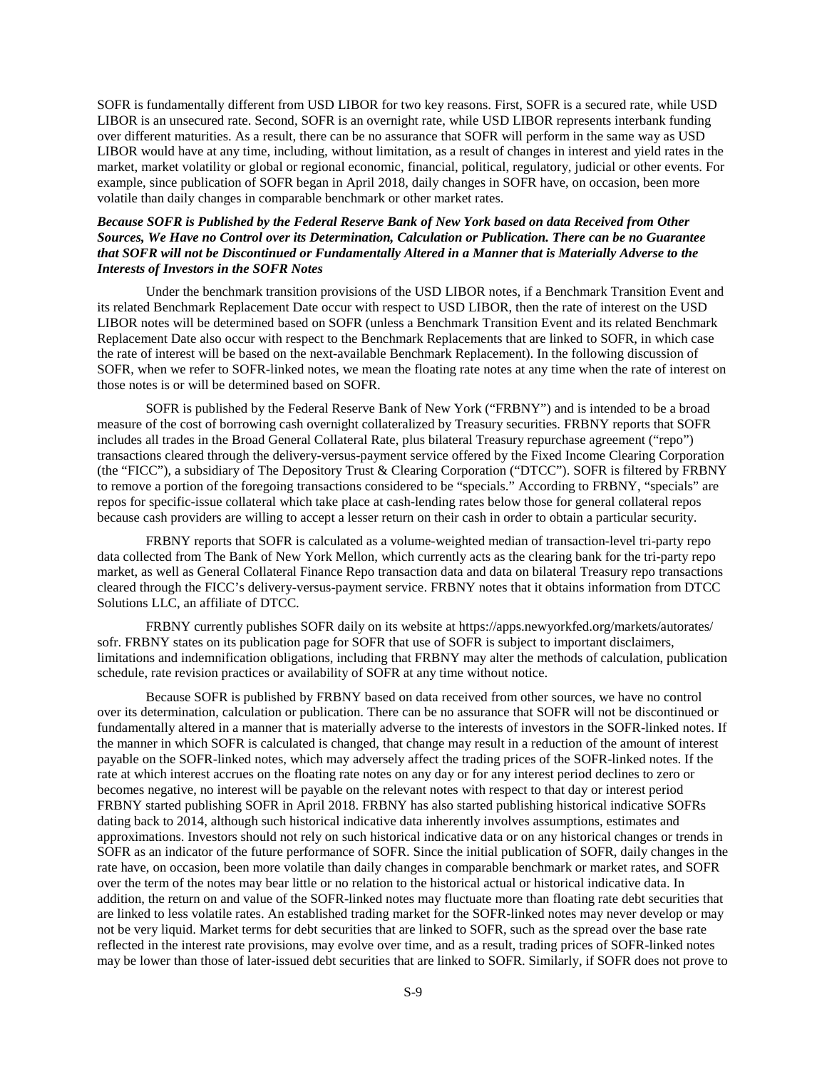SOFR is fundamentally different from USD LIBOR for two key reasons. First, SOFR is a secured rate, while USD LIBOR is an unsecured rate. Second, SOFR is an overnight rate, while USD LIBOR represents interbank funding over different maturities. As a result, there can be no assurance that SOFR will perform in the same way as USD LIBOR would have at any time, including, without limitation, as a result of changes in interest and yield rates in the market, market volatility or global or regional economic, financial, political, regulatory, judicial or other events. For example, since publication of SOFR began in April 2018, daily changes in SOFR have, on occasion, been more volatile than daily changes in comparable benchmark or other market rates.

***Because SOFR is Published by the Federal Reserve Bank of New York based on data Received from Other Sources, We Have no Control over its Determination, Calculation or Publication. There can be no Guarantee that SOFR will not be Discontinued or Fundamentally Altered in a Manner that is Materially Adverse to the Interests of Investors in the SOFR Notes***

Under the benchmark transition provisions of the USD LIBOR notes, if a Benchmark Transition Event and its related Benchmark Replacement Date occur with respect to USD LIBOR, then the rate of interest on the USD LIBOR notes will be determined based on SOFR (unless a Benchmark Transition Event and its related Benchmark Replacement Date also occur with respect to the Benchmark Replacements that are linked to SOFR, in which case the rate of interest will be based on the next-available Benchmark Replacement). In the following discussion of SOFR, when we refer to SOFR-linked notes, we mean the floating rate notes at any time when the rate of interest on those notes is or will be determined based on SOFR.

SOFR is published by the Federal Reserve Bank of New York ("FRBNY") and is intended to be a broad measure of the cost of borrowing cash overnight collateralized by Treasury securities. FRBNY reports that SOFR includes all trades in the Broad General Collateral Rate, plus bilateral Treasury repurchase agreement ("repo") transactions cleared through the delivery-versus-payment service offered by the Fixed Income Clearing Corporation (the "FICC"), a subsidiary of The Depository Trust & Clearing Corporation ("DTCC"). SOFR is filtered by FRBNY to remove a portion of the foregoing transactions considered to be "specials." According to FRBNY, "specials" are repos for specific-issue collateral which take place at cash-lending rates below those for general collateral repos because cash providers are willing to accept a lesser return on their cash in order to obtain a particular security.

FRBNY reports that SOFR is calculated as a volume-weighted median of transaction-level tri-party repo data collected from The Bank of New York Mellon, which currently acts as the clearing bank for the tri-party repo market, as well as General Collateral Finance Repo transaction data and data on bilateral Treasury repo transactions cleared through the FICC's delivery-versus-payment service. FRBNY notes that it obtains information from DTCC Solutions LLC, an affiliate of DTCC.

FRBNY currently publishes SOFR daily on its website at https://apps.newyorkfed.org/markets/autorates/sofr. FRBNY states on its publication page for SOFR that use of SOFR is subject to important disclaimers, limitations and indemnification obligations, including that FRBNY may alter the methods of calculation, publication schedule, rate revision practices or availability of SOFR at any time without notice.

Because SOFR is published by FRBNY based on data received from other sources, we have no control over its determination, calculation or publication. There can be no assurance that SOFR will not be discontinued or fundamentally altered in a manner that is materially adverse to the interests of investors in the SOFR-linked notes. If the manner in which SOFR is calculated is changed, that change may result in a reduction of the amount of interest payable on the SOFR-linked notes, which may adversely affect the trading prices of the SOFR-linked notes. If the rate at which interest accrues on the floating rate notes on any day or for any interest period declines to zero or becomes negative, no interest will be payable on the relevant notes with respect to that day or interest period FRBNY started publishing SOFR in April 2018. FRBNY has also started publishing historical indicative SOFRs dating back to 2014, although such historical indicative data inherently involves assumptions, estimates and approximations. Investors should not rely on such historical indicative data or on any historical changes or trends in SOFR as an indicator of the future performance of SOFR. Since the initial publication of SOFR, daily changes in the rate have, on occasion, been more volatile than daily changes in comparable benchmark or market rates, and SOFR over the term of the notes may bear little or no relation to the historical actual or historical indicative data. In addition, the return on and value of the SOFR-linked notes may fluctuate more than floating rate debt securities that are linked to less volatile rates. An established trading market for the SOFR-linked notes may never develop or may not be very liquid. Market terms for debt securities that are linked to SOFR, such as the spread over the base rate reflected in the interest rate provisions, may evolve over time, and as a result, trading prices of SOFR-linked notes may be lower than those of later-issued debt securities that are linked to SOFR. Similarly, if SOFR does not prove to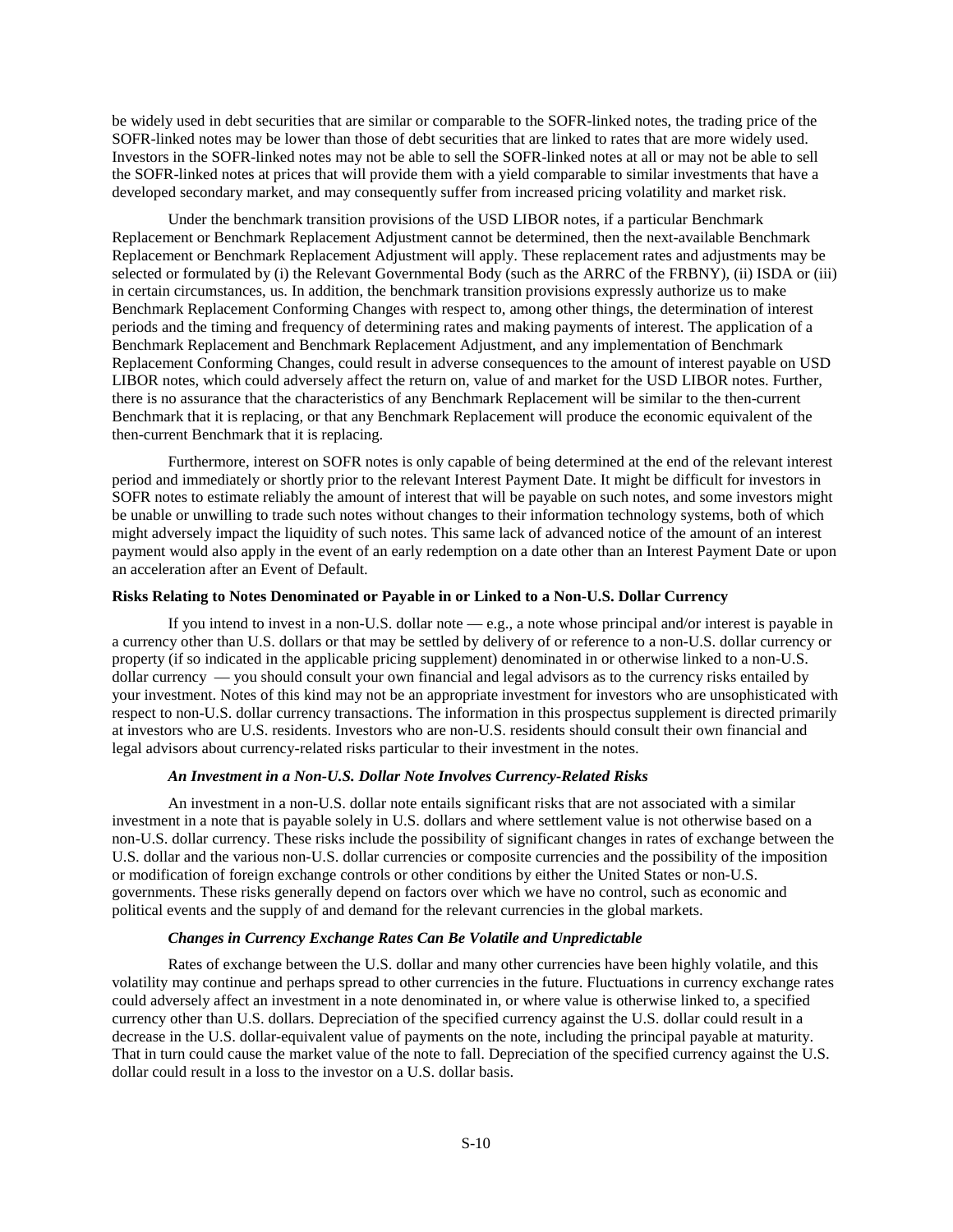be widely used in debt securities that are similar or comparable to the SOFR-linked notes, the trading price of the SOFR-linked notes may be lower than those of debt securities that are linked to rates that are more widely used. Investors in the SOFR-linked notes may not be able to sell the SOFR-linked notes at all or may not be able to sell the SOFR-linked notes at prices that will provide them with a yield comparable to similar investments that have a developed secondary market, and may consequently suffer from increased pricing volatility and market risk.

Under the benchmark transition provisions of the USD LIBOR notes, if a particular Benchmark Replacement or Benchmark Replacement Adjustment cannot be determined, then the next-available Benchmark Replacement or Benchmark Replacement Adjustment will apply. These replacement rates and adjustments may be selected or formulated by (i) the Relevant Governmental Body (such as the ARRC of the FRBNY), (ii) ISDA or (iii) in certain circumstances, us. In addition, the benchmark transition provisions expressly authorize us to make Benchmark Replacement Conforming Changes with respect to, among other things, the determination of interest periods and the timing and frequency of determining rates and making payments of interest. The application of a Benchmark Replacement and Benchmark Replacement Adjustment, and any implementation of Benchmark Replacement Conforming Changes, could result in adverse consequences to the amount of interest payable on USD LIBOR notes, which could adversely affect the return on, value of and market for the USD LIBOR notes. Further, there is no assurance that the characteristics of any Benchmark Replacement will be similar to the then-current Benchmark that it is replacing, or that any Benchmark Replacement will produce the economic equivalent of the then-current Benchmark that it is replacing.

Furthermore, interest on SOFR notes is only capable of being determined at the end of the relevant interest period and immediately or shortly prior to the relevant Interest Payment Date. It might be difficult for investors in SOFR notes to estimate reliably the amount of interest that will be payable on such notes, and some investors might be unable or unwilling to trade such notes without changes to their information technology systems, both of which might adversely impact the liquidity of such notes. This same lack of advanced notice of the amount of an interest payment would also apply in the event of an early redemption on a date other than an Interest Payment Date or upon an acceleration after an Event of Default.

**Risks Relating to Notes Denominated or Payable in or Linked to a Non-U.S. Dollar Currency**

If you intend to invest in a non-U.S. dollar note — e.g., a note whose principal and/or interest is payable in a currency other than U.S. dollars or that may be settled by delivery of or reference to a non-U.S. dollar currency or property (if so indicated in the applicable pricing supplement) denominated in or otherwise linked to a non-U.S. dollar currency — you should consult your own financial and legal advisors as to the currency risks entailed by your investment. Notes of this kind may not be an appropriate investment for investors who are unsophisticated with respect to non-U.S. dollar currency transactions. The information in this prospectus supplement is directed primarily at investors who are U.S. residents. Investors who are non-U.S. residents should consult their own financial and legal advisors about currency-related risks particular to their investment in the notes.

***An Investment in a Non-U.S. Dollar Note Involves Currency-Related Risks***

An investment in a non-U.S. dollar note entails significant risks that are not associated with a similar investment in a note that is payable solely in U.S. dollars and where settlement value is not otherwise based on a non-U.S. dollar currency. These risks include the possibility of significant changes in rates of exchange between the U.S. dollar and the various non-U.S. dollar currencies or composite currencies and the possibility of the imposition or modification of foreign exchange controls or other conditions by either the United States or non-U.S. governments. These risks generally depend on factors over which we have no control, such as economic and political events and the supply of and demand for the relevant currencies in the global markets.

***Changes in Currency Exchange Rates Can Be Volatile and Unpredictable***

Rates of exchange between the U.S. dollar and many other currencies have been highly volatile, and this volatility may continue and perhaps spread to other currencies in the future. Fluctuations in currency exchange rates could adversely affect an investment in a note denominated in, or where value is otherwise linked to, a specified currency other than U.S. dollars. Depreciation of the specified currency against the U.S. dollar could result in a decrease in the U.S. dollar-equivalent value of payments on the note, including the principal payable at maturity. That in turn could cause the market value of the note to fall. Depreciation of the specified currency against the U.S. dollar could result in a loss to the investor on a U.S. dollar basis.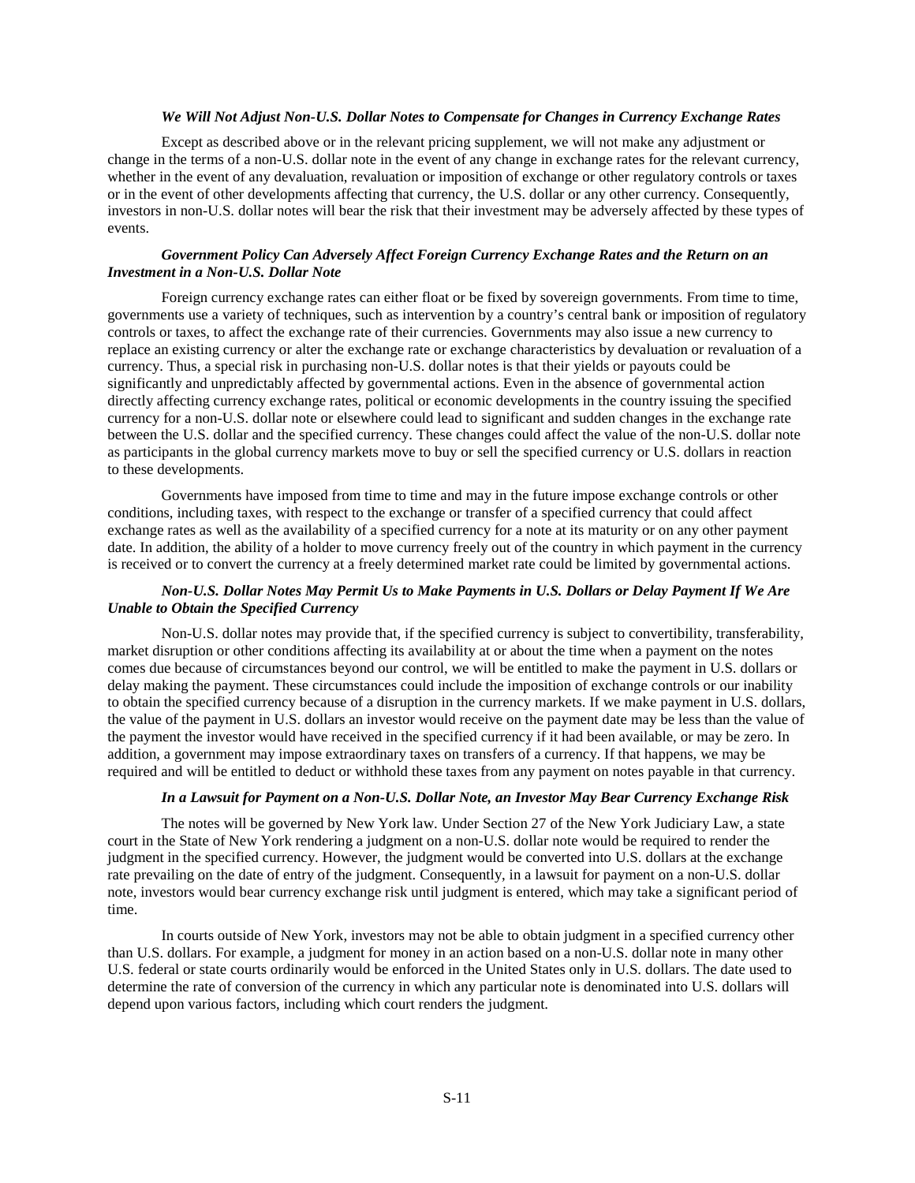### *We Will Not Adjust Non-U.S. Dollar Notes to Compensate for Changes in Currency Exchange Rates*

Except as described above or in the relevant pricing supplement, we will not make any adjustment or change in the terms of a non-U.S. dollar note in the event of any change in exchange rates for the relevant currency, whether in the event of any devaluation, revaluation or imposition of exchange or other regulatory controls or taxes or in the event of other developments affecting that currency, the U.S. dollar or any other currency. Consequently, investors in non-U.S. dollar notes will bear the risk that their investment may be adversely affected by these types of events.

### *Government Policy Can Adversely Affect Foreign Currency Exchange Rates and the Return on an Investment in a Non-U.S. Dollar Note*

Foreign currency exchange rates can either float or be fixed by sovereign governments. From time to time, governments use a variety of techniques, such as intervention by a country's central bank or imposition of regulatory controls or taxes, to affect the exchange rate of their currencies. Governments may also issue a new currency to replace an existing currency or alter the exchange rate or exchange characteristics by devaluation or revaluation of a currency. Thus, a special risk in purchasing non-U.S. dollar notes is that their yields or payouts could be significantly and unpredictably affected by governmental actions. Even in the absence of governmental action directly affecting currency exchange rates, political or economic developments in the country issuing the specified currency for a non-U.S. dollar note or elsewhere could lead to significant and sudden changes in the exchange rate between the U.S. dollar and the specified currency. These changes could affect the value of the non-U.S. dollar note as participants in the global currency markets move to buy or sell the specified currency or U.S. dollars in reaction to these developments.

Governments have imposed from time to time and may in the future impose exchange controls or other conditions, including taxes, with respect to the exchange or transfer of a specified currency that could affect exchange rates as well as the availability of a specified currency for a note at its maturity or on any other payment date. In addition, the ability of a holder to move currency freely out of the country in which payment in the currency is received or to convert the currency at a freely determined market rate could be limited by governmental actions.

### *Non-U.S. Dollar Notes May Permit Us to Make Payments in U.S. Dollars or Delay Payment If We Are Unable to Obtain the Specified Currency*

Non-U.S. dollar notes may provide that, if the specified currency is subject to convertibility, transferability, market disruption or other conditions affecting its availability at or about the time when a payment on the notes comes due because of circumstances beyond our control, we will be entitled to make the payment in U.S. dollars or delay making the payment. These circumstances could include the imposition of exchange controls or our inability to obtain the specified currency because of a disruption in the currency markets. If we make payment in U.S. dollars, the value of the payment in U.S. dollars an investor would receive on the payment date may be less than the value of the payment the investor would have received in the specified currency if it had been available, or may be zero. In addition, a government may impose extraordinary taxes on transfers of a currency. If that happens, we may be required and will be entitled to deduct or withhold these taxes from any payment on notes payable in that currency.

### *In a Lawsuit for Payment on a Non-U.S. Dollar Note, an Investor May Bear Currency Exchange Risk*

The notes will be governed by New York law. Under Section 27 of the New York Judiciary Law, a state court in the State of New York rendering a judgment on a non-U.S. dollar note would be required to render the judgment in the specified currency. However, the judgment would be converted into U.S. dollars at the exchange rate prevailing on the date of entry of the judgment. Consequently, in a lawsuit for payment on a non-U.S. dollar note, investors would bear currency exchange risk until judgment is entered, which may take a significant period of time.

In courts outside of New York, investors may not be able to obtain judgment in a specified currency other than U.S. dollars. For example, a judgment for money in an action based on a non-U.S. dollar note in many other U.S. federal or state courts ordinarily would be enforced in the United States only in U.S. dollars. The date used to determine the rate of conversion of the currency in which any particular note is denominated into U.S. dollars will depend upon various factors, including which court renders the judgment.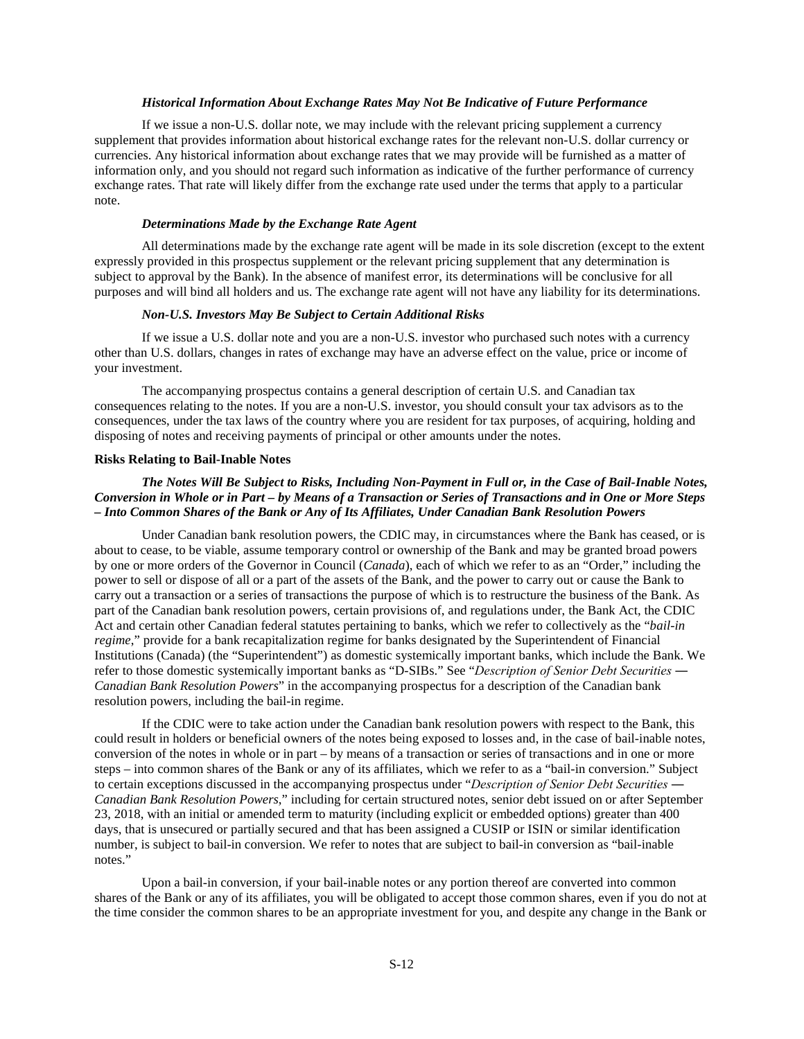#### *Historical Information About Exchange Rates May Not Be Indicative of Future Performance*

If we issue a non-U.S. dollar note, we may include with the relevant pricing supplement a currency supplement that provides information about historical exchange rates for the relevant non-U.S. dollar currency or currencies. Any historical information about exchange rates that we may provide will be furnished as a matter of information only, and you should not regard such information as indicative of the further performance of currency exchange rates. That rate will likely differ from the exchange rate used under the terms that apply to a particular note.

#### *Determinations Made by the Exchange Rate Agent*

All determinations made by the exchange rate agent will be made in its sole discretion (except to the extent expressly provided in this prospectus supplement or the relevant pricing supplement that any determination is subject to approval by the Bank). In the absence of manifest error, its determinations will be conclusive for all purposes and will bind all holders and us. The exchange rate agent will not have any liability for its determinations.

#### *Non-U.S. Investors May Be Subject to Certain Additional Risks*

If we issue a U.S. dollar note and you are a non-U.S. investor who purchased such notes with a currency other than U.S. dollars, changes in rates of exchange may have an adverse effect on the value, price or income of your investment.

The accompanying prospectus contains a general description of certain U.S. and Canadian tax consequences relating to the notes. If you are a non-U.S. investor, you should consult your tax advisors as to the consequences, under the tax laws of the country where you are resident for tax purposes, of acquiring, holding and disposing of notes and receiving payments of principal or other amounts under the notes.

### **Risks Relating to Bail-Inable Notes**

#### *The Notes Will Be Subject to Risks, Including Non-Payment in Full or, in the Case of Bail-Inable Notes, Conversion in Whole or in Part – by Means of a Transaction or Series of Transactions and in One or More Steps – Into Common Shares of the Bank or Any of Its Affiliates, Under Canadian Bank Resolution Powers*

Under Canadian bank resolution powers, the CDIC may, in circumstances where the Bank has ceased, or is about to cease, to be viable, assume temporary control or ownership of the Bank and may be granted broad powers by one or more orders of the Governor in Council (*Canada*), each of which we refer to as an "Order," including the power to sell or dispose of all or a part of the assets of the Bank, and the power to carry out or cause the Bank to carry out a transaction or a series of transactions the purpose of which is to restructure the business of the Bank. As part of the Canadian bank resolution powers, certain provisions of, and regulations under, the Bank Act, the CDIC Act and certain other Canadian federal statutes pertaining to banks, which we refer to collectively as the "*bail-in regime*," provide for a bank recapitalization regime for banks designated by the Superintendent of Financial Institutions (Canada) (the "Superintendent") as domestic systemically important banks, which include the Bank. We refer to those domestic systemically important banks as "D-SIBs." See "*Description of Senior Debt Securities — Canadian Bank Resolution Powers*" in the accompanying prospectus for a description of the Canadian bank resolution powers, including the bail-in regime.

If the CDIC were to take action under the Canadian bank resolution powers with respect to the Bank, this could result in holders or beneficial owners of the notes being exposed to losses and, in the case of bail-inable notes, conversion of the notes in whole or in part – by means of a transaction or series of transactions and in one or more steps – into common shares of the Bank or any of its affiliates, which we refer to as a "bail-in conversion." Subject to certain exceptions discussed in the accompanying prospectus under "*Description of Senior Debt Securities — Canadian Bank Resolution Powers*," including for certain structured notes, senior debt issued on or after September 23, 2018, with an initial or amended term to maturity (including explicit or embedded options) greater than 400 days, that is unsecured or partially secured and that has been assigned a CUSIP or ISIN or similar identification number, is subject to bail-in conversion. We refer to notes that are subject to bail-in conversion as "bail-inable notes."

Upon a bail-in conversion, if your bail-inable notes or any portion thereof are converted into common shares of the Bank or any of its affiliates, you will be obligated to accept those common shares, even if you do not at the time consider the common shares to be an appropriate investment for you, and despite any change in the Bank or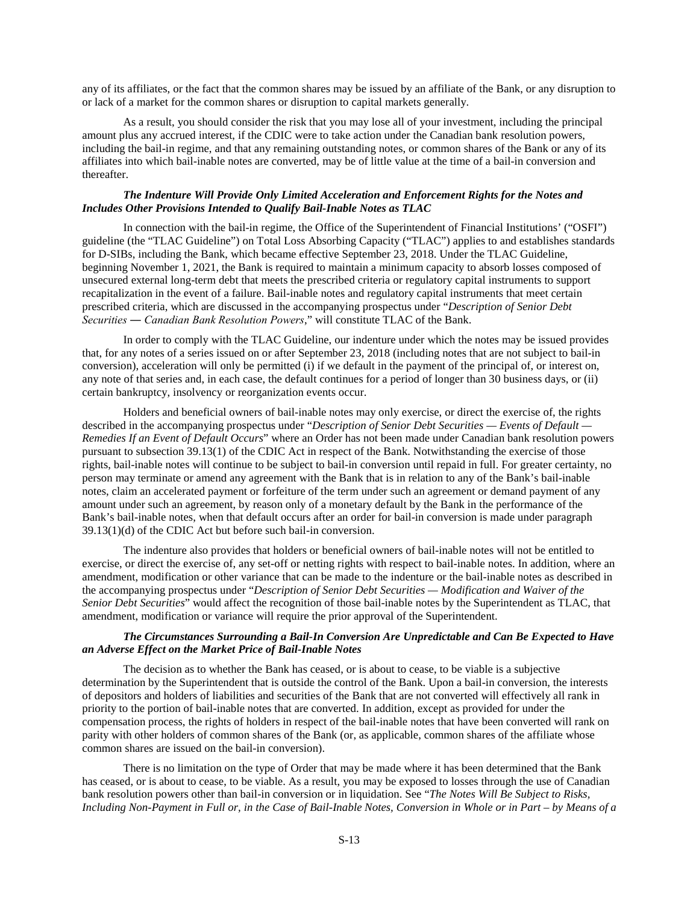any of its affiliates, or the fact that the common shares may be issued by an affiliate of the Bank, or any disruption to or lack of a market for the common shares or disruption to capital markets generally.

As a result, you should consider the risk that you may lose all of your investment, including the principal amount plus any accrued interest, if the CDIC were to take action under the Canadian bank resolution powers, including the bail-in regime, and that any remaining outstanding notes, or common shares of the Bank or any of its affiliates into which bail-inable notes are converted, may be of little value at the time of a bail-in conversion and thereafter.

***The Indenture Will Provide Only Limited Acceleration and Enforcement Rights for the Notes and Includes Other Provisions Intended to Qualify Bail-Inable Notes as TLAC***

In connection with the bail-in regime, the Office of the Superintendent of Financial Institutions' ("OSFI") guideline (the "TLAC Guideline") on Total Loss Absorbing Capacity ("TLAC") applies to and establishes standards for D-SIBs, including the Bank, which became effective September 23, 2018. Under the TLAC Guideline, beginning November 1, 2021, the Bank is required to maintain a minimum capacity to absorb losses composed of unsecured external long-term debt that meets the prescribed criteria or regulatory capital instruments to support recapitalization in the event of a failure. Bail-inable notes and regulatory capital instruments that meet certain prescribed criteria, which are discussed in the accompanying prospectus under "*Description of Senior Debt Securities ― Canadian Bank Resolution Powers*," will constitute TLAC of the Bank.

In order to comply with the TLAC Guideline, our indenture under which the notes may be issued provides that, for any notes of a series issued on or after September 23, 2018 (including notes that are not subject to bail-in conversion), acceleration will only be permitted (i) if we default in the payment of the principal of, or interest on, any note of that series and, in each case, the default continues for a period of longer than 30 business days, or (ii) certain bankruptcy, insolvency or reorganization events occur.

Holders and beneficial owners of bail-inable notes may only exercise, or direct the exercise of, the rights described in the accompanying prospectus under "*Description of Senior Debt Securities — Events of Default — Remedies If an Event of Default Occurs*" where an Order has not been made under Canadian bank resolution powers pursuant to subsection 39.13(1) of the CDIC Act in respect of the Bank. Notwithstanding the exercise of those rights, bail-inable notes will continue to be subject to bail-in conversion until repaid in full. For greater certainty, no person may terminate or amend any agreement with the Bank that is in relation to any of the Bank's bail-inable notes, claim an accelerated payment or forfeiture of the term under such an agreement or demand payment of any amount under such an agreement, by reason only of a monetary default by the Bank in the performance of the Bank's bail-inable notes, when that default occurs after an order for bail-in conversion is made under paragraph 39.13(1)(d) of the CDIC Act but before such bail-in conversion.

The indenture also provides that holders or beneficial owners of bail-inable notes will not be entitled to exercise, or direct the exercise of, any set-off or netting rights with respect to bail-inable notes. In addition, where an amendment, modification or other variance that can be made to the indenture or the bail-inable notes as described in the accompanying prospectus under "*Description of Senior Debt Securities — Modification and Waiver of the Senior Debt Securities*" would affect the recognition of those bail-inable notes by the Superintendent as TLAC, that amendment, modification or variance will require the prior approval of the Superintendent.

***The Circumstances Surrounding a Bail-In Conversion Are Unpredictable and Can Be Expected to Have an Adverse Effect on the Market Price of Bail-Inable Notes***

The decision as to whether the Bank has ceased, or is about to cease, to be viable is a subjective determination by the Superintendent that is outside the control of the Bank. Upon a bail-in conversion, the interests of depositors and holders of liabilities and securities of the Bank that are not converted will effectively all rank in priority to the portion of bail-inable notes that are converted. In addition, except as provided for under the compensation process, the rights of holders in respect of the bail-inable notes that have been converted will rank on parity with other holders of common shares of the Bank (or, as applicable, common shares of the affiliate whose common shares are issued on the bail-in conversion).

There is no limitation on the type of Order that may be made where it has been determined that the Bank has ceased, or is about to cease, to be viable. As a result, you may be exposed to losses through the use of Canadian bank resolution powers other than bail-in conversion or in liquidation. See "*The Notes Will Be Subject to Risks, Including Non-Payment in Full or, in the Case of Bail-Inable Notes, Conversion in Whole or in Part – by Means of a*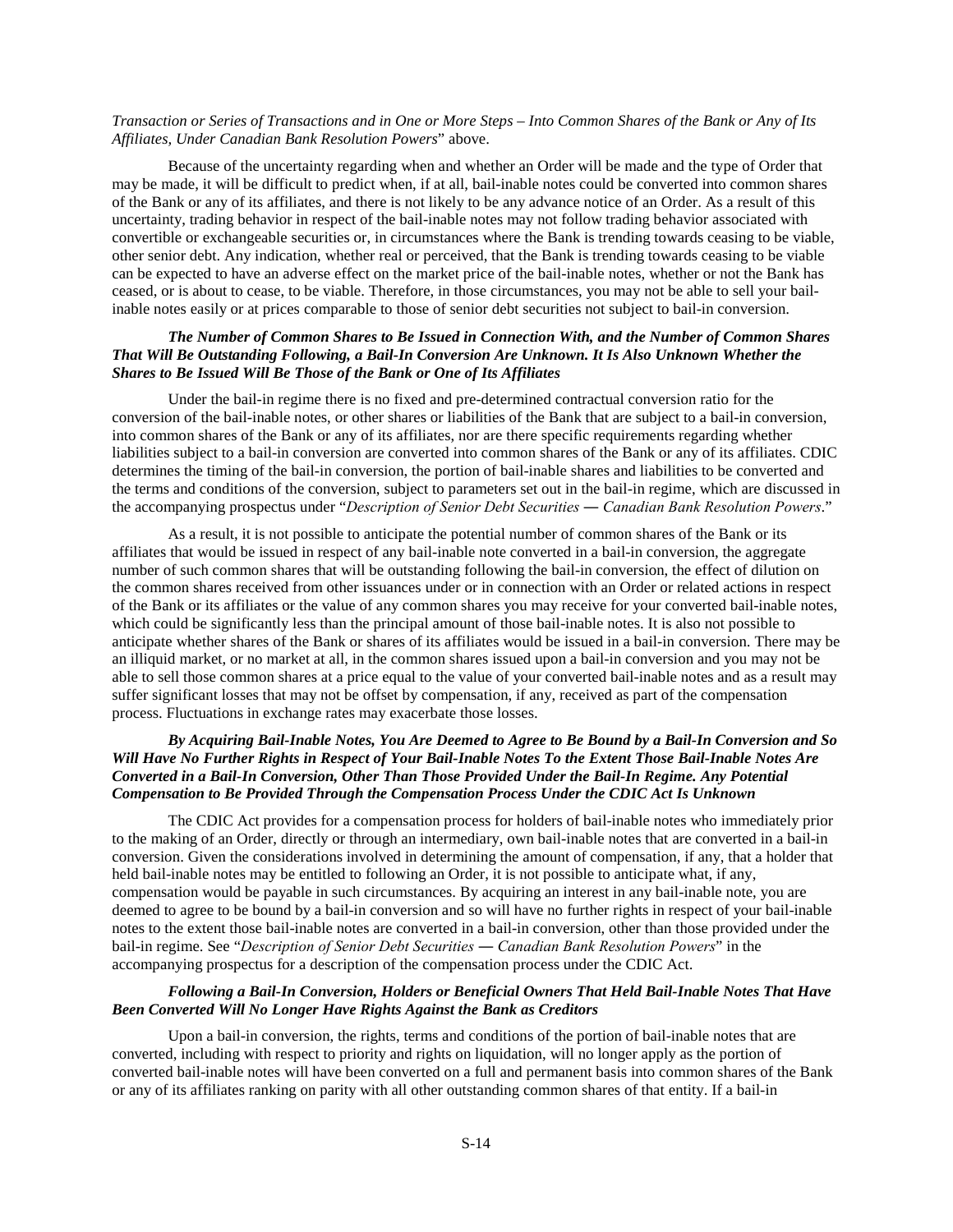*Transaction or Series of Transactions and in One or More Steps – Into Common Shares of the Bank or Any of Its Affiliates, Under Canadian Bank Resolution Powers*" above.

Because of the uncertainty regarding when and whether an Order will be made and the type of Order that may be made, it will be difficult to predict when, if at all, bail-inable notes could be converted into common shares of the Bank or any of its affiliates, and there is not likely to be any advance notice of an Order. As a result of this uncertainty, trading behavior in respect of the bail-inable notes may not follow trading behavior associated with convertible or exchangeable securities or, in circumstances where the Bank is trending towards ceasing to be viable, other senior debt. Any indication, whether real or perceived, that the Bank is trending towards ceasing to be viable can be expected to have an adverse effect on the market price of the bail-inable notes, whether or not the Bank has ceased, or is about to cease, to be viable. Therefore, in those circumstances, you may not be able to sell your bail-inable notes easily or at prices comparable to those of senior debt securities not subject to bail-in conversion.

***The Number of Common Shares to Be Issued in Connection With, and the Number of Common Shares That Will Be Outstanding Following, a Bail-In Conversion Are Unknown. It Is Also Unknown Whether the Shares to Be Issued Will Be Those of the Bank or One of Its Affiliates***

Under the bail-in regime there is no fixed and pre-determined contractual conversion ratio for the conversion of the bail-inable notes, or other shares or liabilities of the Bank that are subject to a bail-in conversion, into common shares of the Bank or any of its affiliates, nor are there specific requirements regarding whether liabilities subject to a bail-in conversion are converted into common shares of the Bank or any of its affiliates. CDIC determines the timing of the bail-in conversion, the portion of bail-inable shares and liabilities to be converted and the terms and conditions of the conversion, subject to parameters set out in the bail-in regime, which are discussed in the accompanying prospectus under "*Description of Senior Debt Securities — Canadian Bank Resolution Powers*."

As a result, it is not possible to anticipate the potential number of common shares of the Bank or its affiliates that would be issued in respect of any bail-inable note converted in a bail-in conversion, the aggregate number of such common shares that will be outstanding following the bail-in conversion, the effect of dilution on the common shares received from other issuances under or in connection with an Order or related actions in respect of the Bank or its affiliates or the value of any common shares you may receive for your converted bail-inable notes, which could be significantly less than the principal amount of those bail-inable notes. It is also not possible to anticipate whether shares of the Bank or shares of its affiliates would be issued in a bail-in conversion. There may be an illiquid market, or no market at all, in the common shares issued upon a bail-in conversion and you may not be able to sell those common shares at a price equal to the value of your converted bail-inable notes and as a result may suffer significant losses that may not be offset by compensation, if any, received as part of the compensation process. Fluctuations in exchange rates may exacerbate those losses.

***By Acquiring Bail-Inable Notes, You Are Deemed to Agree to Be Bound by a Bail-In Conversion and So Will Have No Further Rights in Respect of Your Bail-Inable Notes To the Extent Those Bail-Inable Notes Are Converted in a Bail-In Conversion, Other Than Those Provided Under the Bail-In Regime. Any Potential Compensation to Be Provided Through the Compensation Process Under the CDIC Act Is Unknown***

The CDIC Act provides for a compensation process for holders of bail-inable notes who immediately prior to the making of an Order, directly or through an intermediary, own bail-inable notes that are converted in a bail-in conversion. Given the considerations involved in determining the amount of compensation, if any, that a holder that held bail-inable notes may be entitled to following an Order, it is not possible to anticipate what, if any, compensation would be payable in such circumstances. By acquiring an interest in any bail-inable note, you are deemed to agree to be bound by a bail-in conversion and so will have no further rights in respect of your bail-inable notes to the extent those bail-inable notes are converted in a bail-in conversion, other than those provided under the bail-in regime. See "*Description of Senior Debt Securities — Canadian Bank Resolution Powers*" in the accompanying prospectus for a description of the compensation process under the CDIC Act.

***Following a Bail-In Conversion, Holders or Beneficial Owners That Held Bail-Inable Notes That Have Been Converted Will No Longer Have Rights Against the Bank as Creditors***

Upon a bail-in conversion, the rights, terms and conditions of the portion of bail-inable notes that are converted, including with respect to priority and rights on liquidation, will no longer apply as the portion of converted bail-inable notes will have been converted on a full and permanent basis into common shares of the Bank or any of its affiliates ranking on parity with all other outstanding common shares of that entity. If a bail-in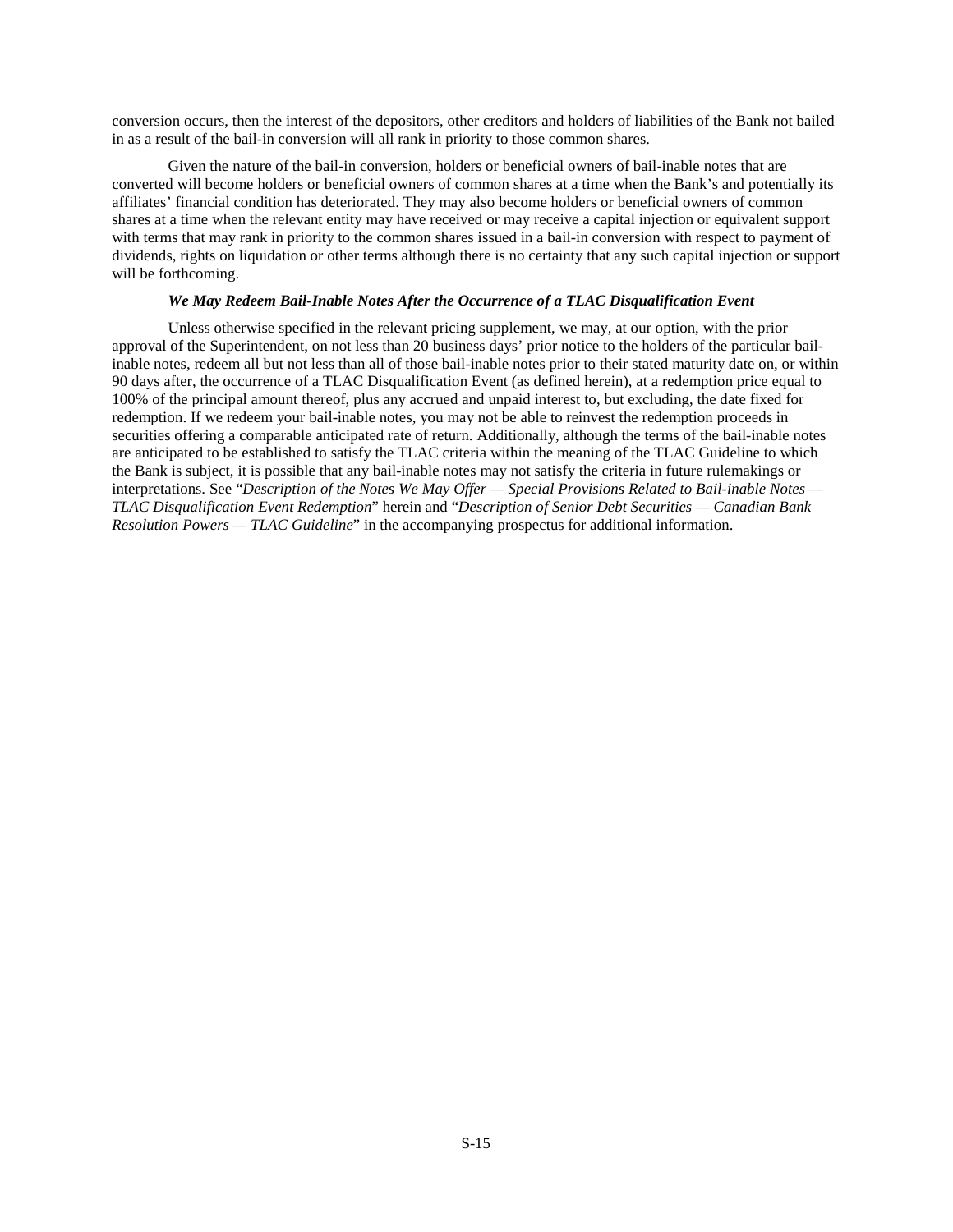conversion occurs, then the interest of the depositors, other creditors and holders of liabilities of the Bank not bailed in as a result of the bail-in conversion will all rank in priority to those common shares.

Given the nature of the bail-in conversion, holders or beneficial owners of bail-inable notes that are converted will become holders or beneficial owners of common shares at a time when the Bank's and potentially its affiliates' financial condition has deteriorated. They may also become holders or beneficial owners of common shares at a time when the relevant entity may have received or may receive a capital injection or equivalent support with terms that may rank in priority to the common shares issued in a bail-in conversion with respect to payment of dividends, rights on liquidation or other terms although there is no certainty that any such capital injection or support will be forthcoming.

***We May Redeem Bail-Inable Notes After the Occurrence of a TLAC Disqualification Event***

Unless otherwise specified in the relevant pricing supplement, we may, at our option, with the prior approval of the Superintendent, on not less than 20 business days' prior notice to the holders of the particular bail-inable notes, redeem all but not less than all of those bail-inable notes prior to their stated maturity date on, or within 90 days after, the occurrence of a TLAC Disqualification Event (as defined herein), at a redemption price equal to 100% of the principal amount thereof, plus any accrued and unpaid interest to, but excluding, the date fixed for redemption. If we redeem your bail-inable notes, you may not be able to reinvest the redemption proceeds in securities offering a comparable anticipated rate of return. Additionally, although the terms of the bail-inable notes are anticipated to be established to satisfy the TLAC criteria within the meaning of the TLAC Guideline to which the Bank is subject, it is possible that any bail-inable notes may not satisfy the criteria in future rulemakings or interpretations. See "*Description of the Notes We May Offer — Special Provisions Related to Bail-inable Notes — TLAC Disqualification Event Redemption*" herein and "*Description of Senior Debt Securities — Canadian Bank Resolution Powers — TLAC Guideline*" in the accompanying prospectus for additional information.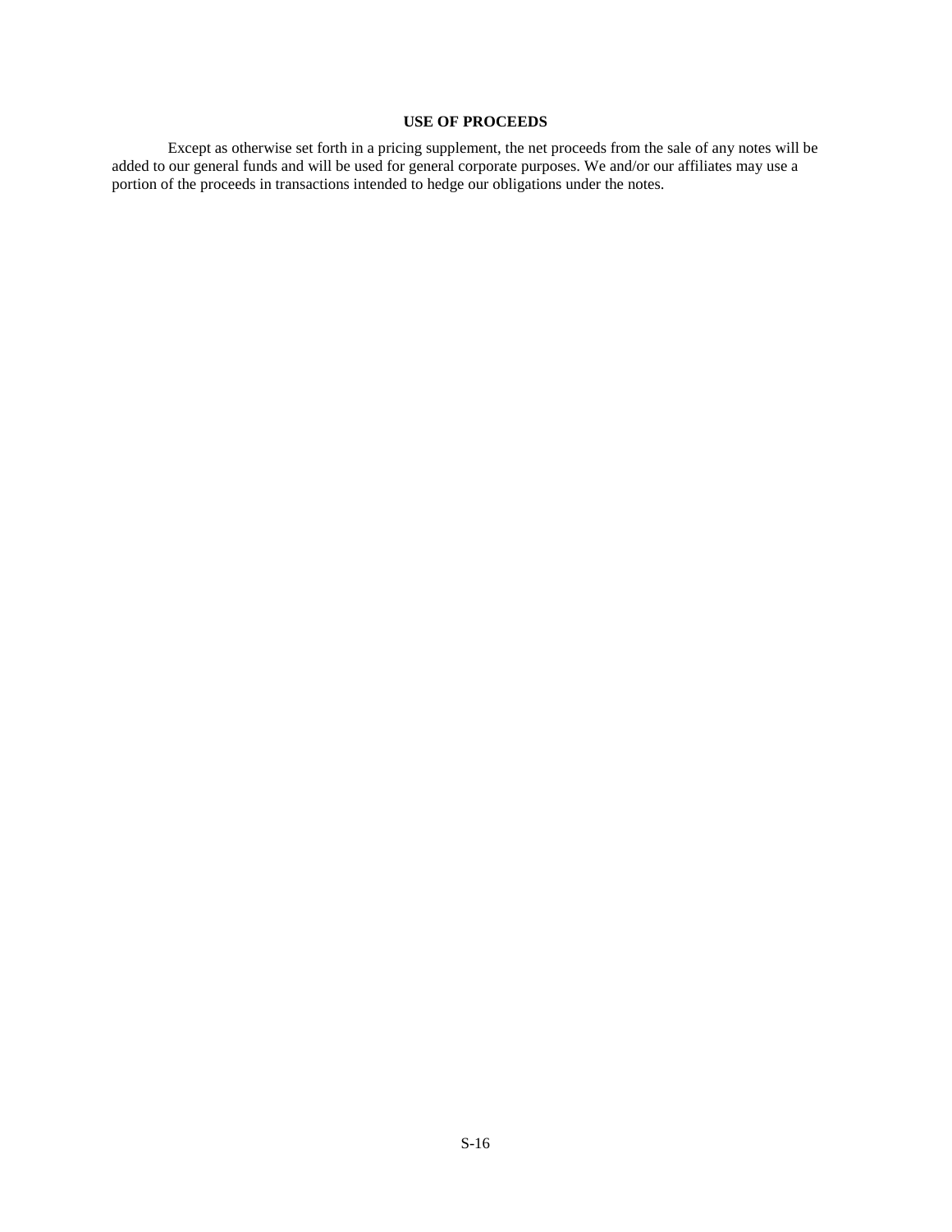# USE OF PROCEEDS

Except as otherwise set forth in a pricing supplement, the net proceeds from the sale of any notes will be added to our general funds and will be used for general corporate purposes. We and/or our affiliates may use a portion of the proceeds in transactions intended to hedge our obligations under the notes.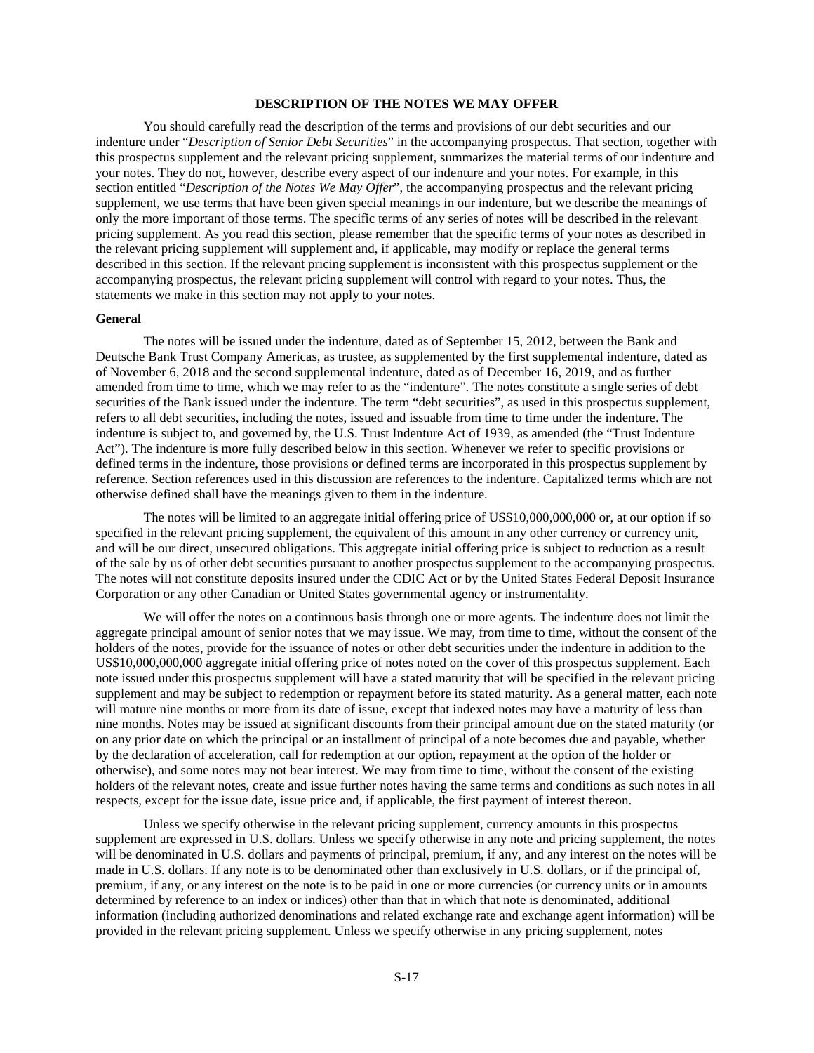## DESCRIPTION OF THE NOTES WE MAY OFFER

You should carefully read the description of the terms and provisions of our debt securities and our indenture under "*Description of Senior Debt Securities*" in the accompanying prospectus. That section, together with this prospectus supplement and the relevant pricing supplement, summarizes the material terms of our indenture and your notes. They do not, however, describe every aspect of our indenture and your notes. For example, in this section entitled "*Description of the Notes We May Offer*", the accompanying prospectus and the relevant pricing supplement, we use terms that have been given special meanings in our indenture, but we describe the meanings of only the more important of those terms. The specific terms of any series of notes will be described in the relevant pricing supplement. As you read this section, please remember that the specific terms of your notes as described in the relevant pricing supplement will supplement and, if applicable, may modify or replace the general terms described in this section. If the relevant pricing supplement is inconsistent with this prospectus supplement or the accompanying prospectus, the relevant pricing supplement will control with regard to your notes. Thus, the statements we make in this section may not apply to your notes.

### General

The notes will be issued under the indenture, dated as of September 15, 2012, between the Bank and Deutsche Bank Trust Company Americas, as trustee, as supplemented by the first supplemental indenture, dated as of November 6, 2018 and the second supplemental indenture, dated as of December 16, 2019, and as further amended from time to time, which we may refer to as the "indenture". The notes constitute a single series of debt securities of the Bank issued under the indenture. The term "debt securities", as used in this prospectus supplement, refers to all debt securities, including the notes, issued and issuable from time to time under the indenture. The indenture is subject to, and governed by, the U.S. Trust Indenture Act of 1939, as amended (the "Trust Indenture Act"). The indenture is more fully described below in this section. Whenever we refer to specific provisions or defined terms in the indenture, those provisions or defined terms are incorporated in this prospectus supplement by reference. Section references used in this discussion are references to the indenture. Capitalized terms which are not otherwise defined shall have the meanings given to them in the indenture.

The notes will be limited to an aggregate initial offering price of US$10,000,000,000 or, at our option if so specified in the relevant pricing supplement, the equivalent of this amount in any other currency or currency unit, and will be our direct, unsecured obligations. This aggregate initial offering price is subject to reduction as a result of the sale by us of other debt securities pursuant to another prospectus supplement to the accompanying prospectus. The notes will not constitute deposits insured under the CDIC Act or by the United States Federal Deposit Insurance Corporation or any other Canadian or United States governmental agency or instrumentality.

We will offer the notes on a continuous basis through one or more agents. The indenture does not limit the aggregate principal amount of senior notes that we may issue. We may, from time to time, without the consent of the holders of the notes, provide for the issuance of notes or other debt securities under the indenture in addition to the US$10,000,000,000 aggregate initial offering price of notes noted on the cover of this prospectus supplement. Each note issued under this prospectus supplement will have a stated maturity that will be specified in the relevant pricing supplement and may be subject to redemption or repayment before its stated maturity. As a general matter, each note will mature nine months or more from its date of issue, except that indexed notes may have a maturity of less than nine months. Notes may be issued at significant discounts from their principal amount due on the stated maturity (or on any prior date on which the principal or an installment of principal of a note becomes due and payable, whether by the declaration of acceleration, call for redemption at our option, repayment at the option of the holder or otherwise), and some notes may not bear interest. We may from time to time, without the consent of the existing holders of the relevant notes, create and issue further notes having the same terms and conditions as such notes in all respects, except for the issue date, issue price and, if applicable, the first payment of interest thereon.

Unless we specify otherwise in the relevant pricing supplement, currency amounts in this prospectus supplement are expressed in U.S. dollars. Unless we specify otherwise in any note and pricing supplement, the notes will be denominated in U.S. dollars and payments of principal, premium, if any, and any interest on the notes will be made in U.S. dollars. If any note is to be denominated other than exclusively in U.S. dollars, or if the principal of, premium, if any, or any interest on the note is to be paid in one or more currencies (or currency units or in amounts determined by reference to an index or indices) other than that in which that note is denominated, additional information (including authorized denominations and related exchange rate and exchange agent information) will be provided in the relevant pricing supplement. Unless we specify otherwise in any pricing supplement, notes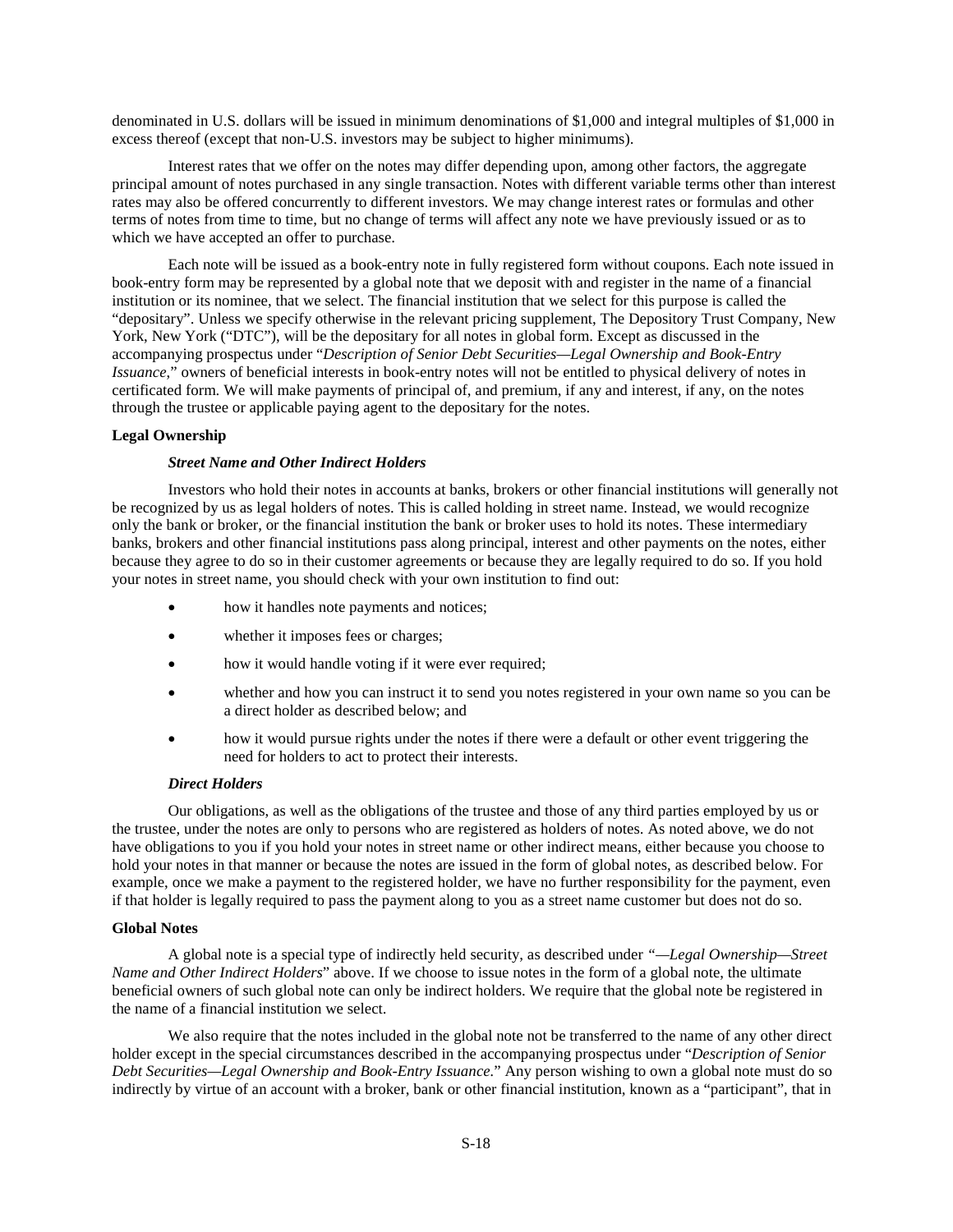denominated in U.S. dollars will be issued in minimum denominations of $1,000 and integral multiples of $1,000 in excess thereof (except that non-U.S. investors may be subject to higher minimums).

Interest rates that we offer on the notes may differ depending upon, among other factors, the aggregate principal amount of notes purchased in any single transaction. Notes with different variable terms other than interest rates may also be offered concurrently to different investors. We may change interest rates or formulas and other terms of notes from time to time, but no change of terms will affect any note we have previously issued or as to which we have accepted an offer to purchase.

Each note will be issued as a book-entry note in fully registered form without coupons. Each note issued in book-entry form may be represented by a global note that we deposit with and register in the name of a financial institution or its nominee, that we select. The financial institution that we select for this purpose is called the "depositary". Unless we specify otherwise in the relevant pricing supplement, The Depository Trust Company, New York, New York ("DTC"), will be the depositary for all notes in global form. Except as discussed in the accompanying prospectus under "*Description of Senior Debt Securities—Legal Ownership and Book-Entry Issuance*," owners of beneficial interests in book-entry notes will not be entitled to physical delivery of notes in certificated form. We will make payments of principal of, and premium, if any and interest, if any, on the notes through the trustee or applicable paying agent to the depositary for the notes.

**Legal Ownership**

***Street Name and Other Indirect Holders***

Investors who hold their notes in accounts at banks, brokers or other financial institutions will generally not be recognized by us as legal holders of notes. This is called holding in street name. Instead, we would recognize only the bank or broker, or the financial institution the bank or broker uses to hold its notes. These intermediary banks, brokers and other financial institutions pass along principal, interest and other payments on the notes, either because they agree to do so in their customer agreements or because they are legally required to do so. If you hold your notes in street name, you should check with your own institution to find out:

- how it handles note payments and notices;
- whether it imposes fees or charges;
- how it would handle voting if it were ever required;
- whether and how you can instruct it to send you notes registered in your own name so you can be a direct holder as described below; and
- how it would pursue rights under the notes if there were a default or other event triggering the need for holders to act to protect their interests.

***Direct Holders***

Our obligations, as well as the obligations of the trustee and those of any third parties employed by us or the trustee, under the notes are only to persons who are registered as holders of notes. As noted above, we do not have obligations to you if you hold your notes in street name or other indirect means, either because you choose to hold your notes in that manner or because the notes are issued in the form of global notes, as described below. For example, once we make a payment to the registered holder, we have no further responsibility for the payment, even if that holder is legally required to pass the payment along to you as a street name customer but does not do so.

**Global Notes**

A global note is a special type of indirectly held security, as described under *"—Legal Ownership—Street Name and Other Indirect Holders*" above. If we choose to issue notes in the form of a global note, the ultimate beneficial owners of such global note can only be indirect holders. We require that the global note be registered in the name of a financial institution we select.

We also require that the notes included in the global note not be transferred to the name of any other direct holder except in the special circumstances described in the accompanying prospectus under "*Description of Senior Debt Securities—Legal Ownership and Book-Entry Issuance*." Any person wishing to own a global note must do so indirectly by virtue of an account with a broker, bank or other financial institution, known as a "participant", that in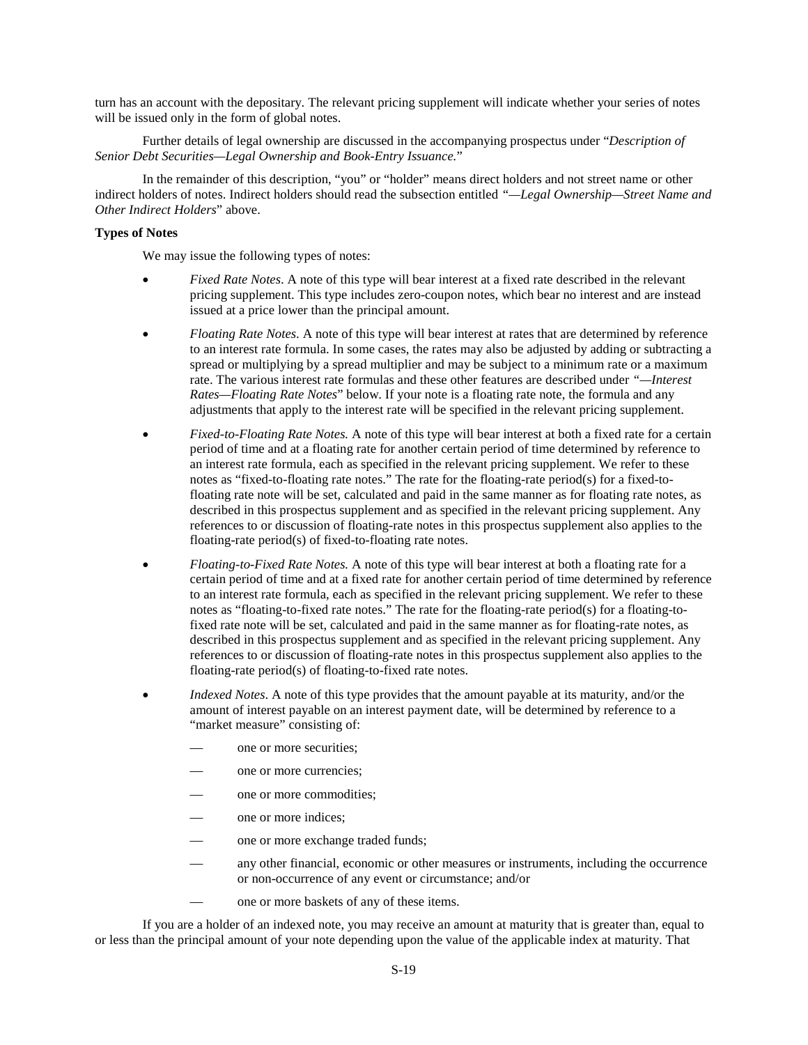turn has an account with the depositary. The relevant pricing supplement will indicate whether your series of notes will be issued only in the form of global notes.

Further details of legal ownership are discussed in the accompanying prospectus under "*Description of Senior Debt Securities—Legal Ownership and Book-Entry Issuance.*"

In the remainder of this description, "you" or "holder" means direct holders and not street name or other indirect holders of notes. Indirect holders should read the subsection entitled *"—Legal Ownership—Street Name and Other Indirect Holders*" above.

**Types of Notes**

We may issue the following types of notes:

- *Fixed Rate Notes*. A note of this type will bear interest at a fixed rate described in the relevant pricing supplement. This type includes zero-coupon notes, which bear no interest and are instead issued at a price lower than the principal amount.
- *Floating Rate Notes*. A note of this type will bear interest at rates that are determined by reference to an interest rate formula. In some cases, the rates may also be adjusted by adding or subtracting a spread or multiplying by a spread multiplier and may be subject to a minimum rate or a maximum rate. The various interest rate formulas and these other features are described under *"—Interest Rates—Floating Rate Notes*" below. If your note is a floating rate note, the formula and any adjustments that apply to the interest rate will be specified in the relevant pricing supplement.
- *Fixed-to-Floating Rate Notes.* A note of this type will bear interest at both a fixed rate for a certain period of time and at a floating rate for another certain period of time determined by reference to an interest rate formula, each as specified in the relevant pricing supplement. We refer to these notes as "fixed-to-floating rate notes." The rate for the floating-rate period(s) for a fixed-to-floating rate note will be set, calculated and paid in the same manner as for floating rate notes, as described in this prospectus supplement and as specified in the relevant pricing supplement. Any references to or discussion of floating-rate notes in this prospectus supplement also applies to the floating-rate period(s) of fixed-to-floating rate notes.
- *Floating-to-Fixed Rate Notes.* A note of this type will bear interest at both a floating rate for a certain period of time and at a fixed rate for another certain period of time determined by reference to an interest rate formula, each as specified in the relevant pricing supplement. We refer to these notes as "floating-to-fixed rate notes." The rate for the floating-rate period(s) for a floating-to-fixed rate note will be set, calculated and paid in the same manner as for floating-rate notes, as described in this prospectus supplement and as specified in the relevant pricing supplement. Any references to or discussion of floating-rate notes in this prospectus supplement also applies to the floating-rate period(s) of floating-to-fixed rate notes.
- *Indexed Notes*. A note of this type provides that the amount payable at its maturity, and/or the amount of interest payable on an interest payment date, will be determined by reference to a "market measure" consisting of:
  - — one or more securities;
  - — one or more currencies;
  - — one or more commodities;
  - — one or more indices;
  - — one or more exchange traded funds;
  - — any other financial, economic or other measures or instruments, including the occurrence or non-occurrence of any event or circumstance; and/or
  - — one or more baskets of any of these items.

If you are a holder of an indexed note, you may receive an amount at maturity that is greater than, equal to or less than the principal amount of your note depending upon the value of the applicable index at maturity. That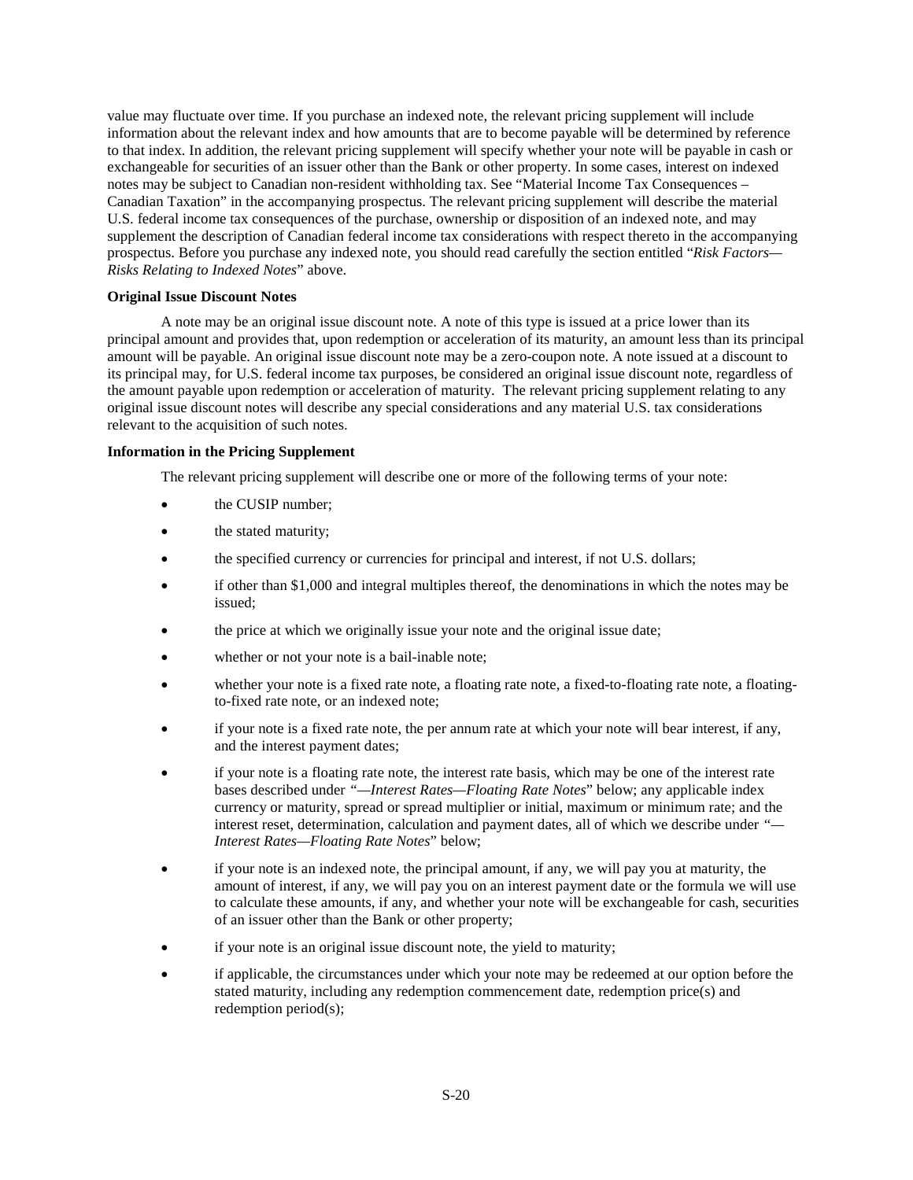value may fluctuate over time. If you purchase an indexed note, the relevant pricing supplement will include information about the relevant index and how amounts that are to become payable will be determined by reference to that index. In addition, the relevant pricing supplement will specify whether your note will be payable in cash or exchangeable for securities of an issuer other than the Bank or other property. In some cases, interest on indexed notes may be subject to Canadian non-resident withholding tax. See "Material Income Tax Consequences – Canadian Taxation" in the accompanying prospectus. The relevant pricing supplement will describe the material U.S. federal income tax consequences of the purchase, ownership or disposition of an indexed note, and may supplement the description of Canadian federal income tax considerations with respect thereto in the accompanying prospectus. Before you purchase any indexed note, you should read carefully the section entitled "*Risk Factors—Risks Relating to Indexed Notes*" above.

**Original Issue Discount Notes**

A note may be an original issue discount note. A note of this type is issued at a price lower than its principal amount and provides that, upon redemption or acceleration of its maturity, an amount less than its principal amount will be payable. An original issue discount note may be a zero-coupon note. A note issued at a discount to its principal may, for U.S. federal income tax purposes, be considered an original issue discount note, regardless of the amount payable upon redemption or acceleration of maturity. The relevant pricing supplement relating to any original issue discount notes will describe any special considerations and any material U.S. tax considerations relevant to the acquisition of such notes.

**Information in the Pricing Supplement**

The relevant pricing supplement will describe one or more of the following terms of your note:

- the CUSIP number;
- the stated maturity;
- the specified currency or currencies for principal and interest, if not U.S. dollars;
- if other than $1,000 and integral multiples thereof, the denominations in which the notes may be issued;
- the price at which we originally issue your note and the original issue date;
- whether or not your note is a bail-inable note;
- whether your note is a fixed rate note, a floating rate note, a fixed-to-floating rate note, a floating-to-fixed rate note, or an indexed note;
- if your note is a fixed rate note, the per annum rate at which your note will bear interest, if any, and the interest payment dates;
- if your note is a floating rate note, the interest rate basis, which may be one of the interest rate bases described under "*—Interest Rates—Floating Rate Notes*" below; any applicable index currency or maturity, spread or spread multiplier or initial, maximum or minimum rate; and the interest reset, determination, calculation and payment dates, all of which we describe under "*—Interest Rates—Floating Rate Notes*" below;
- if your note is an indexed note, the principal amount, if any, we will pay you at maturity, the amount of interest, if any, we will pay you on an interest payment date or the formula we will use to calculate these amounts, if any, and whether your note will be exchangeable for cash, securities of an issuer other than the Bank or other property;
- if your note is an original issue discount note, the yield to maturity;
- if applicable, the circumstances under which your note may be redeemed at our option before the stated maturity, including any redemption commencement date, redemption price(s) and redemption period(s);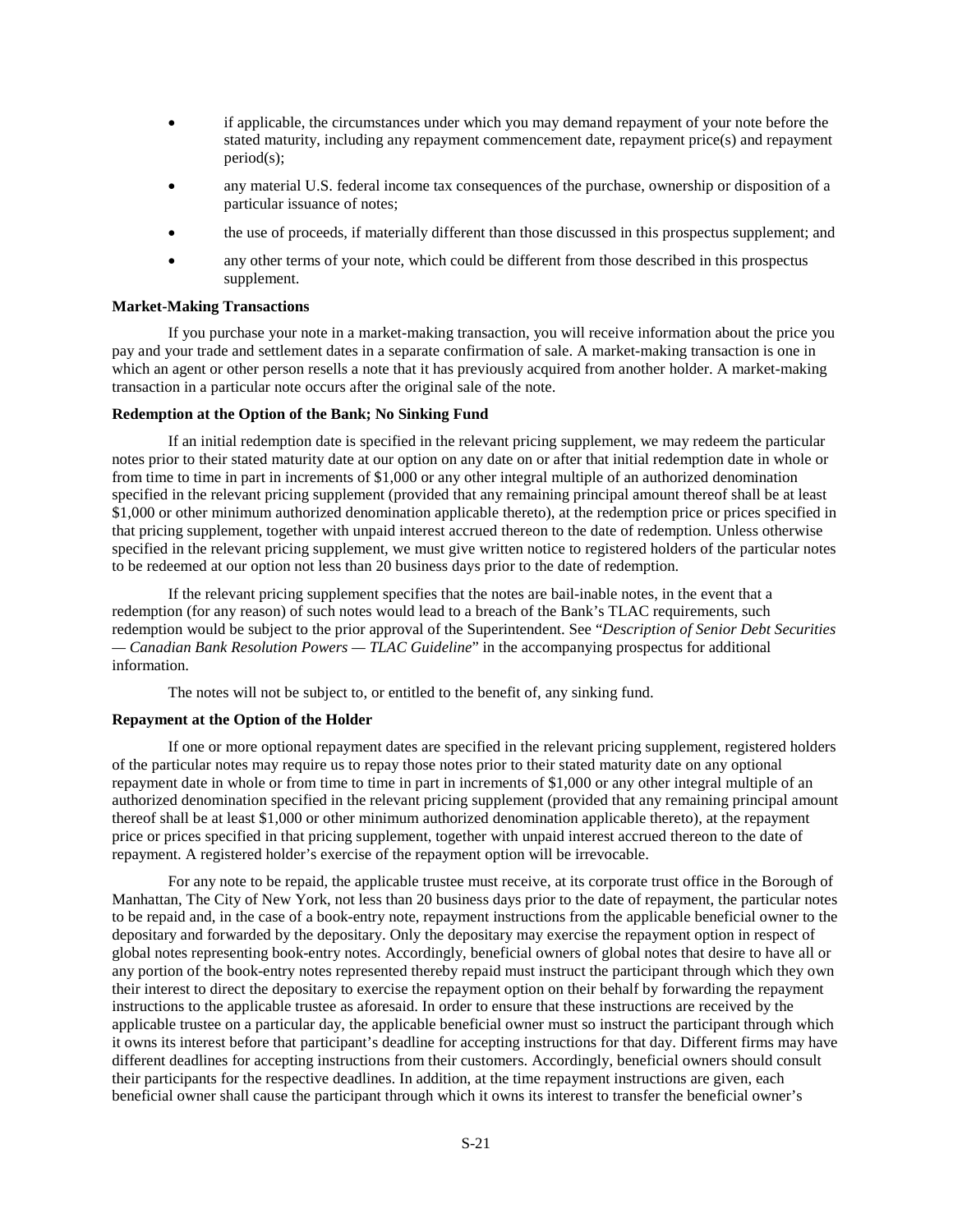- if applicable, the circumstances under which you may demand repayment of your note before the stated maturity, including any repayment commencement date, repayment price(s) and repayment period(s);
- any material U.S. federal income tax consequences of the purchase, ownership or disposition of a particular issuance of notes;
- the use of proceeds, if materially different than those discussed in this prospectus supplement; and
- any other terms of your note, which could be different from those described in this prospectus supplement.

**Market-Making Transactions**

If you purchase your note in a market-making transaction, you will receive information about the price you pay and your trade and settlement dates in a separate confirmation of sale. A market-making transaction is one in which an agent or other person resells a note that it has previously acquired from another holder. A market-making transaction in a particular note occurs after the original sale of the note.

**Redemption at the Option of the Bank; No Sinking Fund**

If an initial redemption date is specified in the relevant pricing supplement, we may redeem the particular notes prior to their stated maturity date at our option on any date on or after that initial redemption date in whole or from time to time in part in increments of $1,000 or any other integral multiple of an authorized denomination specified in the relevant pricing supplement (provided that any remaining principal amount thereof shall be at least $1,000 or other minimum authorized denomination applicable thereto), at the redemption price or prices specified in that pricing supplement, together with unpaid interest accrued thereon to the date of redemption. Unless otherwise specified in the relevant pricing supplement, we must give written notice to registered holders of the particular notes to be redeemed at our option not less than 20 business days prior to the date of redemption.

If the relevant pricing supplement specifies that the notes are bail-inable notes, in the event that a redemption (for any reason) of such notes would lead to a breach of the Bank's TLAC requirements, such redemption would be subject to the prior approval of the Superintendent. See "*Description of Senior Debt Securities — Canadian Bank Resolution Powers — TLAC Guideline*" in the accompanying prospectus for additional information.

The notes will not be subject to, or entitled to the benefit of, any sinking fund.

**Repayment at the Option of the Holder**

If one or more optional repayment dates are specified in the relevant pricing supplement, registered holders of the particular notes may require us to repay those notes prior to their stated maturity date on any optional repayment date in whole or from time to time in part in increments of $1,000 or any other integral multiple of an authorized denomination specified in the relevant pricing supplement (provided that any remaining principal amount thereof shall be at least $1,000 or other minimum authorized denomination applicable thereto), at the repayment price or prices specified in that pricing supplement, together with unpaid interest accrued thereon to the date of repayment. A registered holder's exercise of the repayment option will be irrevocable.

For any note to be repaid, the applicable trustee must receive, at its corporate trust office in the Borough of Manhattan, The City of New York, not less than 20 business days prior to the date of repayment, the particular notes to be repaid and, in the case of a book-entry note, repayment instructions from the applicable beneficial owner to the depositary and forwarded by the depositary. Only the depositary may exercise the repayment option in respect of global notes representing book-entry notes. Accordingly, beneficial owners of global notes that desire to have all or any portion of the book-entry notes represented thereby repaid must instruct the participant through which they own their interest to direct the depositary to exercise the repayment option on their behalf by forwarding the repayment instructions to the applicable trustee as aforesaid. In order to ensure that these instructions are received by the applicable trustee on a particular day, the applicable beneficial owner must so instruct the participant through which it owns its interest before that participant's deadline for accepting instructions for that day. Different firms may have different deadlines for accepting instructions from their customers. Accordingly, beneficial owners should consult their participants for the respective deadlines. In addition, at the time repayment instructions are given, each beneficial owner shall cause the participant through which it owns its interest to transfer the beneficial owner's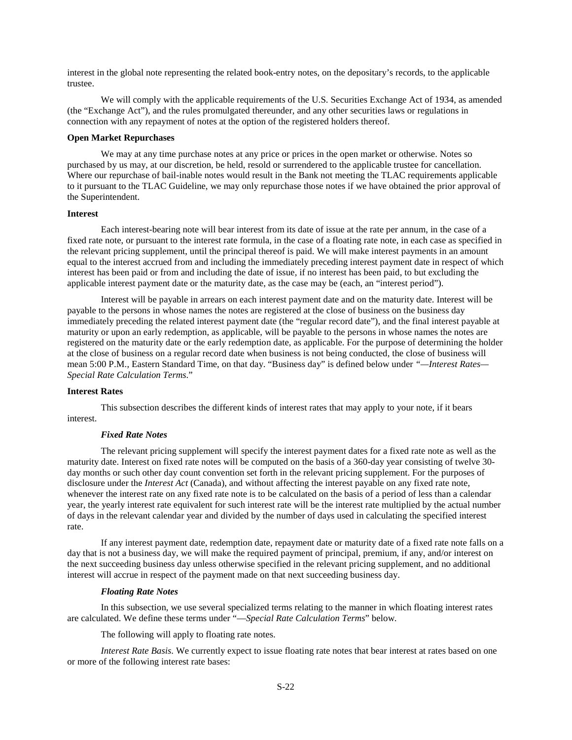interest in the global note representing the related book-entry notes, on the depositary's records, to the applicable trustee.

We will comply with the applicable requirements of the U.S. Securities Exchange Act of 1934, as amended (the "Exchange Act"), and the rules promulgated thereunder, and any other securities laws or regulations in connection with any repayment of notes at the option of the registered holders thereof.

**Open Market Repurchases**

We may at any time purchase notes at any price or prices in the open market or otherwise. Notes so purchased by us may, at our discretion, be held, resold or surrendered to the applicable trustee for cancellation. Where our repurchase of bail-inable notes would result in the Bank not meeting the TLAC requirements applicable to it pursuant to the TLAC Guideline, we may only repurchase those notes if we have obtained the prior approval of the Superintendent.

**Interest**

Each interest-bearing note will bear interest from its date of issue at the rate per annum, in the case of a fixed rate note, or pursuant to the interest rate formula, in the case of a floating rate note, in each case as specified in the relevant pricing supplement, until the principal thereof is paid. We will make interest payments in an amount equal to the interest accrued from and including the immediately preceding interest payment date in respect of which interest has been paid or from and including the date of issue, if no interest has been paid, to but excluding the applicable interest payment date or the maturity date, as the case may be (each, an "interest period").

Interest will be payable in arrears on each interest payment date and on the maturity date. Interest will be payable to the persons in whose names the notes are registered at the close of business on the business day immediately preceding the related interest payment date (the "regular record date"), and the final interest payable at maturity or upon an early redemption, as applicable, will be payable to the persons in whose names the notes are registered on the maturity date or the early redemption date, as applicable. For the purpose of determining the holder at the close of business on a regular record date when business is not being conducted, the close of business will mean 5:00 P.M., Eastern Standard Time, on that day. "Business day" is defined below under *"—Interest Rates—Special Rate Calculation Terms*."

**Interest Rates**

This subsection describes the different kinds of interest rates that may apply to your note, if it bears interest.

***Fixed Rate Notes***

The relevant pricing supplement will specify the interest payment dates for a fixed rate note as well as the maturity date. Interest on fixed rate notes will be computed on the basis of a 360-day year consisting of twelve 30-day months or such other day count convention set forth in the relevant pricing supplement. For the purposes of disclosure under the *Interest Act* (Canada), and without affecting the interest payable on any fixed rate note, whenever the interest rate on any fixed rate note is to be calculated on the basis of a period of less than a calendar year, the yearly interest rate equivalent for such interest rate will be the interest rate multiplied by the actual number of days in the relevant calendar year and divided by the number of days used in calculating the specified interest rate.

If any interest payment date, redemption date, repayment date or maturity date of a fixed rate note falls on a day that is not a business day, we will make the required payment of principal, premium, if any, and/or interest on the next succeeding business day unless otherwise specified in the relevant pricing supplement, and no additional interest will accrue in respect of the payment made on that next succeeding business day.

***Floating Rate Notes***

In this subsection, we use several specialized terms relating to the manner in which floating interest rates are calculated. We define these terms under "*—Special Rate Calculation Terms*" below.

The following will apply to floating rate notes.

*Interest Rate Basis*. We currently expect to issue floating rate notes that bear interest at rates based on one or more of the following interest rate bases: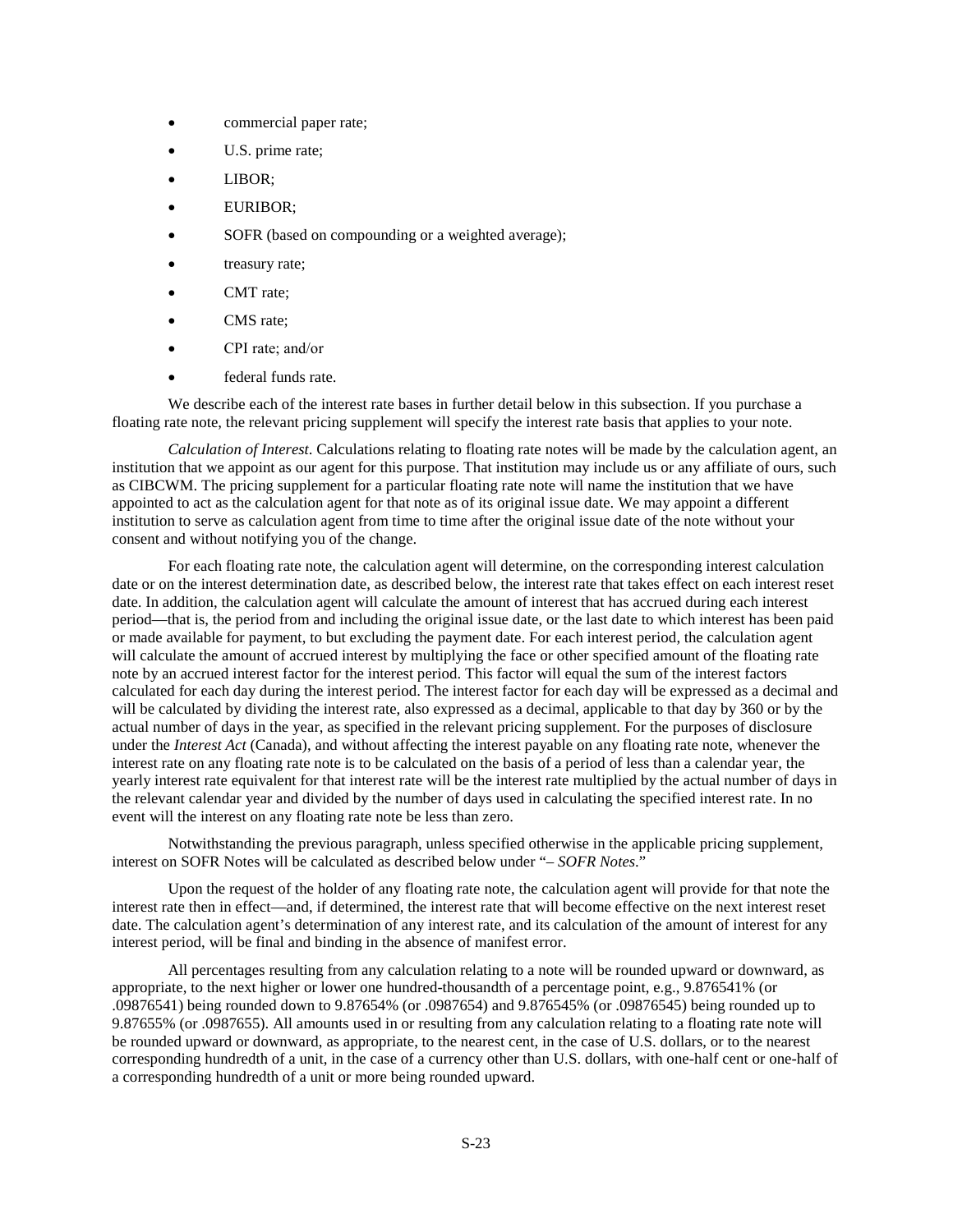- commercial paper rate;
- U.S. prime rate;
- LIBOR;
- EURIBOR;
- SOFR (based on compounding or a weighted average);
- treasury rate;
- CMT rate;
- CMS rate;
- CPI rate; and/or
- federal funds rate.

We describe each of the interest rate bases in further detail below in this subsection. If you purchase a floating rate note, the relevant pricing supplement will specify the interest rate basis that applies to your note.

*Calculation of Interest*. Calculations relating to floating rate notes will be made by the calculation agent, an institution that we appoint as our agent for this purpose. That institution may include us or any affiliate of ours, such as CIBCWM. The pricing supplement for a particular floating rate note will name the institution that we have appointed to act as the calculation agent for that note as of its original issue date. We may appoint a different institution to serve as calculation agent from time to time after the original issue date of the note without your consent and without notifying you of the change.

For each floating rate note, the calculation agent will determine, on the corresponding interest calculation date or on the interest determination date, as described below, the interest rate that takes effect on each interest reset date. In addition, the calculation agent will calculate the amount of interest that has accrued during each interest period—that is, the period from and including the original issue date, or the last date to which interest has been paid or made available for payment, to but excluding the payment date. For each interest period, the calculation agent will calculate the amount of accrued interest by multiplying the face or other specified amount of the floating rate note by an accrued interest factor for the interest period. This factor will equal the sum of the interest factors calculated for each day during the interest period. The interest factor for each day will be expressed as a decimal and will be calculated by dividing the interest rate, also expressed as a decimal, applicable to that day by 360 or by the actual number of days in the year, as specified in the relevant pricing supplement. For the purposes of disclosure under the *Interest Act* (Canada), and without affecting the interest payable on any floating rate note, whenever the interest rate on any floating rate note is to be calculated on the basis of a period of less than a calendar year, the yearly interest rate equivalent for that interest rate will be the interest rate multiplied by the actual number of days in the relevant calendar year and divided by the number of days used in calculating the specified interest rate. In no event will the interest on any floating rate note be less than zero.

Notwithstanding the previous paragraph, unless specified otherwise in the applicable pricing supplement, interest on SOFR Notes will be calculated as described below under "*– SOFR Notes*."

Upon the request of the holder of any floating rate note, the calculation agent will provide for that note the interest rate then in effect—and, if determined, the interest rate that will become effective on the next interest reset date. The calculation agent's determination of any interest rate, and its calculation of the amount of interest for any interest period, will be final and binding in the absence of manifest error.

All percentages resulting from any calculation relating to a note will be rounded upward or downward, as appropriate, to the next higher or lower one hundred-thousandth of a percentage point, e.g., 9.876541% (or .09876541) being rounded down to 9.87654% (or .0987654) and 9.876545% (or .09876545) being rounded up to 9.87655% (or .0987655). All amounts used in or resulting from any calculation relating to a floating rate note will be rounded upward or downward, as appropriate, to the nearest cent, in the case of U.S. dollars, or to the nearest corresponding hundredth of a unit, in the case of a currency other than U.S. dollars, with one-half cent or one-half of a corresponding hundredth of a unit or more being rounded upward.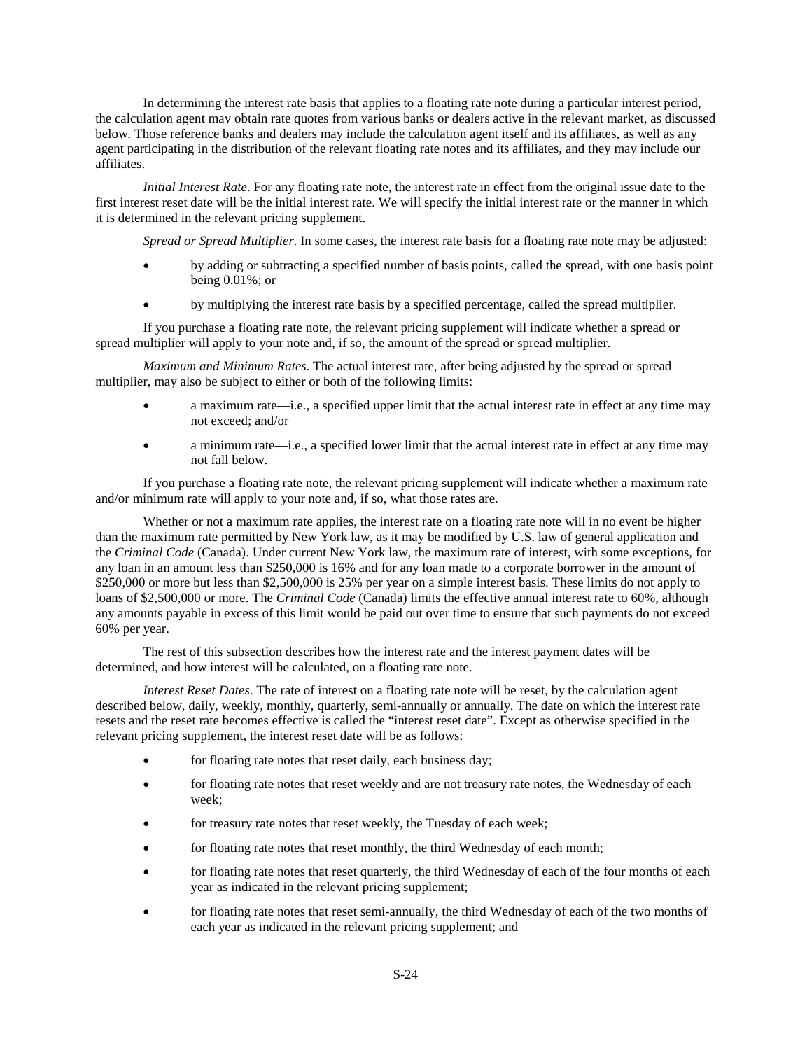In determining the interest rate basis that applies to a floating rate note during a particular interest period, the calculation agent may obtain rate quotes from various banks or dealers active in the relevant market, as discussed below. Those reference banks and dealers may include the calculation agent itself and its affiliates, as well as any agent participating in the distribution of the relevant floating rate notes and its affiliates, and they may include our affiliates.

*Initial Interest Rate*. For any floating rate note, the interest rate in effect from the original issue date to the first interest reset date will be the initial interest rate. We will specify the initial interest rate or the manner in which it is determined in the relevant pricing supplement.

*Spread or Spread Multiplier*. In some cases, the interest rate basis for a floating rate note may be adjusted:

- by adding or subtracting a specified number of basis points, called the spread, with one basis point being 0.01%; or
- by multiplying the interest rate basis by a specified percentage, called the spread multiplier.

If you purchase a floating rate note, the relevant pricing supplement will indicate whether a spread or spread multiplier will apply to your note and, if so, the amount of the spread or spread multiplier.

*Maximum and Minimum Rates*. The actual interest rate, after being adjusted by the spread or spread multiplier, may also be subject to either or both of the following limits:

- a maximum rate—i.e., a specified upper limit that the actual interest rate in effect at any time may not exceed; and/or
- a minimum rate—i.e., a specified lower limit that the actual interest rate in effect at any time may not fall below.

If you purchase a floating rate note, the relevant pricing supplement will indicate whether a maximum rate and/or minimum rate will apply to your note and, if so, what those rates are.

Whether or not a maximum rate applies, the interest rate on a floating rate note will in no event be higher than the maximum rate permitted by New York law, as it may be modified by U.S. law of general application and the *Criminal Code* (Canada). Under current New York law, the maximum rate of interest, with some exceptions, for any loan in an amount less than $250,000 is 16% and for any loan made to a corporate borrower in the amount of $250,000 or more but less than $2,500,000 is 25% per year on a simple interest basis. These limits do not apply to loans of $2,500,000 or more. The *Criminal Code* (Canada) limits the effective annual interest rate to 60%, although any amounts payable in excess of this limit would be paid out over time to ensure that such payments do not exceed 60% per year.

The rest of this subsection describes how the interest rate and the interest payment dates will be determined, and how interest will be calculated, on a floating rate note.

*Interest Reset Dates*. The rate of interest on a floating rate note will be reset, by the calculation agent described below, daily, weekly, monthly, quarterly, semi-annually or annually. The date on which the interest rate resets and the reset rate becomes effective is called the "interest reset date". Except as otherwise specified in the relevant pricing supplement, the interest reset date will be as follows:

- for floating rate notes that reset daily, each business day;
- for floating rate notes that reset weekly and are not treasury rate notes, the Wednesday of each week;
- for treasury rate notes that reset weekly, the Tuesday of each week;
- for floating rate notes that reset monthly, the third Wednesday of each month;
- for floating rate notes that reset quarterly, the third Wednesday of each of the four months of each year as indicated in the relevant pricing supplement;
- for floating rate notes that reset semi-annually, the third Wednesday of each of the two months of each year as indicated in the relevant pricing supplement; and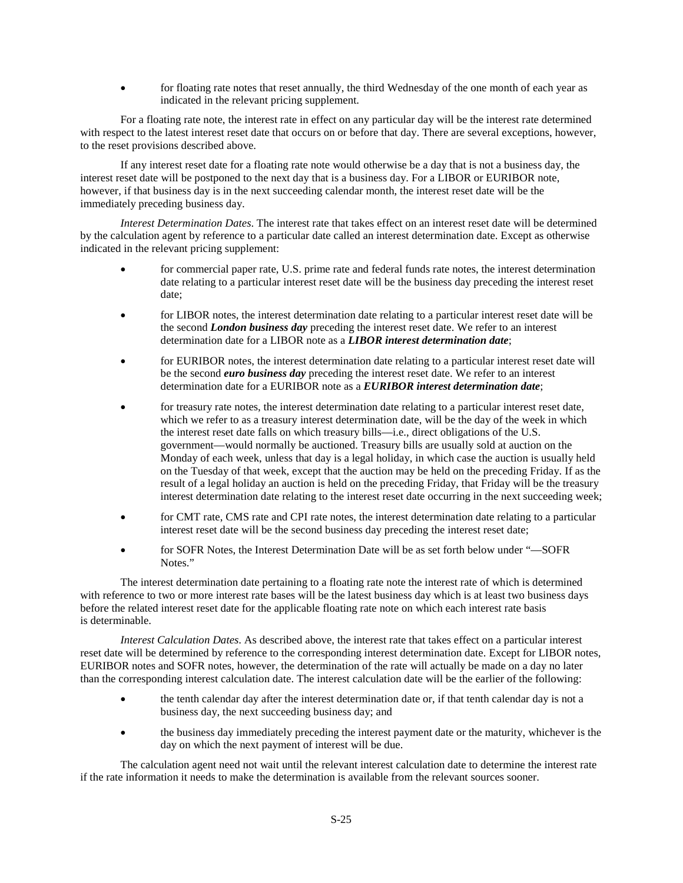- for floating rate notes that reset annually, the third Wednesday of the one month of each year as indicated in the relevant pricing supplement.

For a floating rate note, the interest rate in effect on any particular day will be the interest rate determined with respect to the latest interest reset date that occurs on or before that day. There are several exceptions, however, to the reset provisions described above.

If any interest reset date for a floating rate note would otherwise be a day that is not a business day, the interest reset date will be postponed to the next day that is a business day. For a LIBOR or EURIBOR note, however, if that business day is in the next succeeding calendar month, the interest reset date will be the immediately preceding business day.

*Interest Determination Dates*. The interest rate that takes effect on an interest reset date will be determined by the calculation agent by reference to a particular date called an interest determination date. Except as otherwise indicated in the relevant pricing supplement:

- for commercial paper rate, U.S. prime rate and federal funds rate notes, the interest determination date relating to a particular interest reset date will be the business day preceding the interest reset date;
- for LIBOR notes, the interest determination date relating to a particular interest reset date will be the second ***London business day*** preceding the interest reset date. We refer to an interest determination date for a LIBOR note as a ***LIBOR interest determination date***;
- for EURIBOR notes, the interest determination date relating to a particular interest reset date will be the second ***euro business day*** preceding the interest reset date. We refer to an interest determination date for a EURIBOR note as a ***EURIBOR interest determination date***;
- for treasury rate notes, the interest determination date relating to a particular interest reset date, which we refer to as a treasury interest determination date, will be the day of the week in which the interest reset date falls on which treasury bills—i.e., direct obligations of the U.S. government—would normally be auctioned. Treasury bills are usually sold at auction on the Monday of each week, unless that day is a legal holiday, in which case the auction is usually held on the Tuesday of that week, except that the auction may be held on the preceding Friday. If as the result of a legal holiday an auction is held on the preceding Friday, that Friday will be the treasury interest determination date relating to the interest reset date occurring in the next succeeding week;
- for CMT rate, CMS rate and CPI rate notes, the interest determination date relating to a particular interest reset date will be the second business day preceding the interest reset date;
- for SOFR Notes, the Interest Determination Date will be as set forth below under "—SOFR Notes."

The interest determination date pertaining to a floating rate note the interest rate of which is determined with reference to two or more interest rate bases will be the latest business day which is at least two business days before the related interest reset date for the applicable floating rate note on which each interest rate basis is determinable.

*Interest Calculation Dates*. As described above, the interest rate that takes effect on a particular interest reset date will be determined by reference to the corresponding interest determination date. Except for LIBOR notes, EURIBOR notes and SOFR notes, however, the determination of the rate will actually be made on a day no later than the corresponding interest calculation date. The interest calculation date will be the earlier of the following:

- the tenth calendar day after the interest determination date or, if that tenth calendar day is not a business day, the next succeeding business day; and
- the business day immediately preceding the interest payment date or the maturity, whichever is the day on which the next payment of interest will be due.

The calculation agent need not wait until the relevant interest calculation date to determine the interest rate if the rate information it needs to make the determination is available from the relevant sources sooner.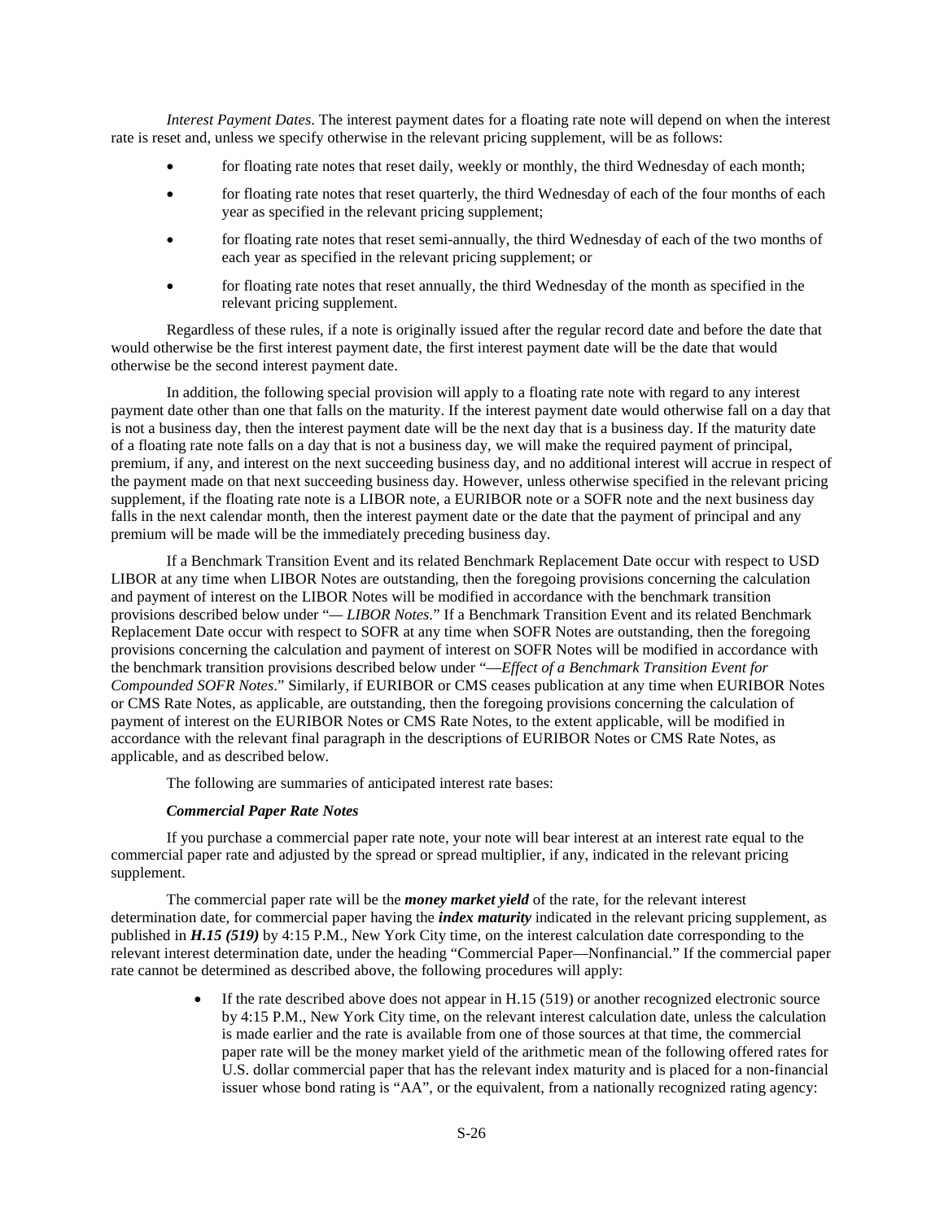*Interest Payment Dates*. The interest payment dates for a floating rate note will depend on when the interest rate is reset and, unless we specify otherwise in the relevant pricing supplement, will be as follows:

- for floating rate notes that reset daily, weekly or monthly, the third Wednesday of each month;
- for floating rate notes that reset quarterly, the third Wednesday of each of the four months of each year as specified in the relevant pricing supplement;
- for floating rate notes that reset semi-annually, the third Wednesday of each of the two months of each year as specified in the relevant pricing supplement; or
- for floating rate notes that reset annually, the third Wednesday of the month as specified in the relevant pricing supplement.

Regardless of these rules, if a note is originally issued after the regular record date and before the date that would otherwise be the first interest payment date, the first interest payment date will be the date that would otherwise be the second interest payment date.

In addition, the following special provision will apply to a floating rate note with regard to any interest payment date other than one that falls on the maturity. If the interest payment date would otherwise fall on a day that is not a business day, then the interest payment date will be the next day that is a business day. If the maturity date of a floating rate note falls on a day that is not a business day, we will make the required payment of principal, premium, if any, and interest on the next succeeding business day, and no additional interest will accrue in respect of the payment made on that next succeeding business day. However, unless otherwise specified in the relevant pricing supplement, if the floating rate note is a LIBOR note, a EURIBOR note or a SOFR note and the next business day falls in the next calendar month, then the interest payment date or the date that the payment of principal and any premium will be made will be the immediately preceding business day.

If a Benchmark Transition Event and its related Benchmark Replacement Date occur with respect to USD LIBOR at any time when LIBOR Notes are outstanding, then the foregoing provisions concerning the calculation and payment of interest on the LIBOR Notes will be modified in accordance with the benchmark transition provisions described below under "— *LIBOR Notes*." If a Benchmark Transition Event and its related Benchmark Replacement Date occur with respect to SOFR at any time when SOFR Notes are outstanding, then the foregoing provisions concerning the calculation and payment of interest on SOFR Notes will be modified in accordance with the benchmark transition provisions described below under "—*Effect of a Benchmark Transition Event for Compounded SOFR Notes*." Similarly, if EURIBOR or CMS ceases publication at any time when EURIBOR Notes or CMS Rate Notes, as applicable, are outstanding, then the foregoing provisions concerning the calculation of payment of interest on the EURIBOR Notes or CMS Rate Notes, to the extent applicable, will be modified in accordance with the relevant final paragraph in the descriptions of EURIBOR Notes or CMS Rate Notes, as applicable, and as described below.

The following are summaries of anticipated interest rate bases:

***Commercial Paper Rate Notes***

If you purchase a commercial paper rate note, your note will bear interest at an interest rate equal to the commercial paper rate and adjusted by the spread or spread multiplier, if any, indicated in the relevant pricing supplement.

The commercial paper rate will be the ***money market yield*** of the rate, for the relevant interest determination date, for commercial paper having the ***index maturity*** indicated in the relevant pricing supplement, as published in ***H.15 (519)*** by 4:15 P.M., New York City time, on the interest calculation date corresponding to the relevant interest determination date, under the heading "Commercial Paper—Nonfinancial." If the commercial paper rate cannot be determined as described above, the following procedures will apply:

- If the rate described above does not appear in H.15 (519) or another recognized electronic source by 4:15 P.M., New York City time, on the relevant interest calculation date, unless the calculation is made earlier and the rate is available from one of those sources at that time, the commercial paper rate will be the money market yield of the arithmetic mean of the following offered rates for U.S. dollar commercial paper that has the relevant index maturity and is placed for a non-financial issuer whose bond rating is "AA", or the equivalent, from a nationally recognized rating agency: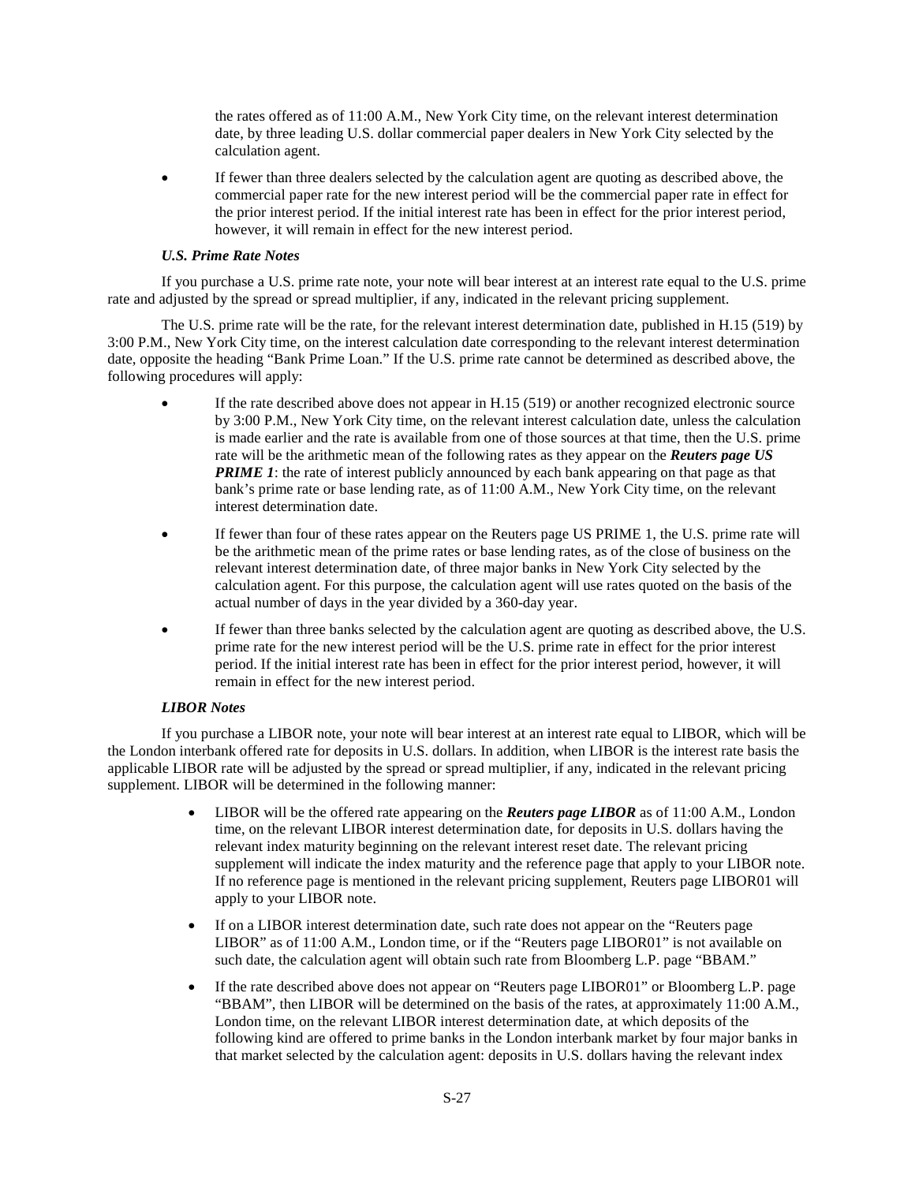the rates offered as of 11:00 A.M., New York City time, on the relevant interest determination date, by three leading U.S. dollar commercial paper dealers in New York City selected by the calculation agent.

- If fewer than three dealers selected by the calculation agent are quoting as described above, the commercial paper rate for the new interest period will be the commercial paper rate in effect for the prior interest period. If the initial interest rate has been in effect for the prior interest period, however, it will remain in effect for the new interest period.

***U.S. Prime Rate Notes***

If you purchase a U.S. prime rate note, your note will bear interest at an interest rate equal to the U.S. prime rate and adjusted by the spread or spread multiplier, if any, indicated in the relevant pricing supplement.

The U.S. prime rate will be the rate, for the relevant interest determination date, published in H.15 (519) by 3:00 P.M., New York City time, on the interest calculation date corresponding to the relevant interest determination date, opposite the heading "Bank Prime Loan." If the U.S. prime rate cannot be determined as described above, the following procedures will apply:

- If the rate described above does not appear in H.15 (519) or another recognized electronic source by 3:00 P.M., New York City time, on the relevant interest calculation date, unless the calculation is made earlier and the rate is available from one of those sources at that time, then the U.S. prime rate will be the arithmetic mean of the following rates as they appear on the ***Reuters page US PRIME 1***: the rate of interest publicly announced by each bank appearing on that page as that bank's prime rate or base lending rate, as of 11:00 A.M., New York City time, on the relevant interest determination date.
- If fewer than four of these rates appear on the Reuters page US PRIME 1, the U.S. prime rate will be the arithmetic mean of the prime rates or base lending rates, as of the close of business on the relevant interest determination date, of three major banks in New York City selected by the calculation agent. For this purpose, the calculation agent will use rates quoted on the basis of the actual number of days in the year divided by a 360-day year.
- If fewer than three banks selected by the calculation agent are quoting as described above, the U.S. prime rate for the new interest period will be the U.S. prime rate in effect for the prior interest period. If the initial interest rate has been in effect for the prior interest period, however, it will remain in effect for the new interest period.

***LIBOR Notes***

If you purchase a LIBOR note, your note will bear interest at an interest rate equal to LIBOR, which will be the London interbank offered rate for deposits in U.S. dollars. In addition, when LIBOR is the interest rate basis the applicable LIBOR rate will be adjusted by the spread or spread multiplier, if any, indicated in the relevant pricing supplement. LIBOR will be determined in the following manner:

- LIBOR will be the offered rate appearing on the ***Reuters page LIBOR*** as of 11:00 A.M., London time, on the relevant LIBOR interest determination date, for deposits in U.S. dollars having the relevant index maturity beginning on the relevant interest reset date. The relevant pricing supplement will indicate the index maturity and the reference page that apply to your LIBOR note. If no reference page is mentioned in the relevant pricing supplement, Reuters page LIBOR01 will apply to your LIBOR note.
- If on a LIBOR interest determination date, such rate does not appear on the "Reuters page LIBOR" as of 11:00 A.M., London time, or if the "Reuters page LIBOR01" is not available on such date, the calculation agent will obtain such rate from Bloomberg L.P. page "BBAM."
- If the rate described above does not appear on "Reuters page LIBOR01" or Bloomberg L.P. page "BBAM", then LIBOR will be determined on the basis of the rates, at approximately 11:00 A.M., London time, on the relevant LIBOR interest determination date, at which deposits of the following kind are offered to prime banks in the London interbank market by four major banks in that market selected by the calculation agent: deposits in U.S. dollars having the relevant index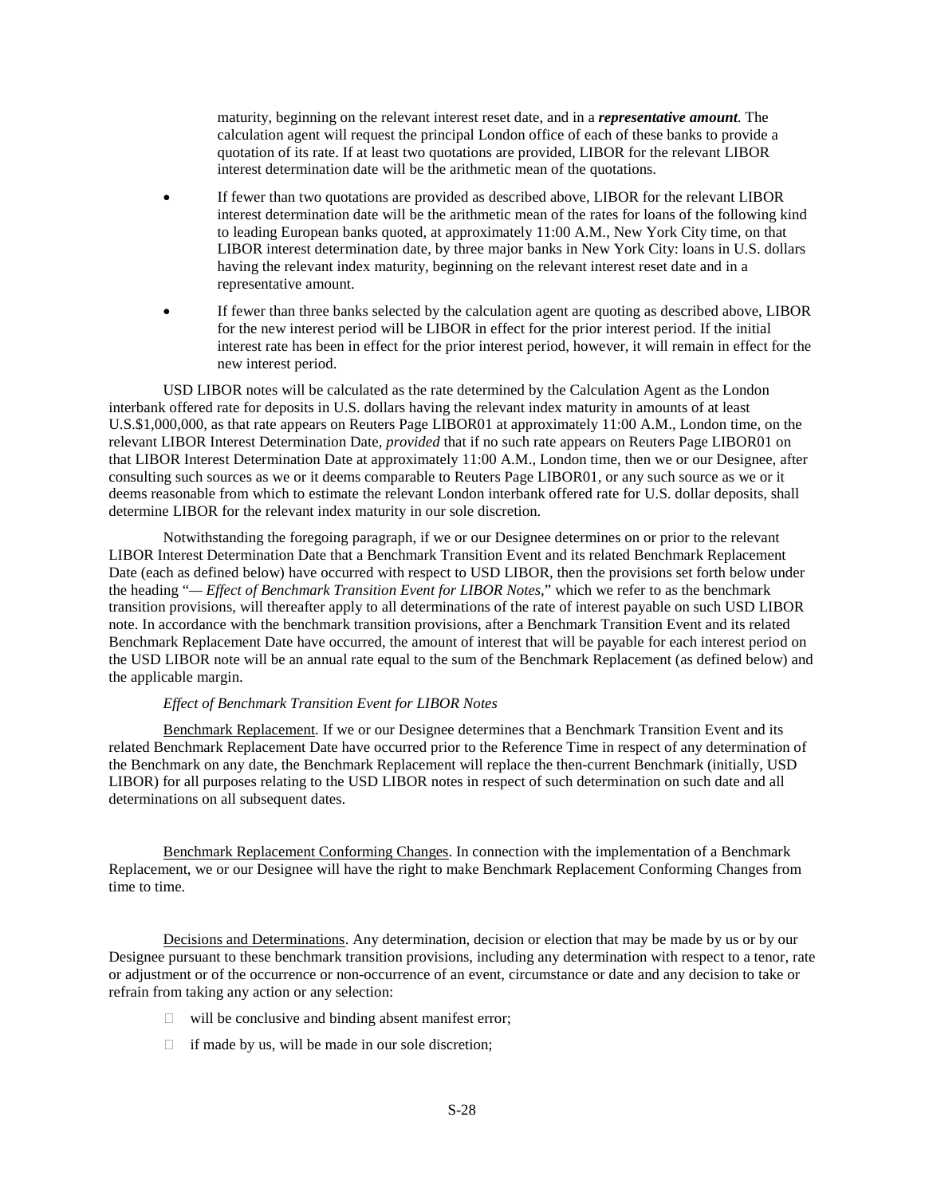maturity, beginning on the relevant interest reset date, and in a ***representative amount***. The calculation agent will request the principal London office of each of these banks to provide a quotation of its rate. If at least two quotations are provided, LIBOR for the relevant LIBOR interest determination date will be the arithmetic mean of the quotations.

- If fewer than two quotations are provided as described above, LIBOR for the relevant LIBOR interest determination date will be the arithmetic mean of the rates for loans of the following kind to leading European banks quoted, at approximately 11:00 A.M., New York City time, on that LIBOR interest determination date, by three major banks in New York City: loans in U.S. dollars having the relevant index maturity, beginning on the relevant interest reset date and in a representative amount.
- If fewer than three banks selected by the calculation agent are quoting as described above, LIBOR for the new interest period will be LIBOR in effect for the prior interest period. If the initial interest rate has been in effect for the prior interest period, however, it will remain in effect for the new interest period.

USD LIBOR notes will be calculated as the rate determined by the Calculation Agent as the London interbank offered rate for deposits in U.S. dollars having the relevant index maturity in amounts of at least U.S.$1,000,000, as that rate appears on Reuters Page LIBOR01 at approximately 11:00 A.M., London time, on the relevant LIBOR Interest Determination Date, *provided* that if no such rate appears on Reuters Page LIBOR01 on that LIBOR Interest Determination Date at approximately 11:00 A.M., London time, then we or our Designee, after consulting such sources as we or it deems comparable to Reuters Page LIBOR01, or any such source as we or it deems reasonable from which to estimate the relevant London interbank offered rate for U.S. dollar deposits, shall determine LIBOR for the relevant index maturity in our sole discretion.

Notwithstanding the foregoing paragraph, if we or our Designee determines on or prior to the relevant LIBOR Interest Determination Date that a Benchmark Transition Event and its related Benchmark Replacement Date (each as defined below) have occurred with respect to USD LIBOR, then the provisions set forth below under the heading "*— Effect of Benchmark Transition Event for LIBOR Notes*," which we refer to as the benchmark transition provisions, will thereafter apply to all determinations of the rate of interest payable on such USD LIBOR note. In accordance with the benchmark transition provisions, after a Benchmark Transition Event and its related Benchmark Replacement Date have occurred, the amount of interest that will be payable for each interest period on the USD LIBOR note will be an annual rate equal to the sum of the Benchmark Replacement (as defined below) and the applicable margin.

*Effect of Benchmark Transition Event for LIBOR Notes*

Benchmark Replacement. If we or our Designee determines that a Benchmark Transition Event and its related Benchmark Replacement Date have occurred prior to the Reference Time in respect of any determination of the Benchmark on any date, the Benchmark Replacement will replace the then-current Benchmark (initially, USD LIBOR) for all purposes relating to the USD LIBOR notes in respect of such determination on such date and all determinations on all subsequent dates.

Benchmark Replacement Conforming Changes. In connection with the implementation of a Benchmark Replacement, we or our Designee will have the right to make Benchmark Replacement Conforming Changes from time to time.

Decisions and Determinations. Any determination, decision or election that may be made by us or by our Designee pursuant to these benchmark transition provisions, including any determination with respect to a tenor, rate or adjustment or of the occurrence or non-occurrence of an event, circumstance or date and any decision to take or refrain from taking any action or any selection:

- will be conclusive and binding absent manifest error;
- if made by us, will be made in our sole discretion;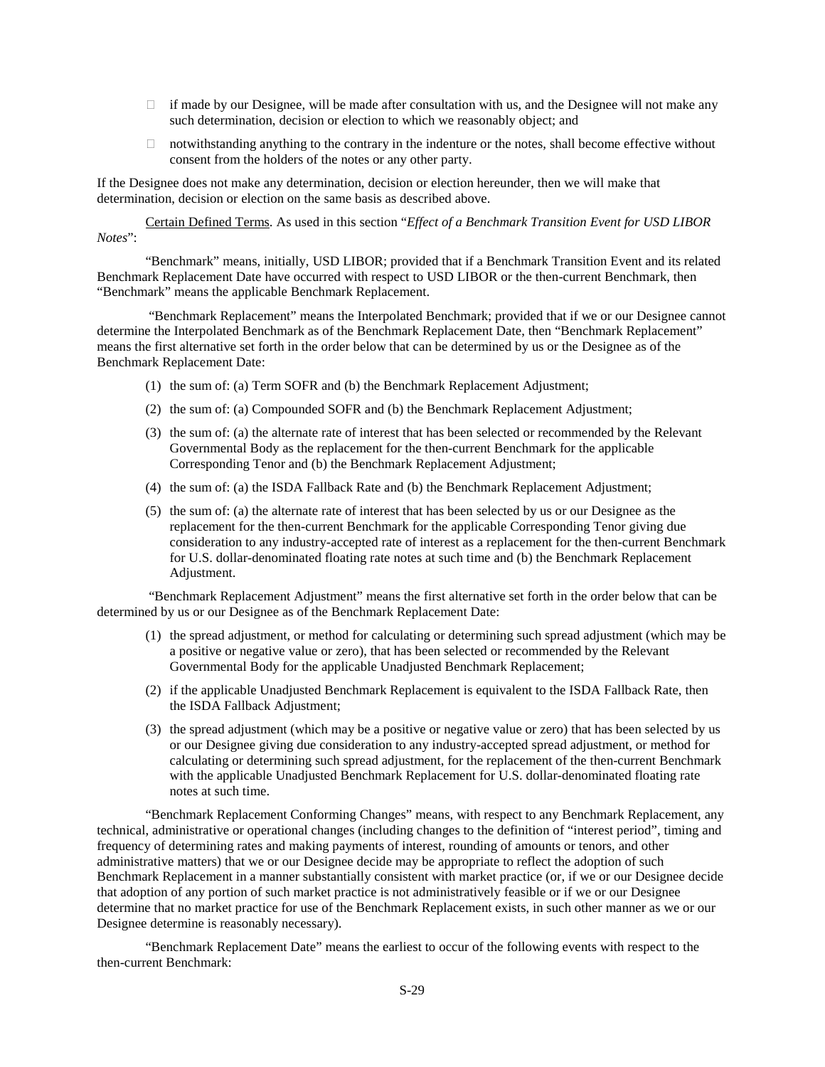- if made by our Designee, will be made after consultation with us, and the Designee will not make any such determination, decision or election to which we reasonably object; and
- notwithstanding anything to the contrary in the indenture or the notes, shall become effective without consent from the holders of the notes or any other party.

If the Designee does not make any determination, decision or election hereunder, then we will make that determination, decision or election on the same basis as described above.

Certain Defined Terms. As used in this section "*Effect of a Benchmark Transition Event for USD LIBOR Notes*":

"Benchmark" means, initially, USD LIBOR; provided that if a Benchmark Transition Event and its related Benchmark Replacement Date have occurred with respect to USD LIBOR or the then-current Benchmark, then "Benchmark" means the applicable Benchmark Replacement.

"Benchmark Replacement" means the Interpolated Benchmark; provided that if we or our Designee cannot determine the Interpolated Benchmark as of the Benchmark Replacement Date, then "Benchmark Replacement" means the first alternative set forth in the order below that can be determined by us or the Designee as of the Benchmark Replacement Date:

(1) the sum of: (a) Term SOFR and (b) the Benchmark Replacement Adjustment;

(2) the sum of: (a) Compounded SOFR and (b) the Benchmark Replacement Adjustment;

(3) the sum of: (a) the alternate rate of interest that has been selected or recommended by the Relevant Governmental Body as the replacement for the then-current Benchmark for the applicable Corresponding Tenor and (b) the Benchmark Replacement Adjustment;

(4) the sum of: (a) the ISDA Fallback Rate and (b) the Benchmark Replacement Adjustment;

(5) the sum of: (a) the alternate rate of interest that has been selected by us or our Designee as the replacement for the then-current Benchmark for the applicable Corresponding Tenor giving due consideration to any industry-accepted rate of interest as a replacement for the then-current Benchmark for U.S. dollar-denominated floating rate notes at such time and (b) the Benchmark Replacement Adjustment.

"Benchmark Replacement Adjustment" means the first alternative set forth in the order below that can be determined by us or our Designee as of the Benchmark Replacement Date:

(1) the spread adjustment, or method for calculating or determining such spread adjustment (which may be a positive or negative value or zero), that has been selected or recommended by the Relevant Governmental Body for the applicable Unadjusted Benchmark Replacement;

(2) if the applicable Unadjusted Benchmark Replacement is equivalent to the ISDA Fallback Rate, then the ISDA Fallback Adjustment;

(3) the spread adjustment (which may be a positive or negative value or zero) that has been selected by us or our Designee giving due consideration to any industry-accepted spread adjustment, or method for calculating or determining such spread adjustment, for the replacement of the then-current Benchmark with the applicable Unadjusted Benchmark Replacement for U.S. dollar-denominated floating rate notes at such time.

"Benchmark Replacement Conforming Changes" means, with respect to any Benchmark Replacement, any technical, administrative or operational changes (including changes to the definition of "interest period", timing and frequency of determining rates and making payments of interest, rounding of amounts or tenors, and other administrative matters) that we or our Designee decide may be appropriate to reflect the adoption of such Benchmark Replacement in a manner substantially consistent with market practice (or, if we or our Designee decide that adoption of any portion of such market practice is not administratively feasible or if we or our Designee determine that no market practice for use of the Benchmark Replacement exists, in such other manner as we or our Designee determine is reasonably necessary).

"Benchmark Replacement Date" means the earliest to occur of the following events with respect to the then-current Benchmark: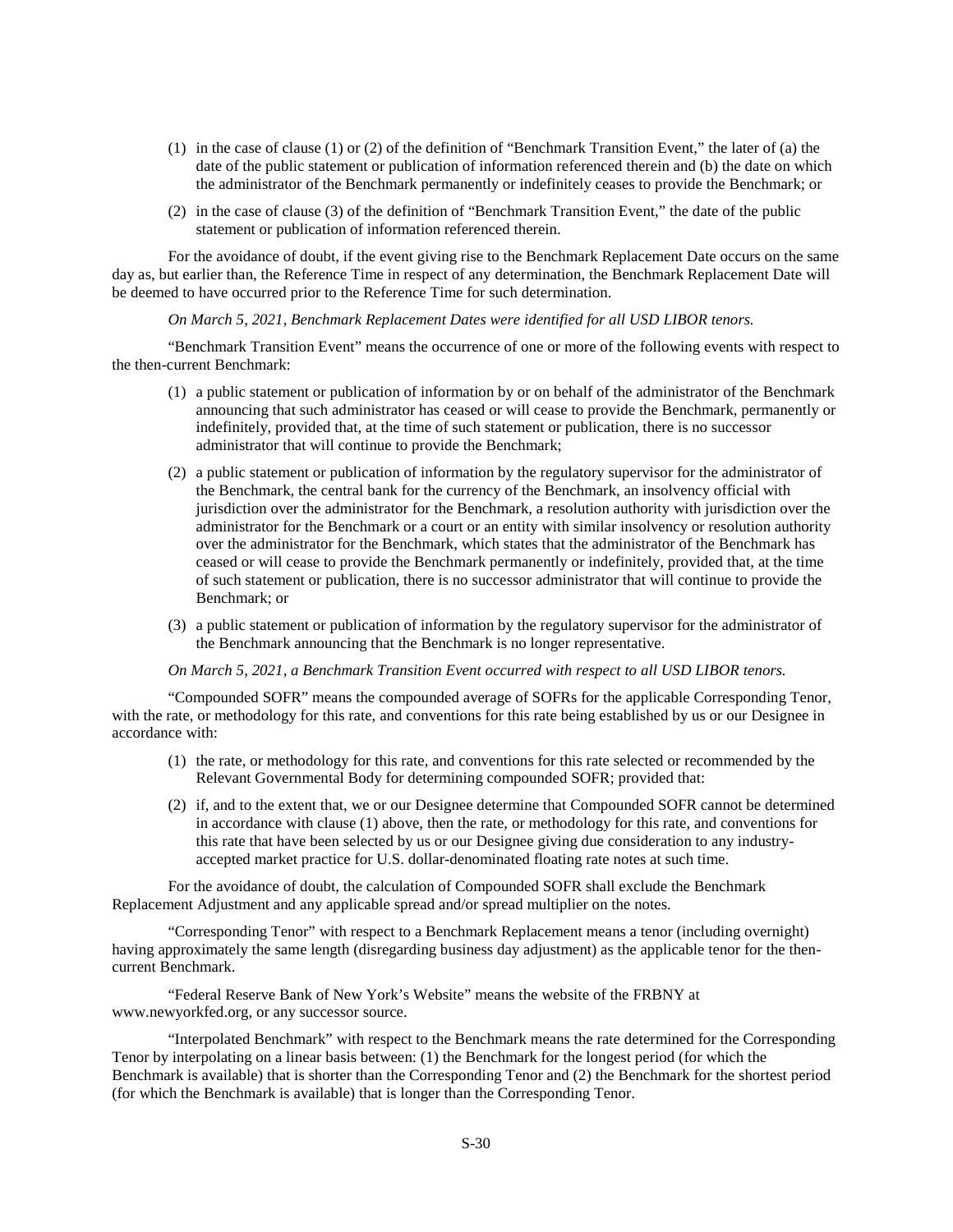(1) in the case of clause (1) or (2) of the definition of "Benchmark Transition Event," the later of (a) the date of the public statement or publication of information referenced therein and (b) the date on which the administrator of the Benchmark permanently or indefinitely ceases to provide the Benchmark; or

(2) in the case of clause (3) of the definition of "Benchmark Transition Event," the date of the public statement or publication of information referenced therein.

For the avoidance of doubt, if the event giving rise to the Benchmark Replacement Date occurs on the same day as, but earlier than, the Reference Time in respect of any determination, the Benchmark Replacement Date will be deemed to have occurred prior to the Reference Time for such determination.

*On March 5, 2021, Benchmark Replacement Dates were identified for all USD LIBOR tenors.*

"Benchmark Transition Event" means the occurrence of one or more of the following events with respect to the then-current Benchmark:

(1) a public statement or publication of information by or on behalf of the administrator of the Benchmark announcing that such administrator has ceased or will cease to provide the Benchmark, permanently or indefinitely, provided that, at the time of such statement or publication, there is no successor administrator that will continue to provide the Benchmark;

(2) a public statement or publication of information by the regulatory supervisor for the administrator of the Benchmark, the central bank for the currency of the Benchmark, an insolvency official with jurisdiction over the administrator for the Benchmark, a resolution authority with jurisdiction over the administrator for the Benchmark or a court or an entity with similar insolvency or resolution authority over the administrator for the Benchmark, which states that the administrator of the Benchmark has ceased or will cease to provide the Benchmark permanently or indefinitely, provided that, at the time of such statement or publication, there is no successor administrator that will continue to provide the Benchmark; or

(3) a public statement or publication of information by the regulatory supervisor for the administrator of the Benchmark announcing that the Benchmark is no longer representative.

*On March 5, 2021, a Benchmark Transition Event occurred with respect to all USD LIBOR tenors.*

"Compounded SOFR" means the compounded average of SOFRs for the applicable Corresponding Tenor, with the rate, or methodology for this rate, and conventions for this rate being established by us or our Designee in accordance with:

(1) the rate, or methodology for this rate, and conventions for this rate selected or recommended by the Relevant Governmental Body for determining compounded SOFR; provided that:

(2) if, and to the extent that, we or our Designee determine that Compounded SOFR cannot be determined in accordance with clause (1) above, then the rate, or methodology for this rate, and conventions for this rate that have been selected by us or our Designee giving due consideration to any industry-accepted market practice for U.S. dollar-denominated floating rate notes at such time.

For the avoidance of doubt, the calculation of Compounded SOFR shall exclude the Benchmark Replacement Adjustment and any applicable spread and/or spread multiplier on the notes.

"Corresponding Tenor" with respect to a Benchmark Replacement means a tenor (including overnight) having approximately the same length (disregarding business day adjustment) as the applicable tenor for the then-current Benchmark.

"Federal Reserve Bank of New York's Website" means the website of the FRBNY at www.newyorkfed.org, or any successor source.

"Interpolated Benchmark" with respect to the Benchmark means the rate determined for the Corresponding Tenor by interpolating on a linear basis between: (1) the Benchmark for the longest period (for which the Benchmark is available) that is shorter than the Corresponding Tenor and (2) the Benchmark for the shortest period (for which the Benchmark is available) that is longer than the Corresponding Tenor.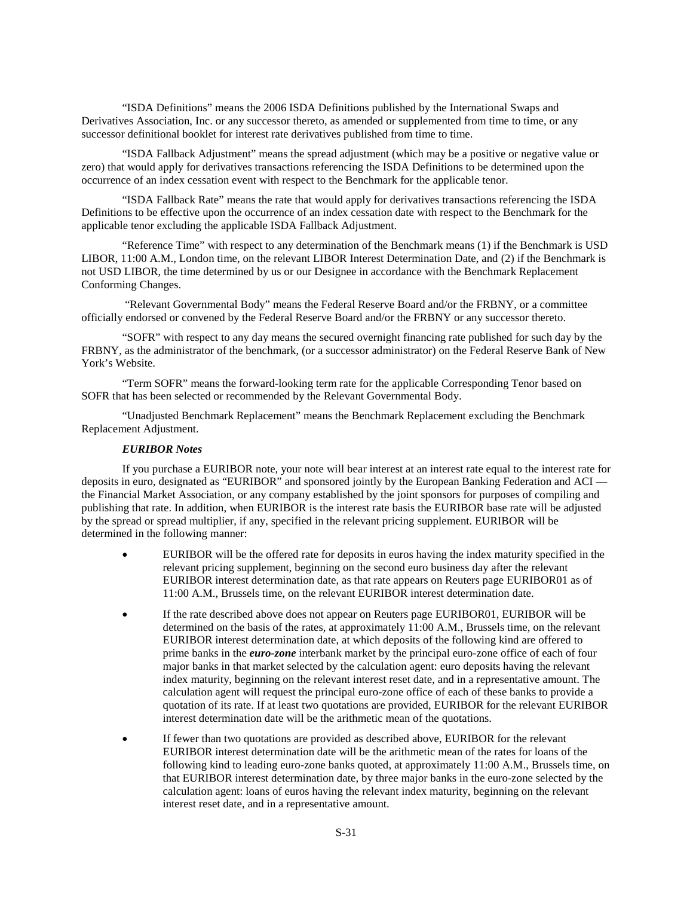"ISDA Definitions" means the 2006 ISDA Definitions published by the International Swaps and Derivatives Association, Inc. or any successor thereto, as amended or supplemented from time to time, or any successor definitional booklet for interest rate derivatives published from time to time.

"ISDA Fallback Adjustment" means the spread adjustment (which may be a positive or negative value or zero) that would apply for derivatives transactions referencing the ISDA Definitions to be determined upon the occurrence of an index cessation event with respect to the Benchmark for the applicable tenor.

"ISDA Fallback Rate" means the rate that would apply for derivatives transactions referencing the ISDA Definitions to be effective upon the occurrence of an index cessation date with respect to the Benchmark for the applicable tenor excluding the applicable ISDA Fallback Adjustment.

"Reference Time" with respect to any determination of the Benchmark means (1) if the Benchmark is USD LIBOR, 11:00 A.M., London time, on the relevant LIBOR Interest Determination Date, and (2) if the Benchmark is not USD LIBOR, the time determined by us or our Designee in accordance with the Benchmark Replacement Conforming Changes.

"Relevant Governmental Body" means the Federal Reserve Board and/or the FRBNY, or a committee officially endorsed or convened by the Federal Reserve Board and/or the FRBNY or any successor thereto.

"SOFR" with respect to any day means the secured overnight financing rate published for such day by the FRBNY, as the administrator of the benchmark, (or a successor administrator) on the Federal Reserve Bank of New York's Website.

"Term SOFR" means the forward-looking term rate for the applicable Corresponding Tenor based on SOFR that has been selected or recommended by the Relevant Governmental Body.

"Unadjusted Benchmark Replacement" means the Benchmark Replacement excluding the Benchmark Replacement Adjustment.

***EURIBOR Notes***

If you purchase a EURIBOR note, your note will bear interest at an interest rate equal to the interest rate for deposits in euro, designated as "EURIBOR" and sponsored jointly by the European Banking Federation and ACI — the Financial Market Association, or any company established by the joint sponsors for purposes of compiling and publishing that rate. In addition, when EURIBOR is the interest rate basis the EURIBOR base rate will be adjusted by the spread or spread multiplier, if any, specified in the relevant pricing supplement. EURIBOR will be determined in the following manner:

- EURIBOR will be the offered rate for deposits in euros having the index maturity specified in the relevant pricing supplement, beginning on the second euro business day after the relevant EURIBOR interest determination date, as that rate appears on Reuters page EURIBOR01 as of 11:00 A.M., Brussels time, on the relevant EURIBOR interest determination date.
- If the rate described above does not appear on Reuters page EURIBOR01, EURIBOR will be determined on the basis of the rates, at approximately 11:00 A.M., Brussels time, on the relevant EURIBOR interest determination date, at which deposits of the following kind are offered to prime banks in the ***euro-zone*** interbank market by the principal euro-zone office of each of four major banks in that market selected by the calculation agent: euro deposits having the relevant index maturity, beginning on the relevant interest reset date, and in a representative amount. The calculation agent will request the principal euro-zone office of each of these banks to provide a quotation of its rate. If at least two quotations are provided, EURIBOR for the relevant EURIBOR interest determination date will be the arithmetic mean of the quotations.
- If fewer than two quotations are provided as described above, EURIBOR for the relevant EURIBOR interest determination date will be the arithmetic mean of the rates for loans of the following kind to leading euro-zone banks quoted, at approximately 11:00 A.M., Brussels time, on that EURIBOR interest determination date, by three major banks in the euro-zone selected by the calculation agent: loans of euros having the relevant index maturity, beginning on the relevant interest reset date, and in a representative amount.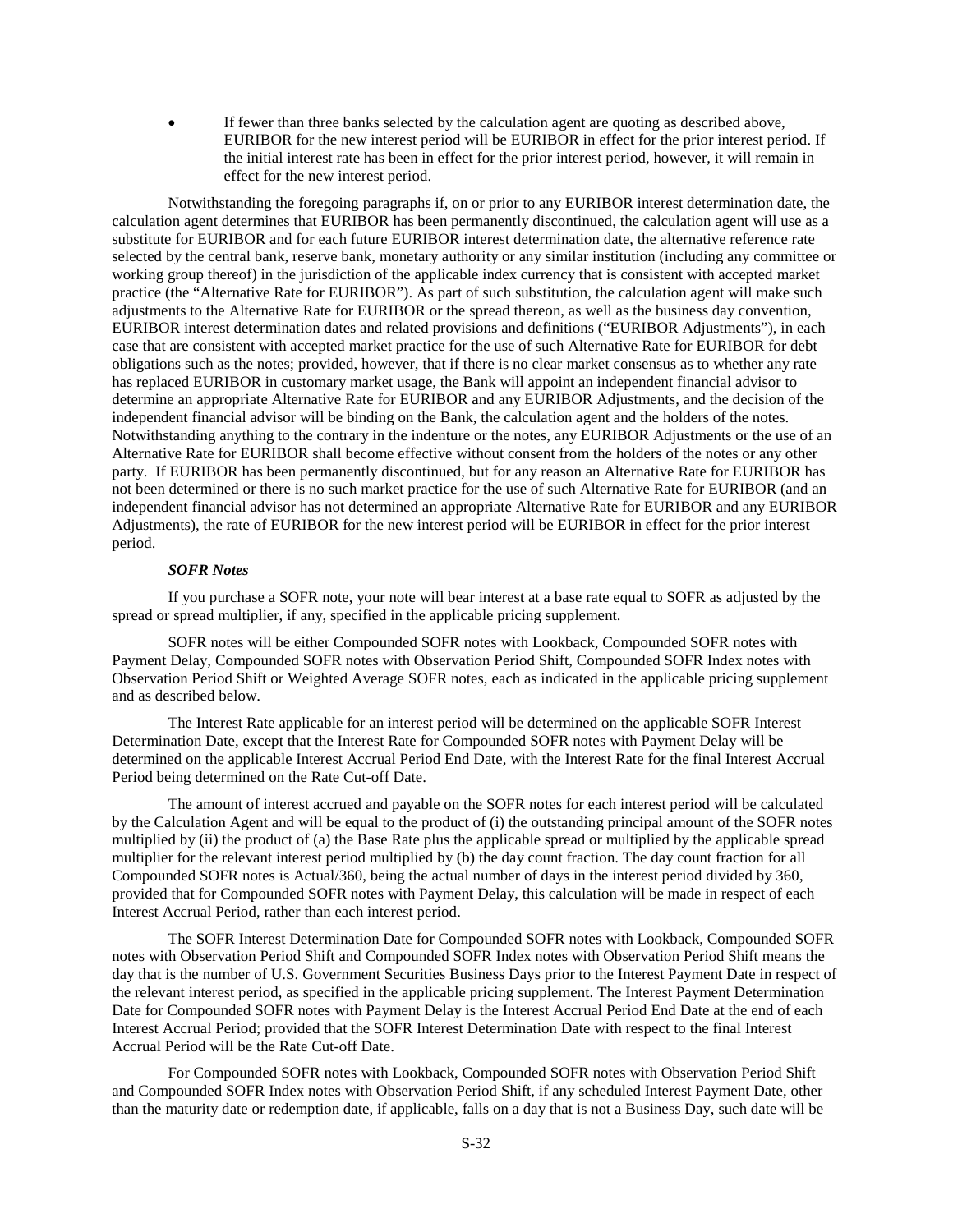- If fewer than three banks selected by the calculation agent are quoting as described above, EURIBOR for the new interest period will be EURIBOR in effect for the prior interest period. If the initial interest rate has been in effect for the prior interest period, however, it will remain in effect for the new interest period.

Notwithstanding the foregoing paragraphs if, on or prior to any EURIBOR interest determination date, the calculation agent determines that EURIBOR has been permanently discontinued, the calculation agent will use as a substitute for EURIBOR and for each future EURIBOR interest determination date, the alternative reference rate selected by the central bank, reserve bank, monetary authority or any similar institution (including any committee or working group thereof) in the jurisdiction of the applicable index currency that is consistent with accepted market practice (the "Alternative Rate for EURIBOR"). As part of such substitution, the calculation agent will make such adjustments to the Alternative Rate for EURIBOR or the spread thereon, as well as the business day convention, EURIBOR interest determination dates and related provisions and definitions ("EURIBOR Adjustments"), in each case that are consistent with accepted market practice for the use of such Alternative Rate for EURIBOR for debt obligations such as the notes; provided, however, that if there is no clear market consensus as to whether any rate has replaced EURIBOR in customary market usage, the Bank will appoint an independent financial advisor to determine an appropriate Alternative Rate for EURIBOR and any EURIBOR Adjustments, and the decision of the independent financial advisor will be binding on the Bank, the calculation agent and the holders of the notes. Notwithstanding anything to the contrary in the indenture or the notes, any EURIBOR Adjustments or the use of an Alternative Rate for EURIBOR shall become effective without consent from the holders of the notes or any other party. If EURIBOR has been permanently discontinued, but for any reason an Alternative Rate for EURIBOR has not been determined or there is no such market practice for the use of such Alternative Rate for EURIBOR (and an independent financial advisor has not determined an appropriate Alternative Rate for EURIBOR and any EURIBOR Adjustments), the rate of EURIBOR for the new interest period will be EURIBOR in effect for the prior interest period.

***SOFR Notes***

If you purchase a SOFR note, your note will bear interest at a base rate equal to SOFR as adjusted by the spread or spread multiplier, if any, specified in the applicable pricing supplement.

SOFR notes will be either Compounded SOFR notes with Lookback, Compounded SOFR notes with Payment Delay, Compounded SOFR notes with Observation Period Shift, Compounded SOFR Index notes with Observation Period Shift or Weighted Average SOFR notes, each as indicated in the applicable pricing supplement and as described below.

The Interest Rate applicable for an interest period will be determined on the applicable SOFR Interest Determination Date, except that the Interest Rate for Compounded SOFR notes with Payment Delay will be determined on the applicable Interest Accrual Period End Date, with the Interest Rate for the final Interest Accrual Period being determined on the Rate Cut-off Date.

The amount of interest accrued and payable on the SOFR notes for each interest period will be calculated by the Calculation Agent and will be equal to the product of (i) the outstanding principal amount of the SOFR notes multiplied by (ii) the product of (a) the Base Rate plus the applicable spread or multiplied by the applicable spread multiplier for the relevant interest period multiplied by (b) the day count fraction. The day count fraction for all Compounded SOFR notes is Actual/360, being the actual number of days in the interest period divided by 360, provided that for Compounded SOFR notes with Payment Delay, this calculation will be made in respect of each Interest Accrual Period, rather than each interest period.

The SOFR Interest Determination Date for Compounded SOFR notes with Lookback, Compounded SOFR notes with Observation Period Shift and Compounded SOFR Index notes with Observation Period Shift means the day that is the number of U.S. Government Securities Business Days prior to the Interest Payment Date in respect of the relevant interest period, as specified in the applicable pricing supplement. The Interest Payment Determination Date for Compounded SOFR notes with Payment Delay is the Interest Accrual Period End Date at the end of each Interest Accrual Period; provided that the SOFR Interest Determination Date with respect to the final Interest Accrual Period will be the Rate Cut-off Date.

For Compounded SOFR notes with Lookback, Compounded SOFR notes with Observation Period Shift and Compounded SOFR Index notes with Observation Period Shift, if any scheduled Interest Payment Date, other than the maturity date or redemption date, if applicable, falls on a day that is not a Business Day, such date will be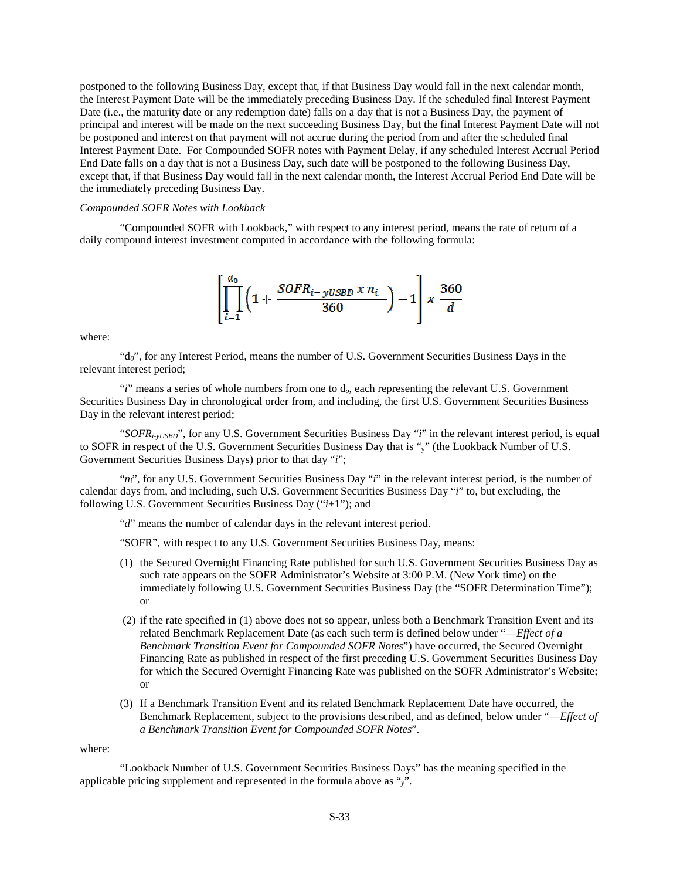postponed to the following Business Day, except that, if that Business Day would fall in the next calendar month, the Interest Payment Date will be the immediately preceding Business Day. If the scheduled final Interest Payment Date (i.e., the maturity date or any redemption date) falls on a day that is not a Business Day, the payment of principal and interest will be made on the next succeeding Business Day, but the final Interest Payment Date will not be postponed and interest on that payment will not accrue during the period from and after the scheduled final Interest Payment Date. For Compounded SOFR notes with Payment Delay, if any scheduled Interest Accrual Period End Date falls on a day that is not a Business Day, such date will be postponed to the following Business Day, except that, if that Business Day would fall in the next calendar month, the Interest Accrual Period End Date will be the immediately preceding Business Day.

*Compounded SOFR Notes with Lookback*

"Compounded SOFR with Lookback," with respect to any interest period, means the rate of return of a daily compound interest investment computed in accordance with the following formula:

$$\left[\prod_{i=1}^{d_0}\left(1+\frac{SOFR_{i-yUSBD}\ x\ n_i}{360}\right)-1\right] x\ \frac{360}{d}$$

where:

"$d_0$", for any Interest Period, means the number of U.S. Government Securities Business Days in the relevant interest period;

"*i*" means a series of whole numbers from one to $d_o$, each representing the relevant U.S. Government Securities Business Day in chronological order from, and including, the first U.S. Government Securities Business Day in the relevant interest period;

"$SOFR_{i\text{-}yUSBD}$", for any U.S. Government Securities Business Day "*i*" in the relevant interest period, is equal to SOFR in respect of the U.S. Government Securities Business Day that is "$y$" (the Lookback Number of U.S. Government Securities Business Days) prior to that day "*i*";

"$n_i$", for any U.S. Government Securities Business Day "*i*" in the relevant interest period, is the number of calendar days from, and including, such U.S. Government Securities Business Day "*i*" to, but excluding, the following U.S. Government Securities Business Day ("*i*+1"); and

"*d*" means the number of calendar days in the relevant interest period.

"SOFR", with respect to any U.S. Government Securities Business Day, means:

(1) the Secured Overnight Financing Rate published for such U.S. Government Securities Business Day as such rate appears on the SOFR Administrator's Website at 3:00 P.M. (New York time) on the immediately following U.S. Government Securities Business Day (the "SOFR Determination Time"); or

(2) if the rate specified in (1) above does not so appear, unless both a Benchmark Transition Event and its related Benchmark Replacement Date (as each such term is defined below under "—*Effect of a Benchmark Transition Event for Compounded SOFR Notes*") have occurred, the Secured Overnight Financing Rate as published in respect of the first preceding U.S. Government Securities Business Day for which the Secured Overnight Financing Rate was published on the SOFR Administrator's Website; or

(3) If a Benchmark Transition Event and its related Benchmark Replacement Date have occurred, the Benchmark Replacement, subject to the provisions described, and as defined, below under "—*Effect of a Benchmark Transition Event for Compounded SOFR Notes*".

where:

"Lookback Number of U.S. Government Securities Business Days" has the meaning specified in the applicable pricing supplement and represented in the formula above as "*y*".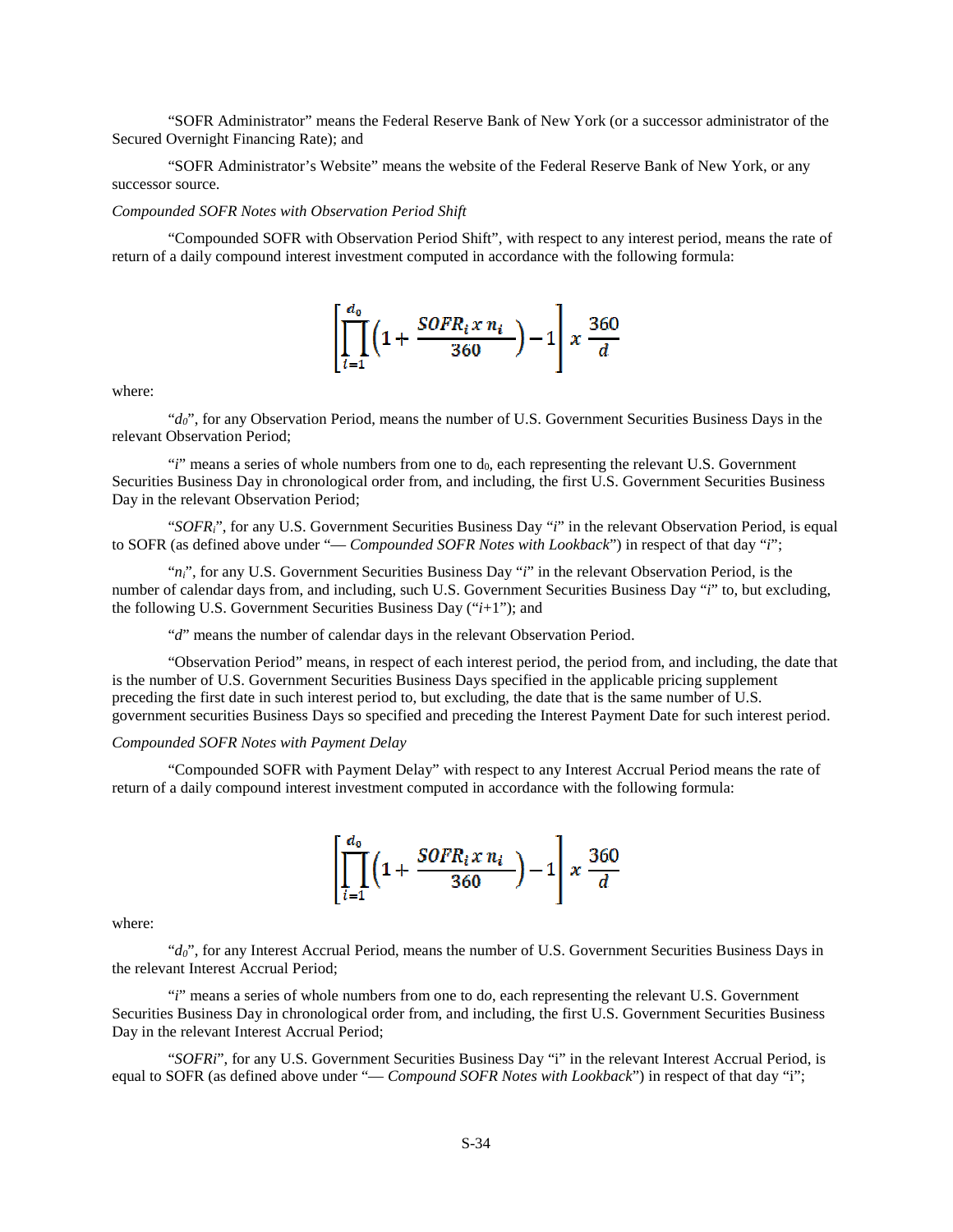"SOFR Administrator" means the Federal Reserve Bank of New York (or a successor administrator of the Secured Overnight Financing Rate); and

"SOFR Administrator's Website" means the website of the Federal Reserve Bank of New York, or any successor source.

*Compounded SOFR Notes with Observation Period Shift*

"Compounded SOFR with Observation Period Shift", with respect to any interest period, means the rate of return of a daily compound interest investment computed in accordance with the following formula:

$$\left[\prod_{i=1}^{d_0}\left(1+\frac{SOFR_i \, x \, n_i}{360}\right)-1\right] x \, \frac{360}{d}$$

where:

"$d_0$", for any Observation Period, means the number of U.S. Government Securities Business Days in the relevant Observation Period;

"$i$" means a series of whole numbers from one to $d_0$, each representing the relevant U.S. Government Securities Business Day in chronological order from, and including, the first U.S. Government Securities Business Day in the relevant Observation Period;

"$SOFR_i$", for any U.S. Government Securities Business Day "$i$" in the relevant Observation Period, is equal to SOFR (as defined above under "— *Compounded SOFR Notes with Lookback*") in respect of that day "$i$";

"$n_i$", for any U.S. Government Securities Business Day "$i$" in the relevant Observation Period, is the number of calendar days from, and including, such U.S. Government Securities Business Day "$i$" to, but excluding, the following U.S. Government Securities Business Day ("$i$+1"); and

"$d$" means the number of calendar days in the relevant Observation Period.

"Observation Period" means, in respect of each interest period, the period from, and including, the date that is the number of U.S. Government Securities Business Days specified in the applicable pricing supplement preceding the first date in such interest period to, but excluding, the date that is the same number of U.S. government securities Business Days so specified and preceding the Interest Payment Date for such interest period.

*Compounded SOFR Notes with Payment Delay*

"Compounded SOFR with Payment Delay" with respect to any Interest Accrual Period means the rate of return of a daily compound interest investment computed in accordance with the following formula:

$$\left[\prod_{i=1}^{d_0}\left(1+\frac{SOFR_i \, x \, n_i}{360}\right)-1\right] x \, \frac{360}{d}$$

where:

"$d_0$", for any Interest Accrual Period, means the number of U.S. Government Securities Business Days in the relevant Interest Accrual Period;

"$i$" means a series of whole numbers from one to d*o*, each representing the relevant U.S. Government Securities Business Day in chronological order from, and including, the first U.S. Government Securities Business Day in the relevant Interest Accrual Period;

"*SOFRi*", for any U.S. Government Securities Business Day "i" in the relevant Interest Accrual Period, is equal to SOFR (as defined above under "— *Compound SOFR Notes with Lookback*") in respect of that day "i";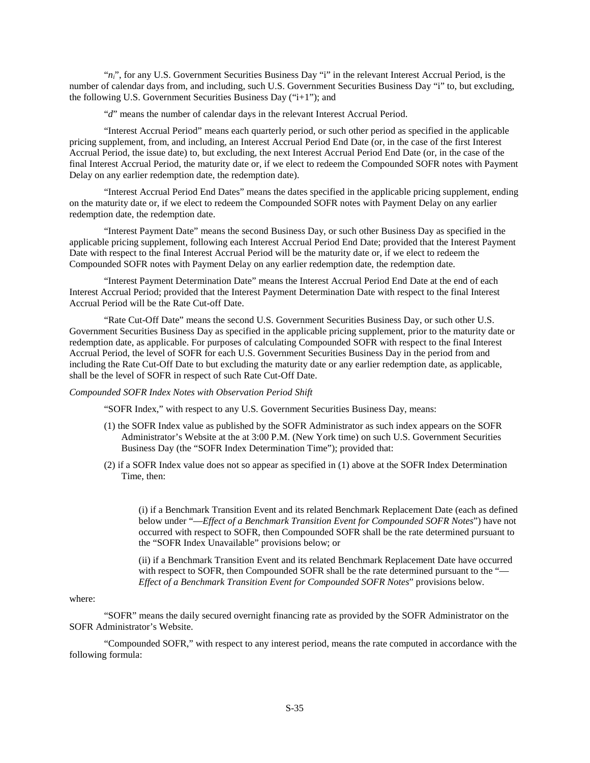"$n_i$", for any U.S. Government Securities Business Day "i" in the relevant Interest Accrual Period, is the number of calendar days from, and including, such U.S. Government Securities Business Day "i" to, but excluding, the following U.S. Government Securities Business Day ("i+1"); and

"*d*" means the number of calendar days in the relevant Interest Accrual Period.

"Interest Accrual Period" means each quarterly period, or such other period as specified in the applicable pricing supplement, from, and including, an Interest Accrual Period End Date (or, in the case of the first Interest Accrual Period, the issue date) to, but excluding, the next Interest Accrual Period End Date (or, in the case of the final Interest Accrual Period, the maturity date or, if we elect to redeem the Compounded SOFR notes with Payment Delay on any earlier redemption date, the redemption date).

"Interest Accrual Period End Dates" means the dates specified in the applicable pricing supplement, ending on the maturity date or, if we elect to redeem the Compounded SOFR notes with Payment Delay on any earlier redemption date, the redemption date.

"Interest Payment Date" means the second Business Day, or such other Business Day as specified in the applicable pricing supplement, following each Interest Accrual Period End Date; provided that the Interest Payment Date with respect to the final Interest Accrual Period will be the maturity date or, if we elect to redeem the Compounded SOFR notes with Payment Delay on any earlier redemption date, the redemption date.

"Interest Payment Determination Date" means the Interest Accrual Period End Date at the end of each Interest Accrual Period; provided that the Interest Payment Determination Date with respect to the final Interest Accrual Period will be the Rate Cut-off Date.

"Rate Cut-Off Date" means the second U.S. Government Securities Business Day, or such other U.S. Government Securities Business Day as specified in the applicable pricing supplement, prior to the maturity date or redemption date, as applicable. For purposes of calculating Compounded SOFR with respect to the final Interest Accrual Period, the level of SOFR for each U.S. Government Securities Business Day in the period from and including the Rate Cut-Off Date to but excluding the maturity date or any earlier redemption date, as applicable, shall be the level of SOFR in respect of such Rate Cut-Off Date.

*Compounded SOFR Index Notes with Observation Period Shift*

"SOFR Index," with respect to any U.S. Government Securities Business Day, means:

(1) the SOFR Index value as published by the SOFR Administrator as such index appears on the SOFR Administrator's Website at the at 3:00 P.M. (New York time) on such U.S. Government Securities Business Day (the "SOFR Index Determination Time"); provided that:

(2) if a SOFR Index value does not so appear as specified in (1) above at the SOFR Index Determination Time, then:

> (i) if a Benchmark Transition Event and its related Benchmark Replacement Date (each as defined below under "—*Effect of a Benchmark Transition Event for Compounded SOFR Notes*") have not occurred with respect to SOFR, then Compounded SOFR shall be the rate determined pursuant to the "SOFR Index Unavailable" provisions below; or
>
> (ii) if a Benchmark Transition Event and its related Benchmark Replacement Date have occurred with respect to SOFR, then Compounded SOFR shall be the rate determined pursuant to the "—*Effect of a Benchmark Transition Event for Compounded SOFR Notes*" provisions below.

where:

"SOFR" means the daily secured overnight financing rate as provided by the SOFR Administrator on the SOFR Administrator's Website.

"Compounded SOFR," with respect to any interest period, means the rate computed in accordance with the following formula: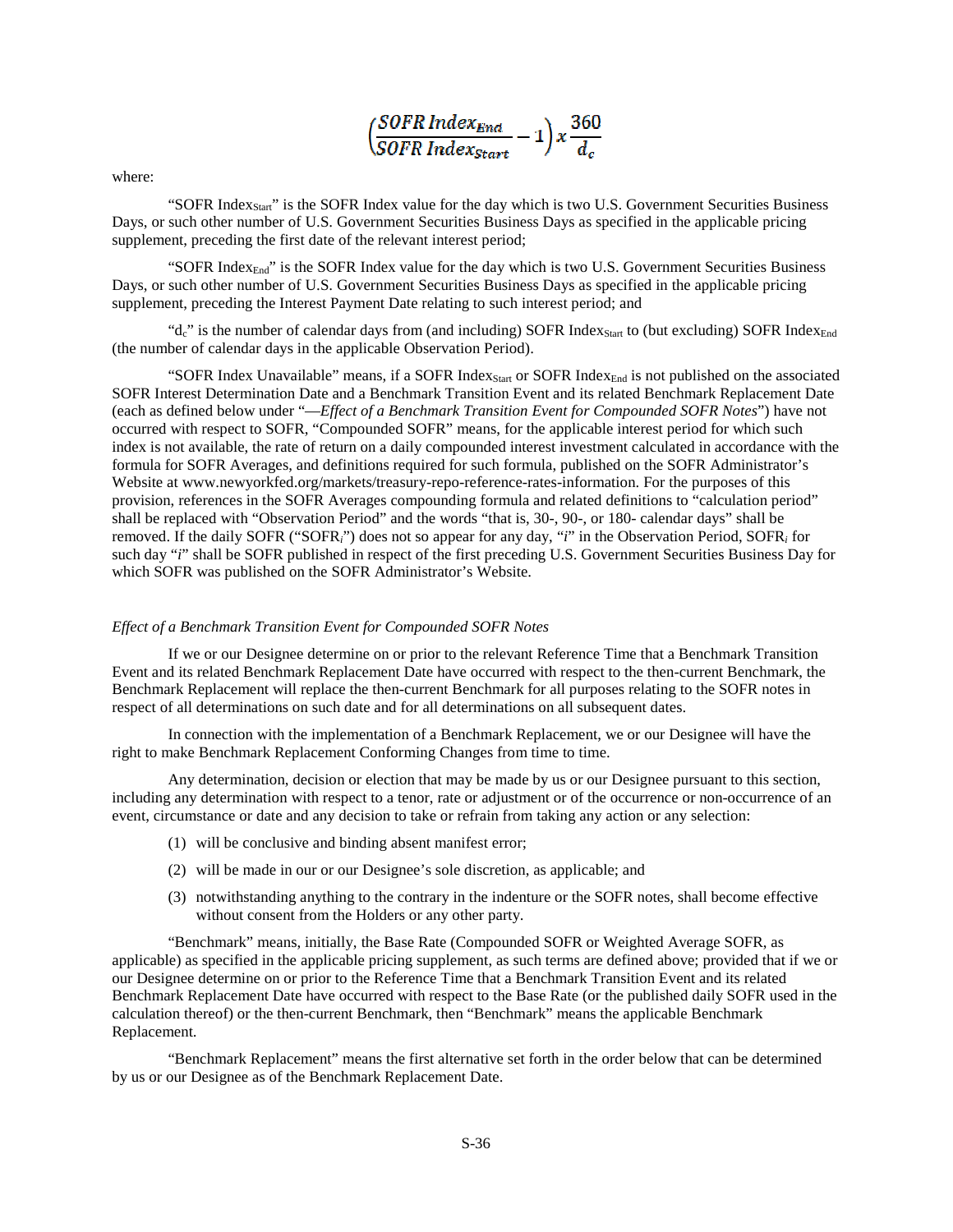$$\left(\frac{SOFR\ Index_{End}}{SOFR\ Index_{Start}} - 1\right) x \frac{360}{d_c}$$

where:

"SOFR $Index_{Start}$" is the SOFR Index value for the day which is two U.S. Government Securities Business Days, or such other number of U.S. Government Securities Business Days as specified in the applicable pricing supplement, preceding the first date of the relevant interest period;

"SOFR $Index_{End}$" is the SOFR Index value for the day which is two U.S. Government Securities Business Days, or such other number of U.S. Government Securities Business Days as specified in the applicable pricing supplement, preceding the Interest Payment Date relating to such interest period; and

"$d_c$" is the number of calendar days from (and including) SOFR $Index_{Start}$ to (but excluding) SOFR $Index_{End}$ (the number of calendar days in the applicable Observation Period).

"SOFR Index Unavailable" means, if a SOFR $Index_{Start}$ or SOFR $Index_{End}$ is not published on the associated SOFR Interest Determination Date and a Benchmark Transition Event and its related Benchmark Replacement Date (each as defined below under "—*Effect of a Benchmark Transition Event for Compounded SOFR Notes*") have not occurred with respect to SOFR, "Compounded SOFR" means, for the applicable interest period for which such index is not available, the rate of return on a daily compounded interest investment calculated in accordance with the formula for SOFR Averages, and definitions required for such formula, published on the SOFR Administrator's Website at www.newyorkfed.org/markets/treasury-repo-reference-rates-information. For the purposes of this provision, references in the SOFR Averages compounding formula and related definitions to "calculation period" shall be replaced with "Observation Period" and the words "that is, 30-, 90-, or 180- calendar days" shall be removed. If the daily SOFR ("$SOFR_i$") does not so appear for any day, "$i$" in the Observation Period, $SOFR_i$ for such day "$i$" shall be SOFR published in respect of the first preceding U.S. Government Securities Business Day for which SOFR was published on the SOFR Administrator's Website.

*Effect of a Benchmark Transition Event for Compounded SOFR Notes*

If we or our Designee determine on or prior to the relevant Reference Time that a Benchmark Transition Event and its related Benchmark Replacement Date have occurred with respect to the then-current Benchmark, the Benchmark Replacement will replace the then-current Benchmark for all purposes relating to the SOFR notes in respect of all determinations on such date and for all determinations on all subsequent dates.

In connection with the implementation of a Benchmark Replacement, we or our Designee will have the right to make Benchmark Replacement Conforming Changes from time to time.

Any determination, decision or election that may be made by us or our Designee pursuant to this section, including any determination with respect to a tenor, rate or adjustment or of the occurrence or non-occurrence of an event, circumstance or date and any decision to take or refrain from taking any action or any selection:

(1) will be conclusive and binding absent manifest error;

(2) will be made in our or our Designee's sole discretion, as applicable; and

(3) notwithstanding anything to the contrary in the indenture or the SOFR notes, shall become effective without consent from the Holders or any other party.

"Benchmark" means, initially, the Base Rate (Compounded SOFR or Weighted Average SOFR, as applicable) as specified in the applicable pricing supplement, as such terms are defined above; provided that if we or our Designee determine on or prior to the Reference Time that a Benchmark Transition Event and its related Benchmark Replacement Date have occurred with respect to the Base Rate (or the published daily SOFR used in the calculation thereof) or the then-current Benchmark, then "Benchmark" means the applicable Benchmark Replacement.

"Benchmark Replacement" means the first alternative set forth in the order below that can be determined by us or our Designee as of the Benchmark Replacement Date.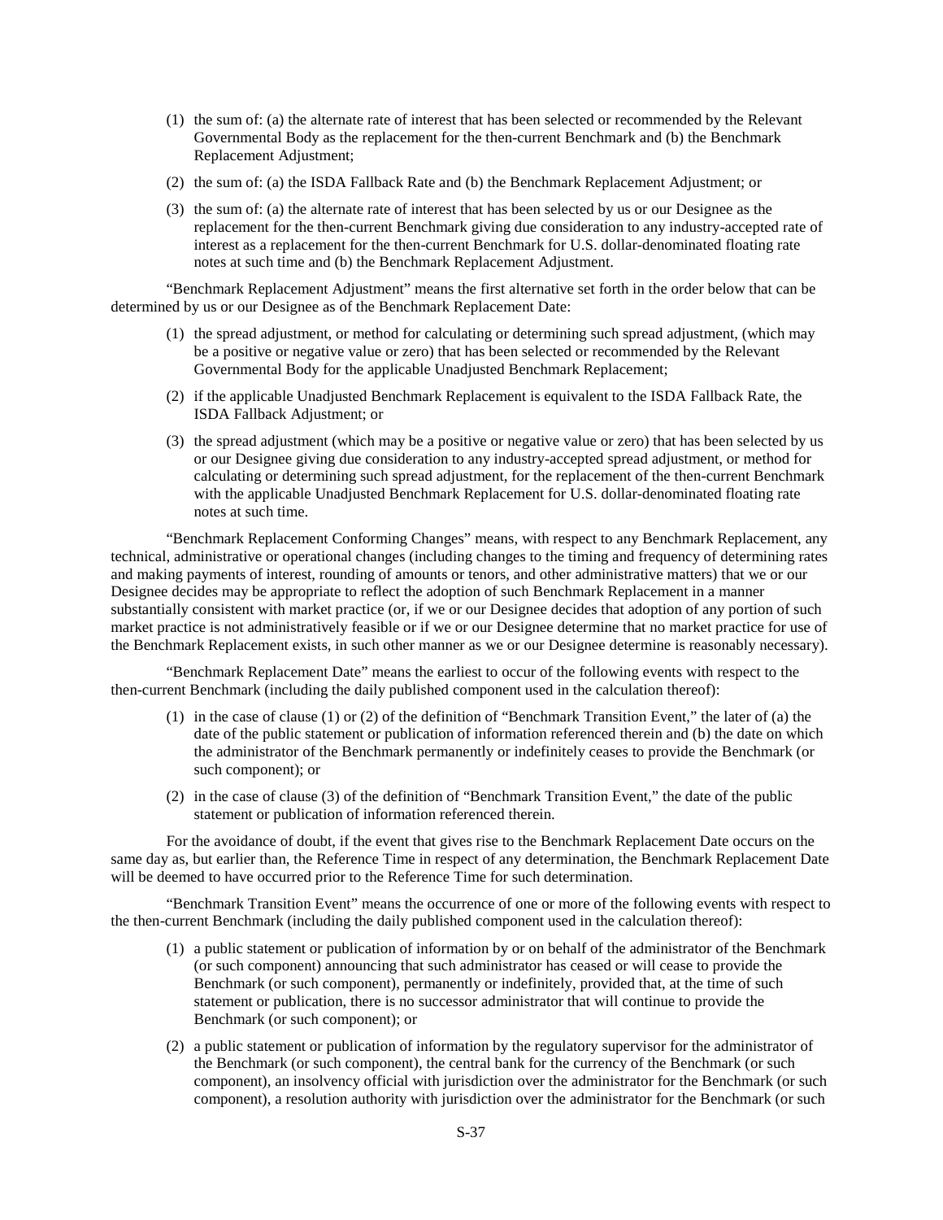(1) the sum of: (a) the alternate rate of interest that has been selected or recommended by the Relevant Governmental Body as the replacement for the then-current Benchmark and (b) the Benchmark Replacement Adjustment;

(2) the sum of: (a) the ISDA Fallback Rate and (b) the Benchmark Replacement Adjustment; or

(3) the sum of: (a) the alternate rate of interest that has been selected by us or our Designee as the replacement for the then-current Benchmark giving due consideration to any industry-accepted rate of interest as a replacement for the then-current Benchmark for U.S. dollar-denominated floating rate notes at such time and (b) the Benchmark Replacement Adjustment.

"Benchmark Replacement Adjustment" means the first alternative set forth in the order below that can be determined by us or our Designee as of the Benchmark Replacement Date:

(1) the spread adjustment, or method for calculating or determining such spread adjustment, (which may be a positive or negative value or zero) that has been selected or recommended by the Relevant Governmental Body for the applicable Unadjusted Benchmark Replacement;

(2) if the applicable Unadjusted Benchmark Replacement is equivalent to the ISDA Fallback Rate, the ISDA Fallback Adjustment; or

(3) the spread adjustment (which may be a positive or negative value or zero) that has been selected by us or our Designee giving due consideration to any industry-accepted spread adjustment, or method for calculating or determining such spread adjustment, for the replacement of the then-current Benchmark with the applicable Unadjusted Benchmark Replacement for U.S. dollar-denominated floating rate notes at such time.

"Benchmark Replacement Conforming Changes" means, with respect to any Benchmark Replacement, any technical, administrative or operational changes (including changes to the timing and frequency of determining rates and making payments of interest, rounding of amounts or tenors, and other administrative matters) that we or our Designee decides may be appropriate to reflect the adoption of such Benchmark Replacement in a manner substantially consistent with market practice (or, if we or our Designee decides that adoption of any portion of such market practice is not administratively feasible or if we or our Designee determine that no market practice for use of the Benchmark Replacement exists, in such other manner as we or our Designee determine is reasonably necessary).

"Benchmark Replacement Date" means the earliest to occur of the following events with respect to the then-current Benchmark (including the daily published component used in the calculation thereof):

(1) in the case of clause (1) or (2) of the definition of "Benchmark Transition Event," the later of (a) the date of the public statement or publication of information referenced therein and (b) the date on which the administrator of the Benchmark permanently or indefinitely ceases to provide the Benchmark (or such component); or

(2) in the case of clause (3) of the definition of "Benchmark Transition Event," the date of the public statement or publication of information referenced therein.

For the avoidance of doubt, if the event that gives rise to the Benchmark Replacement Date occurs on the same day as, but earlier than, the Reference Time in respect of any determination, the Benchmark Replacement Date will be deemed to have occurred prior to the Reference Time for such determination.

"Benchmark Transition Event" means the occurrence of one or more of the following events with respect to the then-current Benchmark (including the daily published component used in the calculation thereof):

(1) a public statement or publication of information by or on behalf of the administrator of the Benchmark (or such component) announcing that such administrator has ceased or will cease to provide the Benchmark (or such component), permanently or indefinitely, provided that, at the time of such statement or publication, there is no successor administrator that will continue to provide the Benchmark (or such component); or

(2) a public statement or publication of information by the regulatory supervisor for the administrator of the Benchmark (or such component), the central bank for the currency of the Benchmark (or such component), an insolvency official with jurisdiction over the administrator for the Benchmark (or such component), a resolution authority with jurisdiction over the administrator for the Benchmark (or such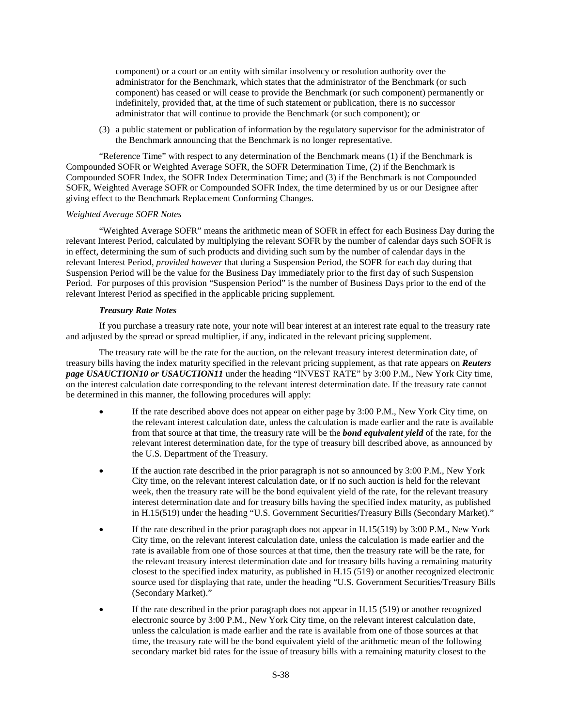component) or a court or an entity with similar insolvency or resolution authority over the administrator for the Benchmark, which states that the administrator of the Benchmark (or such component) has ceased or will cease to provide the Benchmark (or such component) permanently or indefinitely, provided that, at the time of such statement or publication, there is no successor administrator that will continue to provide the Benchmark (or such component); or

(3) a public statement or publication of information by the regulatory supervisor for the administrator of the Benchmark announcing that the Benchmark is no longer representative.

"Reference Time" with respect to any determination of the Benchmark means (1) if the Benchmark is Compounded SOFR or Weighted Average SOFR, the SOFR Determination Time, (2) if the Benchmark is Compounded SOFR Index, the SOFR Index Determination Time; and (3) if the Benchmark is not Compounded SOFR, Weighted Average SOFR or Compounded SOFR Index, the time determined by us or our Designee after giving effect to the Benchmark Replacement Conforming Changes.

*Weighted Average SOFR Notes*

"Weighted Average SOFR" means the arithmetic mean of SOFR in effect for each Business Day during the relevant Interest Period, calculated by multiplying the relevant SOFR by the number of calendar days such SOFR is in effect, determining the sum of such products and dividing such sum by the number of calendar days in the relevant Interest Period, *provided however* that during a Suspension Period, the SOFR for each day during that Suspension Period will be the value for the Business Day immediately prior to the first day of such Suspension Period. For purposes of this provision "Suspension Period" is the number of Business Days prior to the end of the relevant Interest Period as specified in the applicable pricing supplement.

***Treasury Rate Notes***

If you purchase a treasury rate note, your note will bear interest at an interest rate equal to the treasury rate and adjusted by the spread or spread multiplier, if any, indicated in the relevant pricing supplement.

The treasury rate will be the rate for the auction, on the relevant treasury interest determination date, of treasury bills having the index maturity specified in the relevant pricing supplement, as that rate appears on ***Reuters page USAUCTION10 or USAUCTION11*** under the heading "INVEST RATE" by 3:00 P.M., New York City time, on the interest calculation date corresponding to the relevant interest determination date. If the treasury rate cannot be determined in this manner, the following procedures will apply:

- If the rate described above does not appear on either page by 3:00 P.M., New York City time, on the relevant interest calculation date, unless the calculation is made earlier and the rate is available from that source at that time, the treasury rate will be the ***bond equivalent yield*** of the rate, for the relevant interest determination date, for the type of treasury bill described above, as announced by the U.S. Department of the Treasury.
- If the auction rate described in the prior paragraph is not so announced by 3:00 P.M., New York City time, on the relevant interest calculation date, or if no such auction is held for the relevant week, then the treasury rate will be the bond equivalent yield of the rate, for the relevant treasury interest determination date and for treasury bills having the specified index maturity, as published in H.15(519) under the heading "U.S. Government Securities/Treasury Bills (Secondary Market)."
- If the rate described in the prior paragraph does not appear in H.15(519) by 3:00 P.M., New York City time, on the relevant interest calculation date, unless the calculation is made earlier and the rate is available from one of those sources at that time, then the treasury rate will be the rate, for the relevant treasury interest determination date and for treasury bills having a remaining maturity closest to the specified index maturity, as published in H.15 (519) or another recognized electronic source used for displaying that rate, under the heading "U.S. Government Securities/Treasury Bills (Secondary Market)."
- If the rate described in the prior paragraph does not appear in H.15 (519) or another recognized electronic source by 3:00 P.M., New York City time, on the relevant interest calculation date, unless the calculation is made earlier and the rate is available from one of those sources at that time, the treasury rate will be the bond equivalent yield of the arithmetic mean of the following secondary market bid rates for the issue of treasury bills with a remaining maturity closest to the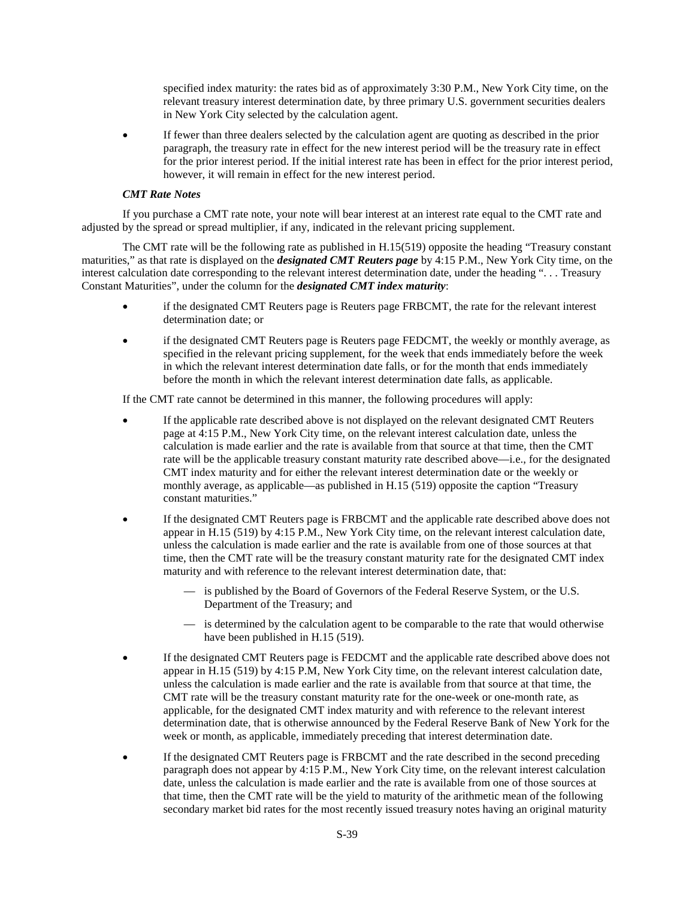specified index maturity: the rates bid as of approximately 3:30 P.M., New York City time, on the relevant treasury interest determination date, by three primary U.S. government securities dealers in New York City selected by the calculation agent.

- If fewer than three dealers selected by the calculation agent are quoting as described in the prior paragraph, the treasury rate in effect for the new interest period will be the treasury rate in effect for the prior interest period. If the initial interest rate has been in effect for the prior interest period, however, it will remain in effect for the new interest period.

***CMT Rate Notes***

If you purchase a CMT rate note, your note will bear interest at an interest rate equal to the CMT rate and adjusted by the spread or spread multiplier, if any, indicated in the relevant pricing supplement.

The CMT rate will be the following rate as published in H.15(519) opposite the heading "Treasury constant maturities," as that rate is displayed on the ***designated CMT Reuters page*** by 4:15 P.M., New York City time, on the interest calculation date corresponding to the relevant interest determination date, under the heading ". . . Treasury Constant Maturities", under the column for the ***designated CMT index maturity***:

- if the designated CMT Reuters page is Reuters page FRBCMT, the rate for the relevant interest determination date; or
- if the designated CMT Reuters page is Reuters page FEDCMT, the weekly or monthly average, as specified in the relevant pricing supplement, for the week that ends immediately before the week in which the relevant interest determination date falls, or for the month that ends immediately before the month in which the relevant interest determination date falls, as applicable.

If the CMT rate cannot be determined in this manner, the following procedures will apply:

- If the applicable rate described above is not displayed on the relevant designated CMT Reuters page at 4:15 P.M., New York City time, on the relevant interest calculation date, unless the calculation is made earlier and the rate is available from that source at that time, then the CMT rate will be the applicable treasury constant maturity rate described above—i.e., for the designated CMT index maturity and for either the relevant interest determination date or the weekly or monthly average, as applicable—as published in H.15 (519) opposite the caption "Treasury constant maturities."
- If the designated CMT Reuters page is FRBCMT and the applicable rate described above does not appear in H.15 (519) by 4:15 P.M., New York City time, on the relevant interest calculation date, unless the calculation is made earlier and the rate is available from one of those sources at that time, then the CMT rate will be the treasury constant maturity rate for the designated CMT index maturity and with reference to the relevant interest determination date, that:
  - — is published by the Board of Governors of the Federal Reserve System, or the U.S. Department of the Treasury; and
  - — is determined by the calculation agent to be comparable to the rate that would otherwise have been published in H.15 (519).
- If the designated CMT Reuters page is FEDCMT and the applicable rate described above does not appear in H.15 (519) by 4:15 P.M, New York City time, on the relevant interest calculation date, unless the calculation is made earlier and the rate is available from that source at that time, the CMT rate will be the treasury constant maturity rate for the one-week or one-month rate, as applicable, for the designated CMT index maturity and with reference to the relevant interest determination date, that is otherwise announced by the Federal Reserve Bank of New York for the week or month, as applicable, immediately preceding that interest determination date.
- If the designated CMT Reuters page is FRBCMT and the rate described in the second preceding paragraph does not appear by 4:15 P.M., New York City time, on the relevant interest calculation date, unless the calculation is made earlier and the rate is available from one of those sources at that time, then the CMT rate will be the yield to maturity of the arithmetic mean of the following secondary market bid rates for the most recently issued treasury notes having an original maturity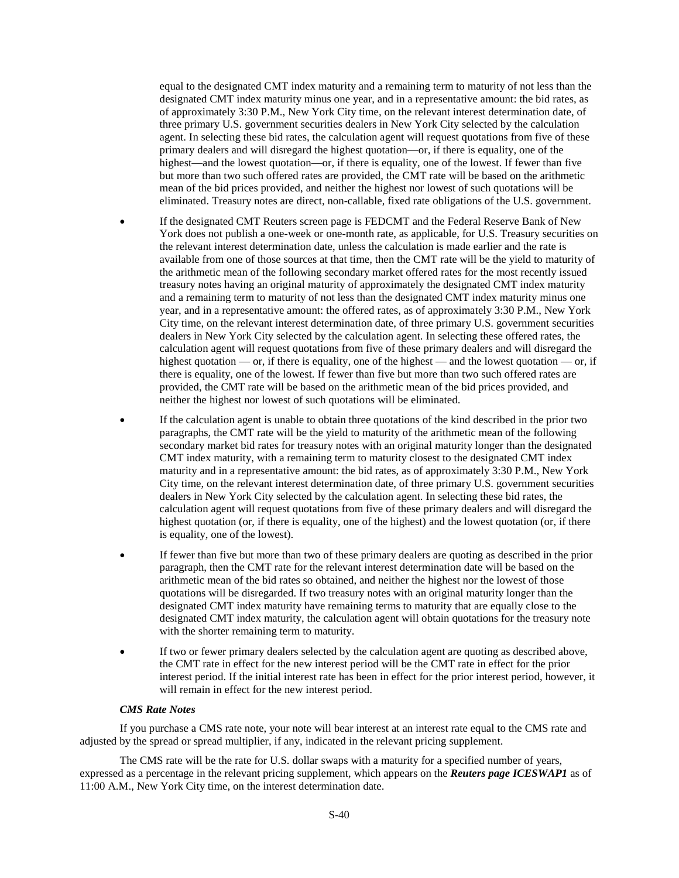equal to the designated CMT index maturity and a remaining term to maturity of not less than the designated CMT index maturity minus one year, and in a representative amount: the bid rates, as of approximately 3:30 P.M., New York City time, on the relevant interest determination date, of three primary U.S. government securities dealers in New York City selected by the calculation agent. In selecting these bid rates, the calculation agent will request quotations from five of these primary dealers and will disregard the highest quotation—or, if there is equality, one of the highest—and the lowest quotation—or, if there is equality, one of the lowest. If fewer than five but more than two such offered rates are provided, the CMT rate will be based on the arithmetic mean of the bid prices provided, and neither the highest nor lowest of such quotations will be eliminated. Treasury notes are direct, non-callable, fixed rate obligations of the U.S. government.

- If the designated CMT Reuters screen page is FEDCMT and the Federal Reserve Bank of New York does not publish a one-week or one-month rate, as applicable, for U.S. Treasury securities on the relevant interest determination date, unless the calculation is made earlier and the rate is available from one of those sources at that time, then the CMT rate will be the yield to maturity of the arithmetic mean of the following secondary market offered rates for the most recently issued treasury notes having an original maturity of approximately the designated CMT index maturity and a remaining term to maturity of not less than the designated CMT index maturity minus one year, and in a representative amount: the offered rates, as of approximately 3:30 P.M., New York City time, on the relevant interest determination date, of three primary U.S. government securities dealers in New York City selected by the calculation agent. In selecting these offered rates, the calculation agent will request quotations from five of these primary dealers and will disregard the highest quotation — or, if there is equality, one of the highest — and the lowest quotation — or, if there is equality, one of the lowest. If fewer than five but more than two such offered rates are provided, the CMT rate will be based on the arithmetic mean of the bid prices provided, and neither the highest nor lowest of such quotations will be eliminated.

- If the calculation agent is unable to obtain three quotations of the kind described in the prior two paragraphs, the CMT rate will be the yield to maturity of the arithmetic mean of the following secondary market bid rates for treasury notes with an original maturity longer than the designated CMT index maturity, with a remaining term to maturity closest to the designated CMT index maturity and in a representative amount: the bid rates, as of approximately 3:30 P.M., New York City time, on the relevant interest determination date, of three primary U.S. government securities dealers in New York City selected by the calculation agent. In selecting these bid rates, the calculation agent will request quotations from five of these primary dealers and will disregard the highest quotation (or, if there is equality, one of the highest) and the lowest quotation (or, if there is equality, one of the lowest).

- If fewer than five but more than two of these primary dealers are quoting as described in the prior paragraph, then the CMT rate for the relevant interest determination date will be based on the arithmetic mean of the bid rates so obtained, and neither the highest nor the lowest of those quotations will be disregarded. If two treasury notes with an original maturity longer than the designated CMT index maturity have remaining terms to maturity that are equally close to the designated CMT index maturity, the calculation agent will obtain quotations for the treasury note with the shorter remaining term to maturity.

- If two or fewer primary dealers selected by the calculation agent are quoting as described above, the CMT rate in effect for the new interest period will be the CMT rate in effect for the prior interest period. If the initial interest rate has been in effect for the prior interest period, however, it will remain in effect for the new interest period.

***CMS Rate Notes***

If you purchase a CMS rate note, your note will bear interest at an interest rate equal to the CMS rate and adjusted by the spread or spread multiplier, if any, indicated in the relevant pricing supplement.

The CMS rate will be the rate for U.S. dollar swaps with a maturity for a specified number of years, expressed as a percentage in the relevant pricing supplement, which appears on the ***Reuters page ICESWAP1*** as of 11:00 A.M., New York City time, on the interest determination date.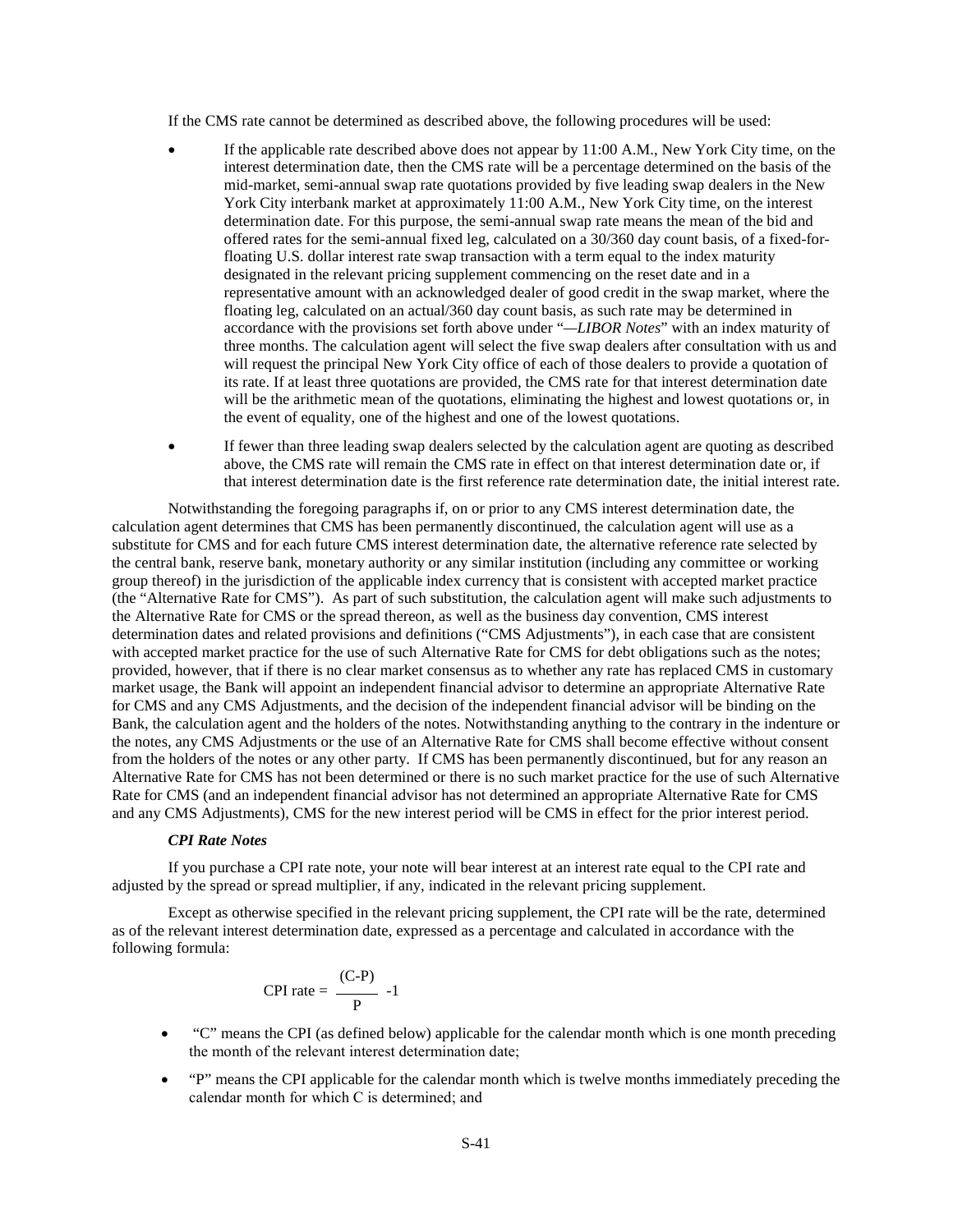If the CMS rate cannot be determined as described above, the following procedures will be used:

- If the applicable rate described above does not appear by 11:00 A.M., New York City time, on the interest determination date, then the CMS rate will be a percentage determined on the basis of the mid-market, semi-annual swap rate quotations provided by five leading swap dealers in the New York City interbank market at approximately 11:00 A.M., New York City time, on the interest determination date. For this purpose, the semi-annual swap rate means the mean of the bid and offered rates for the semi-annual fixed leg, calculated on a 30/360 day count basis, of a fixed-for-floating U.S. dollar interest rate swap transaction with a term equal to the index maturity designated in the relevant pricing supplement commencing on the reset date and in a representative amount with an acknowledged dealer of good credit in the swap market, where the floating leg, calculated on an actual/360 day count basis, as such rate may be determined in accordance with the provisions set forth above under "—*LIBOR Notes*" with an index maturity of three months. The calculation agent will select the five swap dealers after consultation with us and will request the principal New York City office of each of those dealers to provide a quotation of its rate. If at least three quotations are provided, the CMS rate for that interest determination date will be the arithmetic mean of the quotations, eliminating the highest and lowest quotations or, in the event of equality, one of the highest and one of the lowest quotations.

- If fewer than three leading swap dealers selected by the calculation agent are quoting as described above, the CMS rate will remain the CMS rate in effect on that interest determination date or, if that interest determination date is the first reference rate determination date, the initial interest rate.

Notwithstanding the foregoing paragraphs if, on or prior to any CMS interest determination date, the calculation agent determines that CMS has been permanently discontinued, the calculation agent will use as a substitute for CMS and for each future CMS interest determination date, the alternative reference rate selected by the central bank, reserve bank, monetary authority or any similar institution (including any committee or working group thereof) in the jurisdiction of the applicable index currency that is consistent with accepted market practice (the "Alternative Rate for CMS"). As part of such substitution, the calculation agent will make such adjustments to the Alternative Rate for CMS or the spread thereon, as well as the business day convention, CMS interest determination dates and related provisions and definitions ("CMS Adjustments"), in each case that are consistent with accepted market practice for the use of such Alternative Rate for CMS for debt obligations such as the notes; provided, however, that if there is no clear market consensus as to whether any rate has replaced CMS in customary market usage, the Bank will appoint an independent financial advisor to determine an appropriate Alternative Rate for CMS and any CMS Adjustments, and the decision of the independent financial advisor will be binding on the Bank, the calculation agent and the holders of the notes. Notwithstanding anything to the contrary in the indenture or the notes, any CMS Adjustments or the use of an Alternative Rate for CMS shall become effective without consent from the holders of the notes or any other party. If CMS has been permanently discontinued, but for any reason an Alternative Rate for CMS has not been determined or there is no such market practice for the use of such Alternative Rate for CMS (and an independent financial advisor has not determined an appropriate Alternative Rate for CMS and any CMS Adjustments), CMS for the new interest period will be CMS in effect for the prior interest period.

***CPI Rate Notes***

If you purchase a CPI rate note, your note will bear interest at an interest rate equal to the CPI rate and adjusted by the spread or spread multiplier, if any, indicated in the relevant pricing supplement.

Except as otherwise specified in the relevant pricing supplement, the CPI rate will be the rate, determined as of the relevant interest determination date, expressed as a percentage and calculated in accordance with the following formula:

$$\text{CPI rate} = \frac{(C-P)}{P} -1$$

- "C" means the CPI (as defined below) applicable for the calendar month which is one month preceding the month of the relevant interest determination date;

- "P" means the CPI applicable for the calendar month which is twelve months immediately preceding the calendar month for which C is determined; and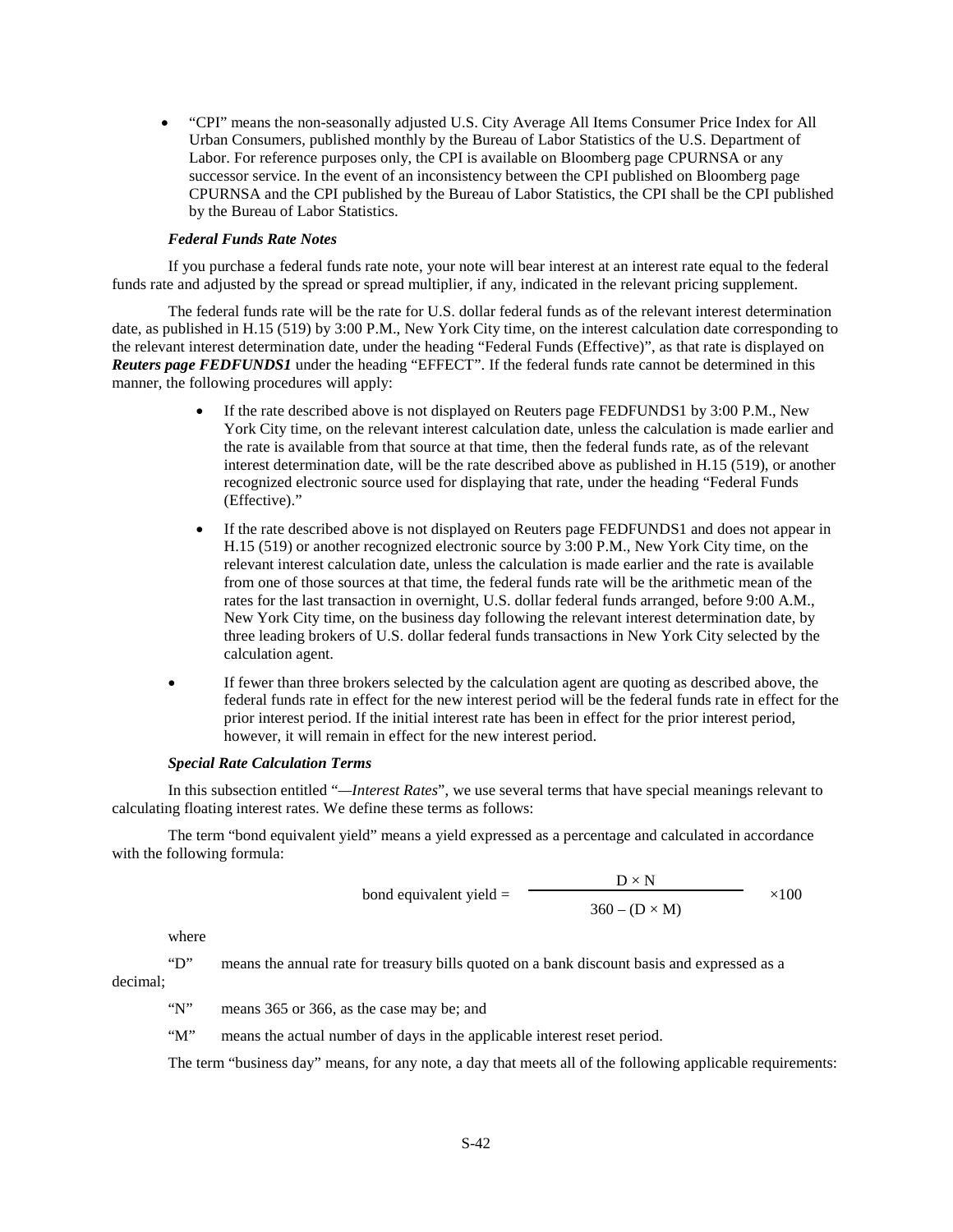- "CPI" means the non-seasonally adjusted U.S. City Average All Items Consumer Price Index for All Urban Consumers, published monthly by the Bureau of Labor Statistics of the U.S. Department of Labor. For reference purposes only, the CPI is available on Bloomberg page CPURNSA or any successor service. In the event of an inconsistency between the CPI published on Bloomberg page CPURNSA and the CPI published by the Bureau of Labor Statistics, the CPI shall be the CPI published by the Bureau of Labor Statistics.

***Federal Funds Rate Notes***

If you purchase a federal funds rate note, your note will bear interest at an interest rate equal to the federal funds rate and adjusted by the spread or spread multiplier, if any, indicated in the relevant pricing supplement.

The federal funds rate will be the rate for U.S. dollar federal funds as of the relevant interest determination date, as published in H.15 (519) by 3:00 P.M., New York City time, on the interest calculation date corresponding to the relevant interest determination date, under the heading "Federal Funds (Effective)", as that rate is displayed on ***Reuters page FEDFUNDS1*** under the heading "EFFECT". If the federal funds rate cannot be determined in this manner, the following procedures will apply:

- If the rate described above is not displayed on Reuters page FEDFUNDS1 by 3:00 P.M., New York City time, on the relevant interest calculation date, unless the calculation is made earlier and the rate is available from that source at that time, then the federal funds rate, as of the relevant interest determination date, will be the rate described above as published in H.15 (519), or another recognized electronic source used for displaying that rate, under the heading "Federal Funds (Effective)."
- If the rate described above is not displayed on Reuters page FEDFUNDS1 and does not appear in H.15 (519) or another recognized electronic source by 3:00 P.M., New York City time, on the relevant interest calculation date, unless the calculation is made earlier and the rate is available from one of those sources at that time, the federal funds rate will be the arithmetic mean of the rates for the last transaction in overnight, U.S. dollar federal funds arranged, before 9:00 A.M., New York City time, on the business day following the relevant interest determination date, by three leading brokers of U.S. dollar federal funds transactions in New York City selected by the calculation agent.
- If fewer than three brokers selected by the calculation agent are quoting as described above, the federal funds rate in effect for the new interest period will be the federal funds rate in effect for the prior interest period. If the initial interest rate has been in effect for the prior interest period, however, it will remain in effect for the new interest period.

***Special Rate Calculation Terms***

In this subsection entitled "—*Interest Rates*", we use several terms that have special meanings relevant to calculating floating interest rates. We define these terms as follows:

The term "bond equivalent yield" means a yield expressed as a percentage and calculated in accordance with the following formula:

$$\text{bond equivalent yield} = \frac{D \times N}{360 - (D \times M)} \times 100$$

where

"D" means the annual rate for treasury bills quoted on a bank discount basis and expressed as a decimal;

"N" means 365 or 366, as the case may be; and

"M" means the actual number of days in the applicable interest reset period.

The term "business day" means, for any note, a day that meets all of the following applicable requirements: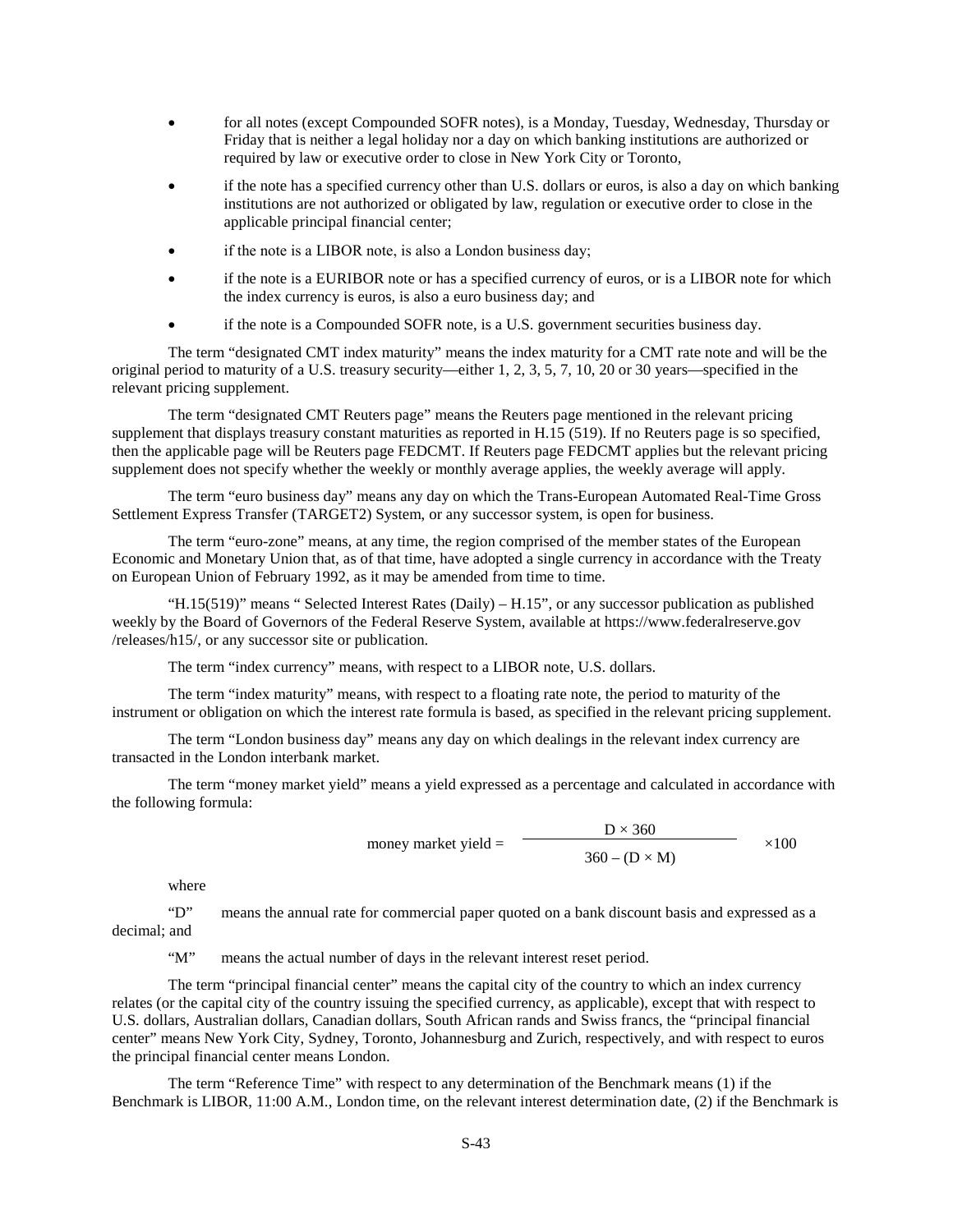- for all notes (except Compounded SOFR notes), is a Monday, Tuesday, Wednesday, Thursday or Friday that is neither a legal holiday nor a day on which banking institutions are authorized or required by law or executive order to close in New York City or Toronto,
- if the note has a specified currency other than U.S. dollars or euros, is also a day on which banking institutions are not authorized or obligated by law, regulation or executive order to close in the applicable principal financial center;
- if the note is a LIBOR note, is also a London business day;
- if the note is a EURIBOR note or has a specified currency of euros, or is a LIBOR note for which the index currency is euros, is also a euro business day; and
- if the note is a Compounded SOFR note, is a U.S. government securities business day.

The term "designated CMT index maturity" means the index maturity for a CMT rate note and will be the original period to maturity of a U.S. treasury security—either 1, 2, 3, 5, 7, 10, 20 or 30 years—specified in the relevant pricing supplement.

The term "designated CMT Reuters page" means the Reuters page mentioned in the relevant pricing supplement that displays treasury constant maturities as reported in H.15 (519). If no Reuters page is so specified, then the applicable page will be Reuters page FEDCMT. If Reuters page FEDCMT applies but the relevant pricing supplement does not specify whether the weekly or monthly average applies, the weekly average will apply.

The term "euro business day" means any day on which the Trans-European Automated Real-Time Gross Settlement Express Transfer (TARGET2) System, or any successor system, is open for business.

The term "euro-zone" means, at any time, the region comprised of the member states of the European Economic and Monetary Union that, as of that time, have adopted a single currency in accordance with the Treaty on European Union of February 1992, as it may be amended from time to time.

"H.15(519)" means " Selected Interest Rates (Daily) – H.15", or any successor publication as published weekly by the Board of Governors of the Federal Reserve System, available at https://www.federalreserve.gov /releases/h15/, or any successor site or publication.

The term "index currency" means, with respect to a LIBOR note, U.S. dollars.

The term "index maturity" means, with respect to a floating rate note, the period to maturity of the instrument or obligation on which the interest rate formula is based, as specified in the relevant pricing supplement.

The term "London business day" means any day on which dealings in the relevant index currency are transacted in the London interbank market.

The term "money market yield" means a yield expressed as a percentage and calculated in accordance with the following formula:

$$\text{money market yield} = \frac{D \times 360}{360 - (D \times M)} \times 100$$

where

"D" means the annual rate for commercial paper quoted on a bank discount basis and expressed as a decimal; and

"M" means the actual number of days in the relevant interest reset period.

The term "principal financial center" means the capital city of the country to which an index currency relates (or the capital city of the country issuing the specified currency, as applicable), except that with respect to U.S. dollars, Australian dollars, Canadian dollars, South African rands and Swiss francs, the "principal financial center" means New York City, Sydney, Toronto, Johannesburg and Zurich, respectively, and with respect to euros the principal financial center means London.

The term "Reference Time" with respect to any determination of the Benchmark means (1) if the Benchmark is LIBOR, 11:00 A.M., London time, on the relevant interest determination date, (2) if the Benchmark is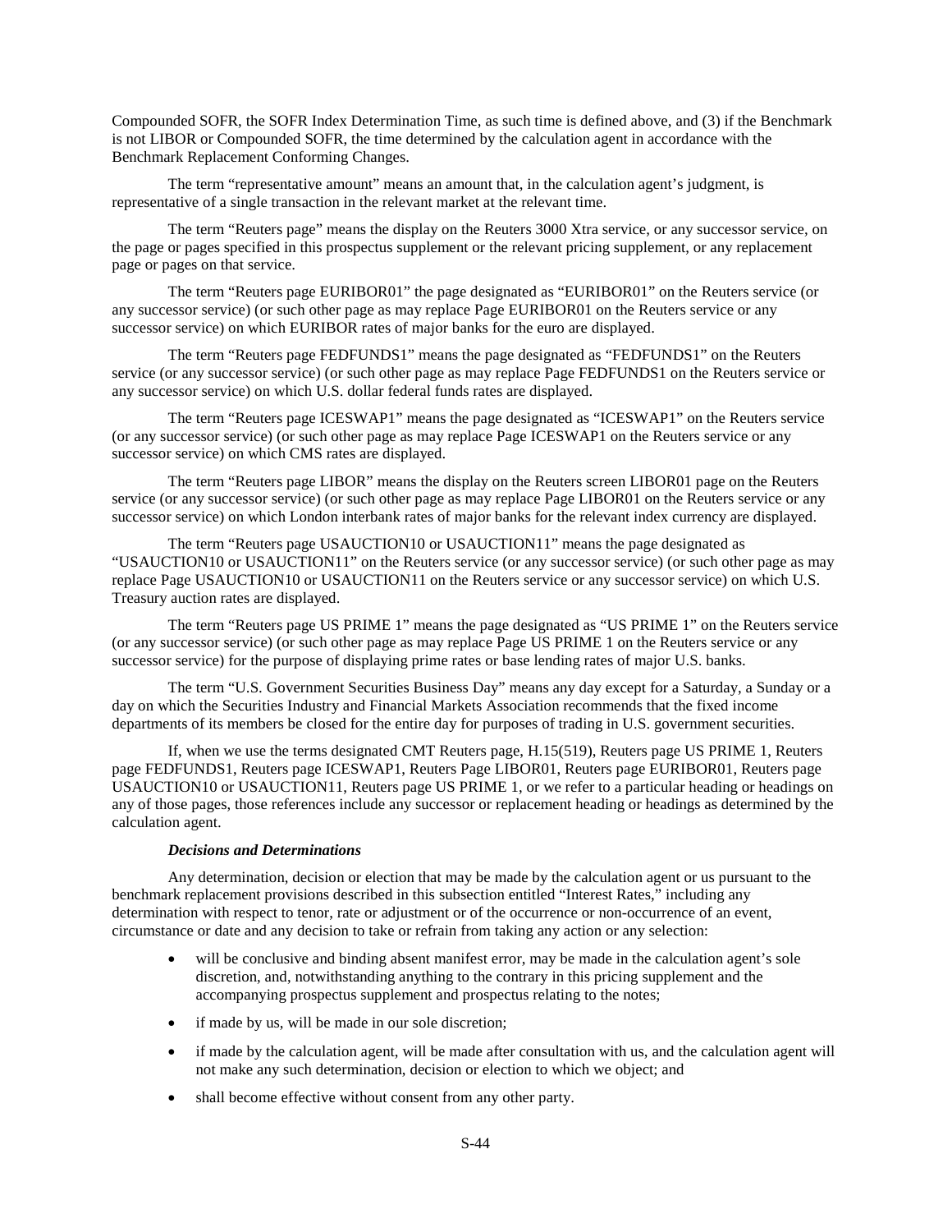Compounded SOFR, the SOFR Index Determination Time, as such time is defined above, and (3) if the Benchmark is not LIBOR or Compounded SOFR, the time determined by the calculation agent in accordance with the Benchmark Replacement Conforming Changes.

The term "representative amount" means an amount that, in the calculation agent's judgment, is representative of a single transaction in the relevant market at the relevant time.

The term "Reuters page" means the display on the Reuters 3000 Xtra service, or any successor service, on the page or pages specified in this prospectus supplement or the relevant pricing supplement, or any replacement page or pages on that service.

The term "Reuters page EURIBOR01" the page designated as "EURIBOR01" on the Reuters service (or any successor service) (or such other page as may replace Page EURIBOR01 on the Reuters service or any successor service) on which EURIBOR rates of major banks for the euro are displayed.

The term "Reuters page FEDFUNDS1" means the page designated as "FEDFUNDS1" on the Reuters service (or any successor service) (or such other page as may replace Page FEDFUNDS1 on the Reuters service or any successor service) on which U.S. dollar federal funds rates are displayed.

The term "Reuters page ICESWAP1" means the page designated as "ICESWAP1" on the Reuters service (or any successor service) (or such other page as may replace Page ICESWAP1 on the Reuters service or any successor service) on which CMS rates are displayed.

The term "Reuters page LIBOR" means the display on the Reuters screen LIBOR01 page on the Reuters service (or any successor service) (or such other page as may replace Page LIBOR01 on the Reuters service or any successor service) on which London interbank rates of major banks for the relevant index currency are displayed.

The term "Reuters page USAUCTION10 or USAUCTION11" means the page designated as "USAUCTION10 or USAUCTION11" on the Reuters service (or any successor service) (or such other page as may replace Page USAUCTION10 or USAUCTION11 on the Reuters service or any successor service) on which U.S. Treasury auction rates are displayed.

The term "Reuters page US PRIME 1" means the page designated as "US PRIME 1" on the Reuters service (or any successor service) (or such other page as may replace Page US PRIME 1 on the Reuters service or any successor service) for the purpose of displaying prime rates or base lending rates of major U.S. banks.

The term "U.S. Government Securities Business Day" means any day except for a Saturday, a Sunday or a day on which the Securities Industry and Financial Markets Association recommends that the fixed income departments of its members be closed for the entire day for purposes of trading in U.S. government securities.

If, when we use the terms designated CMT Reuters page, H.15(519), Reuters page US PRIME 1, Reuters page FEDFUNDS1, Reuters page ICESWAP1, Reuters Page LIBOR01, Reuters page EURIBOR01, Reuters page USAUCTION10 or USAUCTION11, Reuters page US PRIME 1, or we refer to a particular heading or headings on any of those pages, those references include any successor or replacement heading or headings as determined by the calculation agent.

***Decisions and Determinations***

Any determination, decision or election that may be made by the calculation agent or us pursuant to the benchmark replacement provisions described in this subsection entitled "Interest Rates," including any determination with respect to tenor, rate or adjustment or of the occurrence or non-occurrence of an event, circumstance or date and any decision to take or refrain from taking any action or any selection:

- will be conclusive and binding absent manifest error, may be made in the calculation agent's sole discretion, and, notwithstanding anything to the contrary in this pricing supplement and the accompanying prospectus supplement and prospectus relating to the notes;
- if made by us, will be made in our sole discretion;
- if made by the calculation agent, will be made after consultation with us, and the calculation agent will not make any such determination, decision or election to which we object; and
- shall become effective without consent from any other party.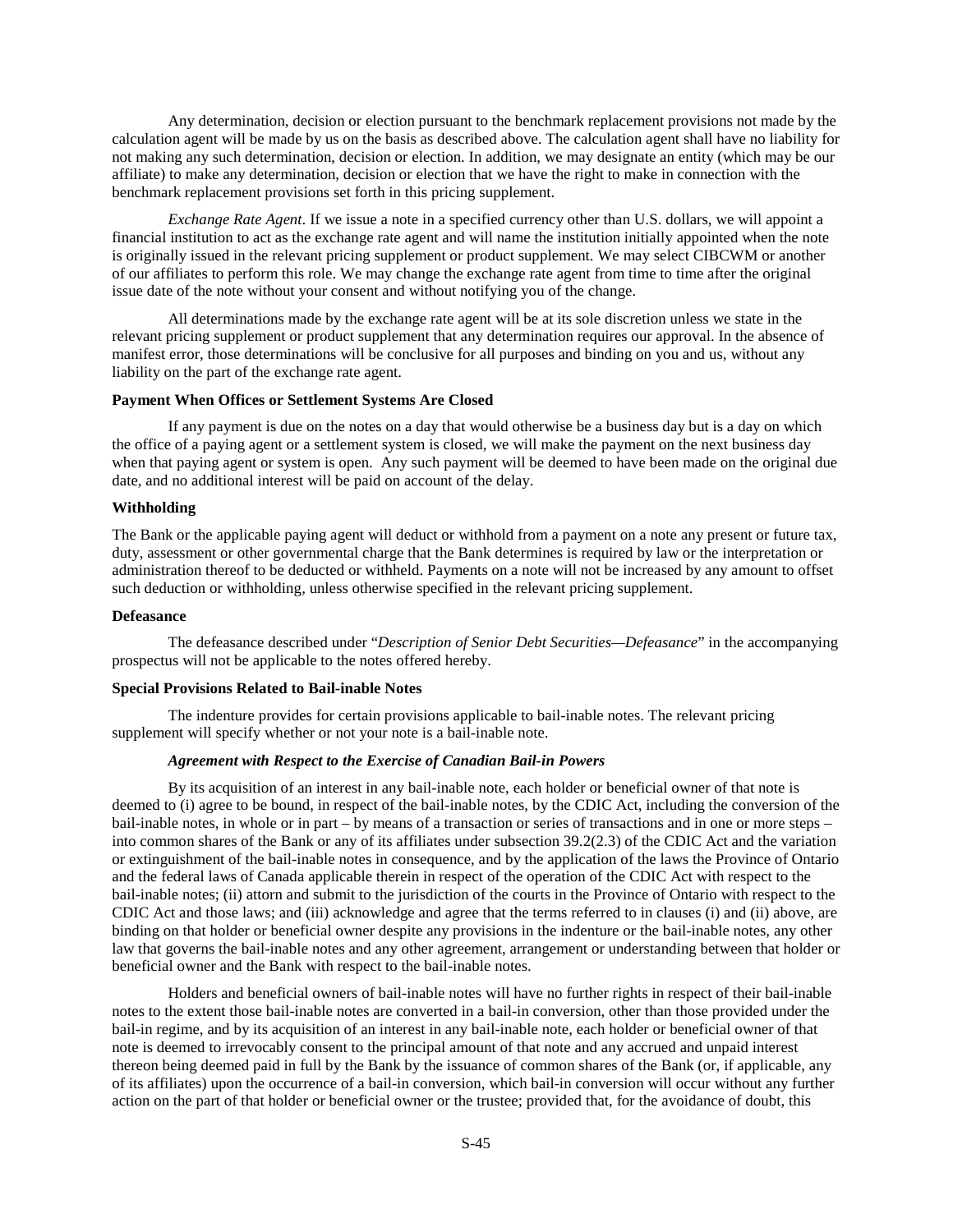Any determination, decision or election pursuant to the benchmark replacement provisions not made by the calculation agent will be made by us on the basis as described above. The calculation agent shall have no liability for not making any such determination, decision or election. In addition, we may designate an entity (which may be our affiliate) to make any determination, decision or election that we have the right to make in connection with the benchmark replacement provisions set forth in this pricing supplement.

*Exchange Rate Agent*. If we issue a note in a specified currency other than U.S. dollars, we will appoint a financial institution to act as the exchange rate agent and will name the institution initially appointed when the note is originally issued in the relevant pricing supplement or product supplement. We may select CIBCWM or another of our affiliates to perform this role. We may change the exchange rate agent from time to time after the original issue date of the note without your consent and without notifying you of the change.

All determinations made by the exchange rate agent will be at its sole discretion unless we state in the relevant pricing supplement or product supplement that any determination requires our approval. In the absence of manifest error, those determinations will be conclusive for all purposes and binding on you and us, without any liability on the part of the exchange rate agent.

**Payment When Offices or Settlement Systems Are Closed**

If any payment is due on the notes on a day that would otherwise be a business day but is a day on which the office of a paying agent or a settlement system is closed, we will make the payment on the next business day when that paying agent or system is open. Any such payment will be deemed to have been made on the original due date, and no additional interest will be paid on account of the delay.

**Withholding**

The Bank or the applicable paying agent will deduct or withhold from a payment on a note any present or future tax, duty, assessment or other governmental charge that the Bank determines is required by law or the interpretation or administration thereof to be deducted or withheld. Payments on a note will not be increased by any amount to offset such deduction or withholding, unless otherwise specified in the relevant pricing supplement.

**Defeasance**

The defeasance described under "*Description of Senior Debt Securities—Defeasance*" in the accompanying prospectus will not be applicable to the notes offered hereby.

**Special Provisions Related to Bail-inable Notes**

The indenture provides for certain provisions applicable to bail-inable notes. The relevant pricing supplement will specify whether or not your note is a bail-inable note.

***Agreement with Respect to the Exercise of Canadian Bail-in Powers***

By its acquisition of an interest in any bail-inable note, each holder or beneficial owner of that note is deemed to (i) agree to be bound, in respect of the bail-inable notes, by the CDIC Act, including the conversion of the bail-inable notes, in whole or in part – by means of a transaction or series of transactions and in one or more steps – into common shares of the Bank or any of its affiliates under subsection 39.2(2.3) of the CDIC Act and the variation or extinguishment of the bail-inable notes in consequence, and by the application of the laws the Province of Ontario and the federal laws of Canada applicable therein in respect of the operation of the CDIC Act with respect to the bail-inable notes; (ii) attorn and submit to the jurisdiction of the courts in the Province of Ontario with respect to the CDIC Act and those laws; and (iii) acknowledge and agree that the terms referred to in clauses (i) and (ii) above, are binding on that holder or beneficial owner despite any provisions in the indenture or the bail-inable notes, any other law that governs the bail-inable notes and any other agreement, arrangement or understanding between that holder or beneficial owner and the Bank with respect to the bail-inable notes.

Holders and beneficial owners of bail-inable notes will have no further rights in respect of their bail-inable notes to the extent those bail-inable notes are converted in a bail-in conversion, other than those provided under the bail-in regime, and by its acquisition of an interest in any bail-inable note, each holder or beneficial owner of that note is deemed to irrevocably consent to the principal amount of that note and any accrued and unpaid interest thereon being deemed paid in full by the Bank by the issuance of common shares of the Bank (or, if applicable, any of its affiliates) upon the occurrence of a bail-in conversion, which bail-in conversion will occur without any further action on the part of that holder or beneficial owner or the trustee; provided that, for the avoidance of doubt, this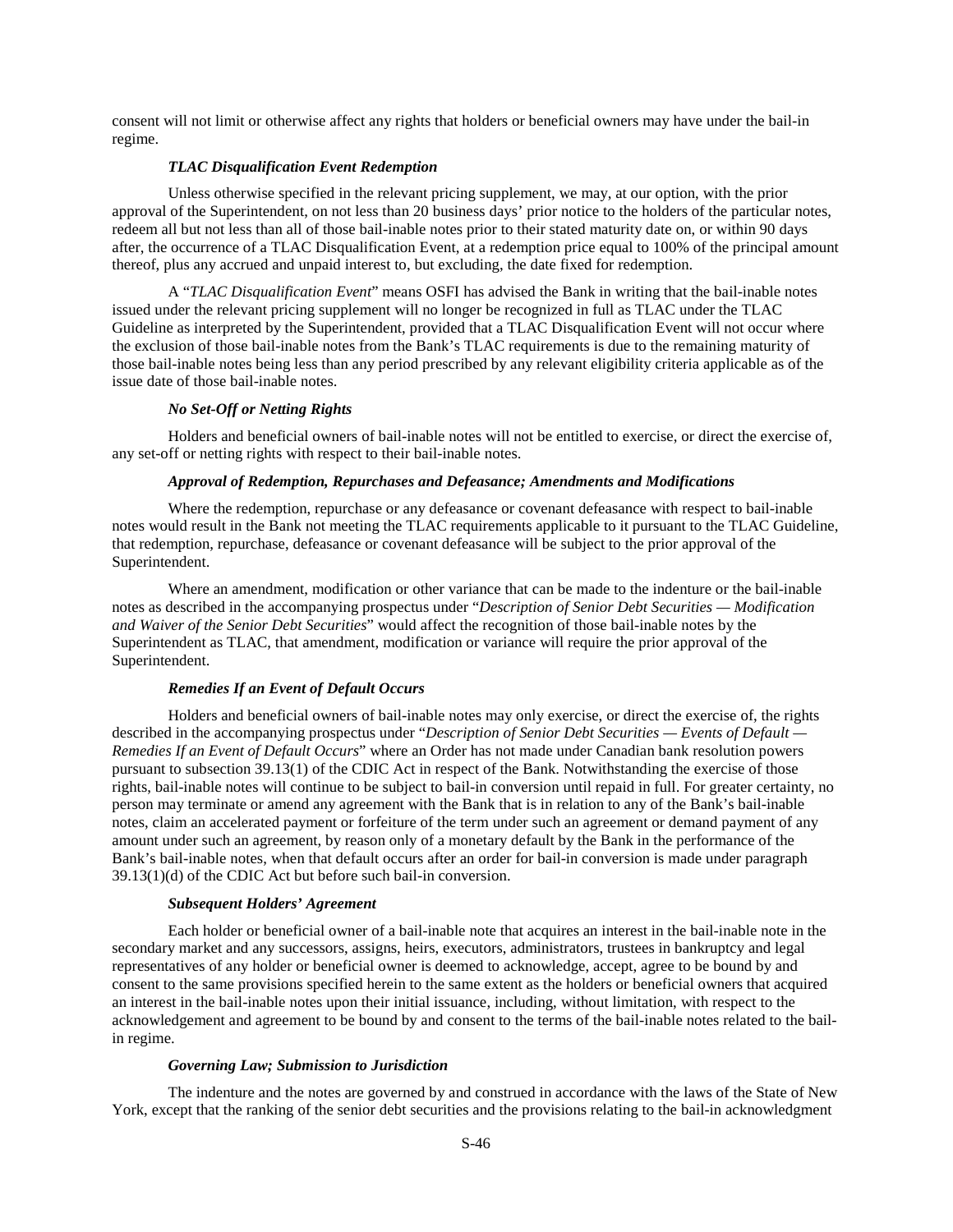consent will not limit or otherwise affect any rights that holders or beneficial owners may have under the bail-in regime.

***TLAC Disqualification Event Redemption***

Unless otherwise specified in the relevant pricing supplement, we may, at our option, with the prior approval of the Superintendent, on not less than 20 business days' prior notice to the holders of the particular notes, redeem all but not less than all of those bail-inable notes prior to their stated maturity date on, or within 90 days after, the occurrence of a TLAC Disqualification Event, at a redemption price equal to 100% of the principal amount thereof, plus any accrued and unpaid interest to, but excluding, the date fixed for redemption.

A "*TLAC Disqualification Event*" means OSFI has advised the Bank in writing that the bail-inable notes issued under the relevant pricing supplement will no longer be recognized in full as TLAC under the TLAC Guideline as interpreted by the Superintendent, provided that a TLAC Disqualification Event will not occur where the exclusion of those bail-inable notes from the Bank's TLAC requirements is due to the remaining maturity of those bail-inable notes being less than any period prescribed by any relevant eligibility criteria applicable as of the issue date of those bail-inable notes.

***No Set-Off or Netting Rights***

Holders and beneficial owners of bail-inable notes will not be entitled to exercise, or direct the exercise of, any set-off or netting rights with respect to their bail-inable notes.

***Approval of Redemption, Repurchases and Defeasance; Amendments and Modifications***

Where the redemption, repurchase or any defeasance or covenant defeasance with respect to bail-inable notes would result in the Bank not meeting the TLAC requirements applicable to it pursuant to the TLAC Guideline, that redemption, repurchase, defeasance or covenant defeasance will be subject to the prior approval of the Superintendent.

Where an amendment, modification or other variance that can be made to the indenture or the bail-inable notes as described in the accompanying prospectus under "*Description of Senior Debt Securities — Modification and Waiver of the Senior Debt Securities*" would affect the recognition of those bail-inable notes by the Superintendent as TLAC, that amendment, modification or variance will require the prior approval of the Superintendent.

***Remedies If an Event of Default Occurs***

Holders and beneficial owners of bail-inable notes may only exercise, or direct the exercise of, the rights described in the accompanying prospectus under "*Description of Senior Debt Securities — Events of Default — Remedies If an Event of Default Occurs*" where an Order has not made under Canadian bank resolution powers pursuant to subsection 39.13(1) of the CDIC Act in respect of the Bank. Notwithstanding the exercise of those rights, bail-inable notes will continue to be subject to bail-in conversion until repaid in full. For greater certainty, no person may terminate or amend any agreement with the Bank that is in relation to any of the Bank's bail-inable notes, claim an accelerated payment or forfeiture of the term under such an agreement or demand payment of any amount under such an agreement, by reason only of a monetary default by the Bank in the performance of the Bank's bail-inable notes, when that default occurs after an order for bail-in conversion is made under paragraph 39.13(1)(d) of the CDIC Act but before such bail-in conversion.

***Subsequent Holders' Agreement***

Each holder or beneficial owner of a bail-inable note that acquires an interest in the bail-inable note in the secondary market and any successors, assigns, heirs, executors, administrators, trustees in bankruptcy and legal representatives of any holder or beneficial owner is deemed to acknowledge, accept, agree to be bound by and consent to the same provisions specified herein to the same extent as the holders or beneficial owners that acquired an interest in the bail-inable notes upon their initial issuance, including, without limitation, with respect to the acknowledgement and agreement to be bound by and consent to the terms of the bail-inable notes related to the bail-in regime.

***Governing Law; Submission to Jurisdiction***

The indenture and the notes are governed by and construed in accordance with the laws of the State of New York, except that the ranking of the senior debt securities and the provisions relating to the bail-in acknowledgment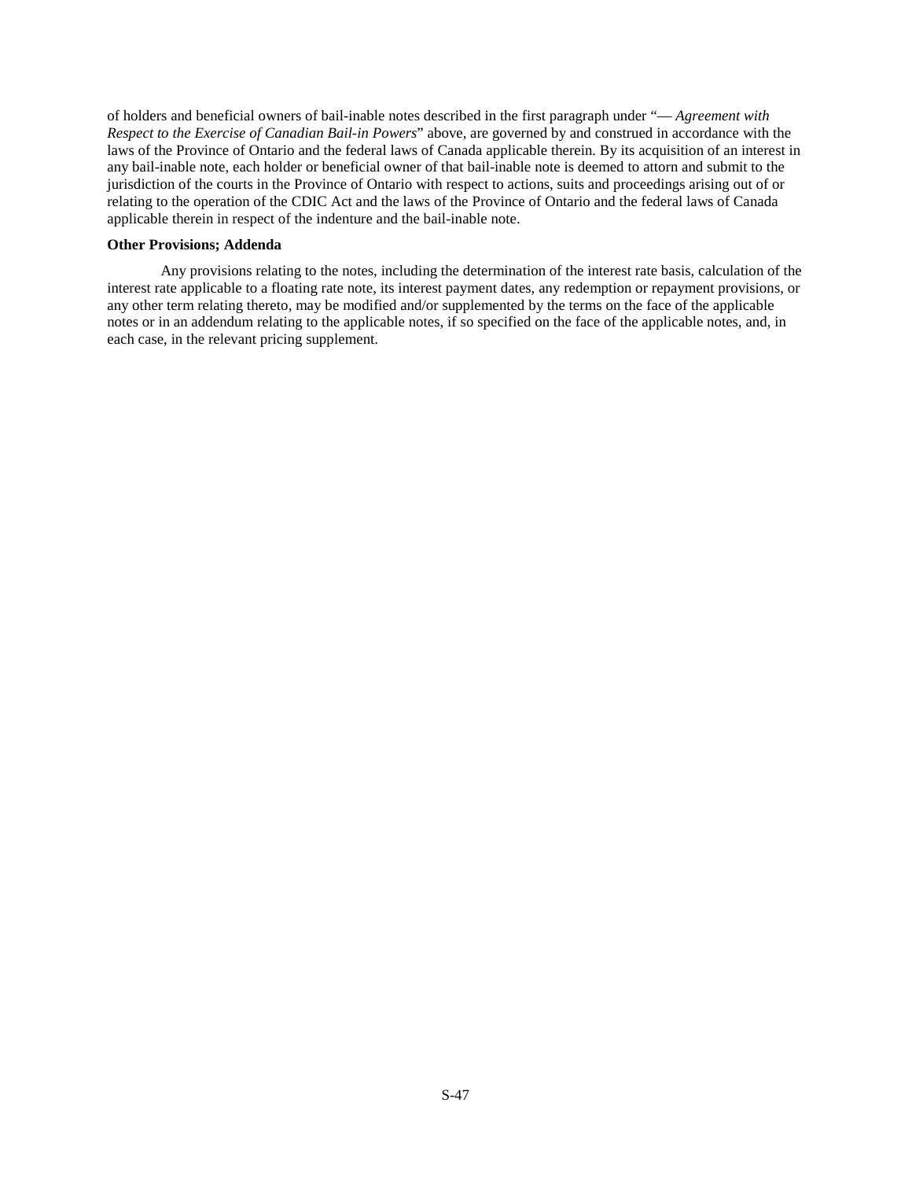of holders and beneficial owners of bail-inable notes described in the first paragraph under "— *Agreement with Respect to the Exercise of Canadian Bail-in Powers*" above, are governed by and construed in accordance with the laws of the Province of Ontario and the federal laws of Canada applicable therein. By its acquisition of an interest in any bail-inable note, each holder or beneficial owner of that bail-inable note is deemed to attorn and submit to the jurisdiction of the courts in the Province of Ontario with respect to actions, suits and proceedings arising out of or relating to the operation of the CDIC Act and the laws of the Province of Ontario and the federal laws of Canada applicable therein in respect of the indenture and the bail-inable note.

**Other Provisions; Addenda**

Any provisions relating to the notes, including the determination of the interest rate basis, calculation of the interest rate applicable to a floating rate note, its interest payment dates, any redemption or repayment provisions, or any other term relating thereto, may be modified and/or supplemented by the terms on the face of the applicable notes or in an addendum relating to the applicable notes, if so specified on the face of the applicable notes, and, in each case, in the relevant pricing supplement.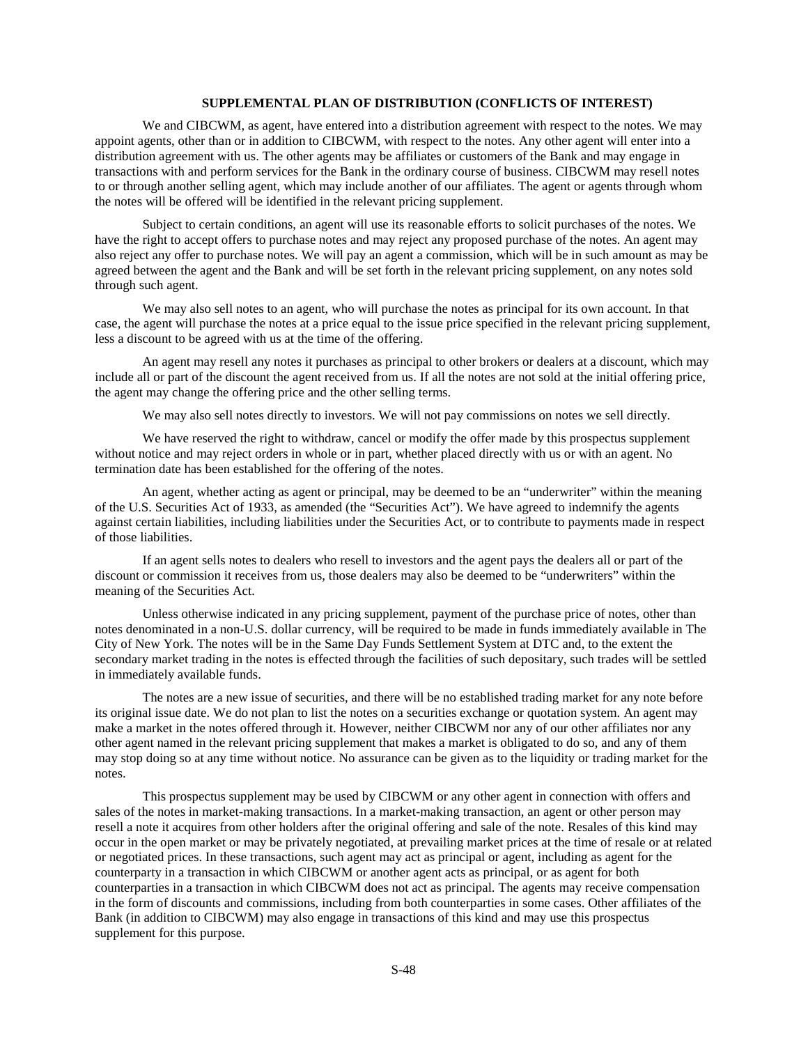## SUPPLEMENTAL PLAN OF DISTRIBUTION (CONFLICTS OF INTEREST)

We and CIBCWM, as agent, have entered into a distribution agreement with respect to the notes. We may appoint agents, other than or in addition to CIBCWM, with respect to the notes. Any other agent will enter into a distribution agreement with us. The other agents may be affiliates or customers of the Bank and may engage in transactions with and perform services for the Bank in the ordinary course of business. CIBCWM may resell notes to or through another selling agent, which may include another of our affiliates. The agent or agents through whom the notes will be offered will be identified in the relevant pricing supplement.

Subject to certain conditions, an agent will use its reasonable efforts to solicit purchases of the notes. We have the right to accept offers to purchase notes and may reject any proposed purchase of the notes. An agent may also reject any offer to purchase notes. We will pay an agent a commission, which will be in such amount as may be agreed between the agent and the Bank and will be set forth in the relevant pricing supplement, on any notes sold through such agent.

We may also sell notes to an agent, who will purchase the notes as principal for its own account. In that case, the agent will purchase the notes at a price equal to the issue price specified in the relevant pricing supplement, less a discount to be agreed with us at the time of the offering.

An agent may resell any notes it purchases as principal to other brokers or dealers at a discount, which may include all or part of the discount the agent received from us. If all the notes are not sold at the initial offering price, the agent may change the offering price and the other selling terms.

We may also sell notes directly to investors. We will not pay commissions on notes we sell directly.

We have reserved the right to withdraw, cancel or modify the offer made by this prospectus supplement without notice and may reject orders in whole or in part, whether placed directly with us or with an agent. No termination date has been established for the offering of the notes.

An agent, whether acting as agent or principal, may be deemed to be an "underwriter" within the meaning of the U.S. Securities Act of 1933, as amended (the "Securities Act"). We have agreed to indemnify the agents against certain liabilities, including liabilities under the Securities Act, or to contribute to payments made in respect of those liabilities.

If an agent sells notes to dealers who resell to investors and the agent pays the dealers all or part of the discount or commission it receives from us, those dealers may also be deemed to be "underwriters" within the meaning of the Securities Act.

Unless otherwise indicated in any pricing supplement, payment of the purchase price of notes, other than notes denominated in a non-U.S. dollar currency, will be required to be made in funds immediately available in The City of New York. The notes will be in the Same Day Funds Settlement System at DTC and, to the extent the secondary market trading in the notes is effected through the facilities of such depositary, such trades will be settled in immediately available funds.

The notes are a new issue of securities, and there will be no established trading market for any note before its original issue date. We do not plan to list the notes on a securities exchange or quotation system. An agent may make a market in the notes offered through it. However, neither CIBCWM nor any of our other affiliates nor any other agent named in the relevant pricing supplement that makes a market is obligated to do so, and any of them may stop doing so at any time without notice. No assurance can be given as to the liquidity or trading market for the notes.

This prospectus supplement may be used by CIBCWM or any other agent in connection with offers and sales of the notes in market-making transactions. In a market-making transaction, an agent or other person may resell a note it acquires from other holders after the original offering and sale of the note. Resales of this kind may occur in the open market or may be privately negotiated, at prevailing market prices at the time of resale or at related or negotiated prices. In these transactions, such agent may act as principal or agent, including as agent for the counterparty in a transaction in which CIBCWM or another agent acts as principal, or as agent for both counterparties in a transaction in which CIBCWM does not act as principal. The agents may receive compensation in the form of discounts and commissions, including from both counterparties in some cases. Other affiliates of the Bank (in addition to CIBCWM) may also engage in transactions of this kind and may use this prospectus supplement for this purpose.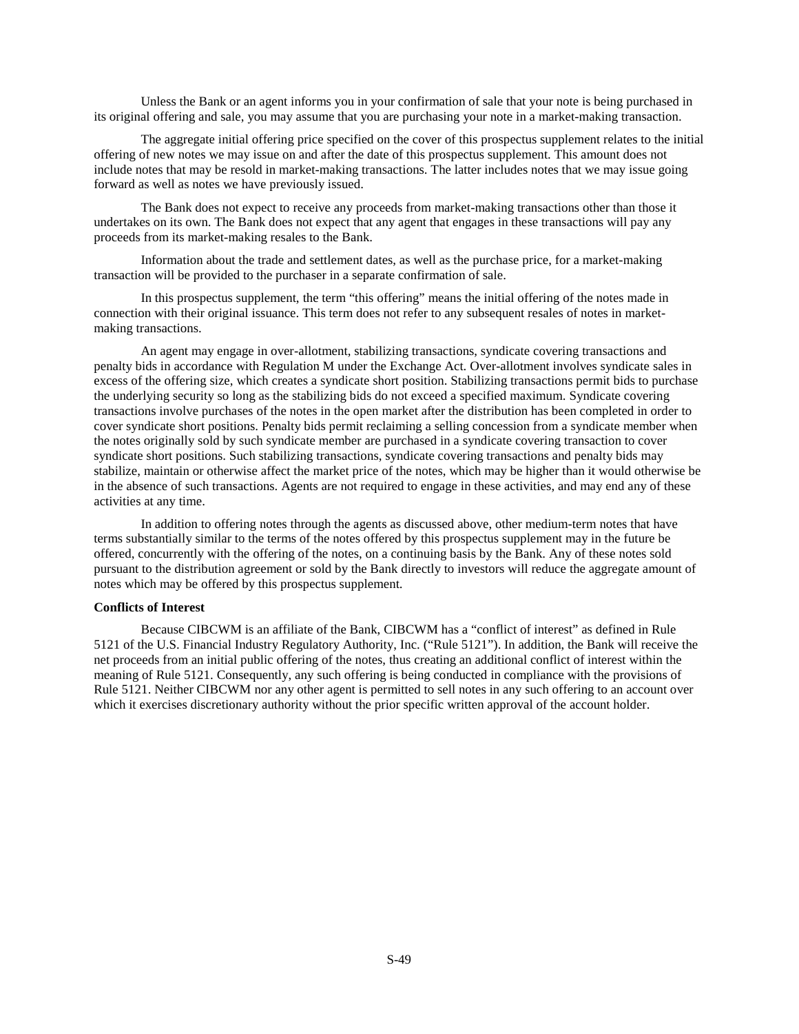Unless the Bank or an agent informs you in your confirmation of sale that your note is being purchased in its original offering and sale, you may assume that you are purchasing your note in a market-making transaction.

The aggregate initial offering price specified on the cover of this prospectus supplement relates to the initial offering of new notes we may issue on and after the date of this prospectus supplement. This amount does not include notes that may be resold in market-making transactions. The latter includes notes that we may issue going forward as well as notes we have previously issued.

The Bank does not expect to receive any proceeds from market-making transactions other than those it undertakes on its own. The Bank does not expect that any agent that engages in these transactions will pay any proceeds from its market-making resales to the Bank.

Information about the trade and settlement dates, as well as the purchase price, for a market-making transaction will be provided to the purchaser in a separate confirmation of sale.

In this prospectus supplement, the term "this offering" means the initial offering of the notes made in connection with their original issuance. This term does not refer to any subsequent resales of notes in market-making transactions.

An agent may engage in over-allotment, stabilizing transactions, syndicate covering transactions and penalty bids in accordance with Regulation M under the Exchange Act. Over-allotment involves syndicate sales in excess of the offering size, which creates a syndicate short position. Stabilizing transactions permit bids to purchase the underlying security so long as the stabilizing bids do not exceed a specified maximum. Syndicate covering transactions involve purchases of the notes in the open market after the distribution has been completed in order to cover syndicate short positions. Penalty bids permit reclaiming a selling concession from a syndicate member when the notes originally sold by such syndicate member are purchased in a syndicate covering transaction to cover syndicate short positions. Such stabilizing transactions, syndicate covering transactions and penalty bids may stabilize, maintain or otherwise affect the market price of the notes, which may be higher than it would otherwise be in the absence of such transactions. Agents are not required to engage in these activities, and may end any of these activities at any time.

In addition to offering notes through the agents as discussed above, other medium-term notes that have terms substantially similar to the terms of the notes offered by this prospectus supplement may in the future be offered, concurrently with the offering of the notes, on a continuing basis by the Bank. Any of these notes sold pursuant to the distribution agreement or sold by the Bank directly to investors will reduce the aggregate amount of notes which may be offered by this prospectus supplement.

**Conflicts of Interest**

Because CIBCWM is an affiliate of the Bank, CIBCWM has a "conflict of interest" as defined in Rule 5121 of the U.S. Financial Industry Regulatory Authority, Inc. ("Rule 5121"). In addition, the Bank will receive the net proceeds from an initial public offering of the notes, thus creating an additional conflict of interest within the meaning of Rule 5121. Consequently, any such offering is being conducted in compliance with the provisions of Rule 5121. Neither CIBCWM nor any other agent is permitted to sell notes in any such offering to an account over which it exercises discretionary authority without the prior specific written approval of the account holder.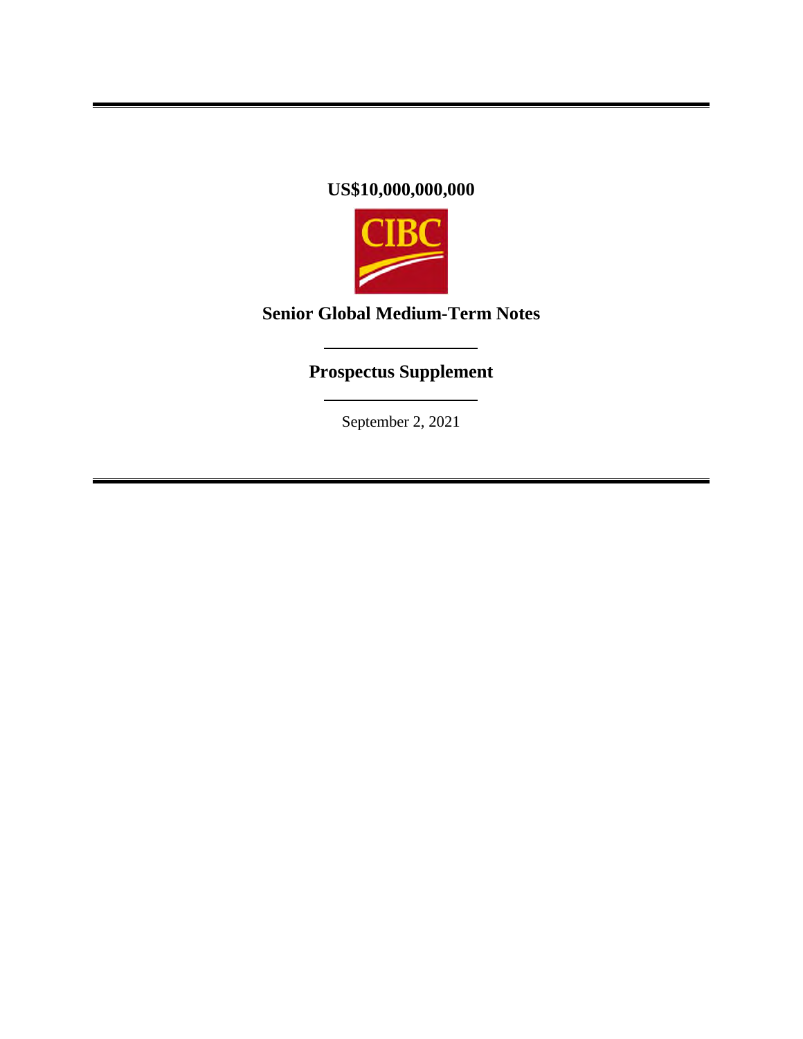**US$10,000,000,000**

CIBC

**Senior Global Medium-Term Notes**

---

**Prospectus Supplement**

---

September 2, 2021